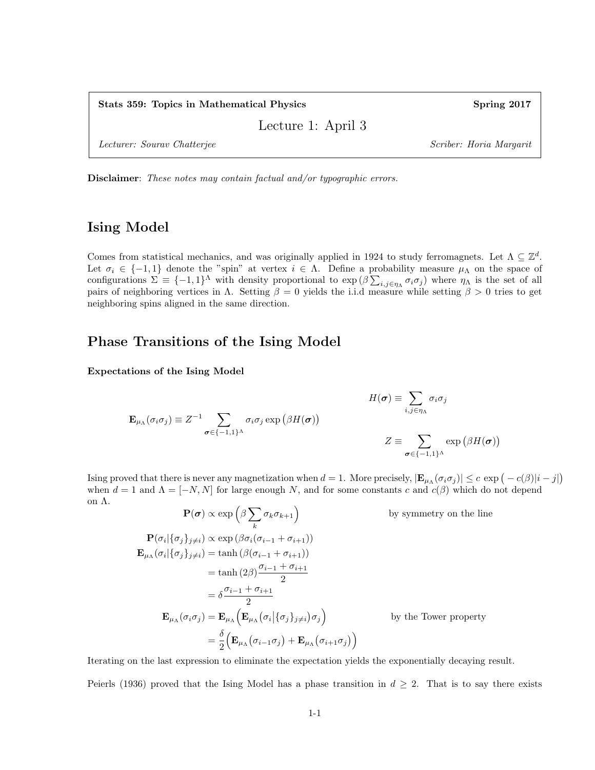**Stats 359: Topics in Mathematical Physics** | **Spring 2017**

Lecture 1: April 3

*Lecturer: Sourav Chatterjee* | *Scriber: Horia Margarit*

**Disclaimer**: *These notes may contain factual and/or typographic errors.*

# Ising Model

Comes from statistical mechanics, and was originally applied in 1924 to study ferromagnets. Let $\Lambda \subseteq \mathbb{Z}^d$. Let $\sigma_i \in \{-1, 1\}$ denote the "spin" at vertex $i \in \Lambda$. Define a probability measure $\mu_\Lambda$ on the space of configurations $\Sigma \equiv \{-1, 1\}^\Lambda$ with density proportional to $\exp\left(\beta \sum_{i,j \in \eta_\Lambda} \sigma_i \sigma_j\right)$ where $\eta_\Lambda$ is the set of all pairs of neighboring vertices in $\Lambda$. Setting $\beta = 0$ yields the i.i.d measure while setting $\beta > 0$ tries to get neighboring spins aligned in the same direction.

# Phase Transitions of the Ising Model

### Expectations of the Ising Model

$$\mathbf{E}_{\mu_\Lambda}(\sigma_i \sigma_j) \equiv Z^{-1} \sum_{\boldsymbol{\sigma} \in \{-1,1\}^\Lambda} \sigma_i \sigma_j \exp\big(\beta H(\boldsymbol{\sigma})\big)$$

$$H(\boldsymbol{\sigma}) \equiv \sum_{i,j \in \eta_\Lambda} \sigma_i \sigma_j$$

$$Z \equiv \sum_{\boldsymbol{\sigma} \in \{-1,1\}^\Lambda} \exp\big(\beta H(\boldsymbol{\sigma})\big)$$

Ising proved that there is never any magnetization when $d = 1$. More precisely, $|\mathbf{E}_{\mu_\Lambda}(\sigma_i \sigma_j)| \leq c \, \exp\big(-c(\beta)|i - j|\big)$ when $d = 1$ and $\Lambda = [-N, N]$ for large enough $N$, and for some constants $c$ and $c(\beta)$ which do not depend on $\Lambda$.

$$
\begin{aligned}
\mathbf{P}(\boldsymbol{\sigma}) &\propto \exp\Big(\beta \sum_k \sigma_k \sigma_{k+1}\Big) && \text{by symmetry on the line} \\
\mathbf{P}(\sigma_i | \{\sigma_j\}_{j \neq i}) &\propto \exp\left(\beta \sigma_i (\sigma_{i-1} + \sigma_{i+1})\right) \\
\mathbf{E}_{\mu_\Lambda}(\sigma_i | \{\sigma_j\}_{j \neq i}) &= \tanh\left(\beta(\sigma_{i-1} + \sigma_{i+1})\right) \\
&= \tanh(2\beta) \frac{\sigma_{i-1} + \sigma_{i+1}}{2} \\
&= \delta \frac{\sigma_{i-1} + \sigma_{i+1}}{2} \\
\mathbf{E}_{\mu_\Lambda}(\sigma_i \sigma_j) &= \mathbf{E}_{\mu_\Lambda}\Big(\mathbf{E}_{\mu_\Lambda}\big(\sigma_i \big| \{\sigma_j\}_{j \neq i}\big) \sigma_j\Big) && \text{by the Tower property} \\
&= \frac{\delta}{2} \Big(\mathbf{E}_{\mu_\Lambda}\big(\sigma_{i-1} \sigma_j\big) + \mathbf{E}_{\mu_\Lambda}\big(\sigma_{i+1} \sigma_j\big)\Big)
\end{aligned}
$$

Iterating on the last expression to eliminate the expectation yields the exponentially decaying result.

Peierls (1936) proved that the Ising Model has a phase transition in $d \geq 2$. That is to say there exists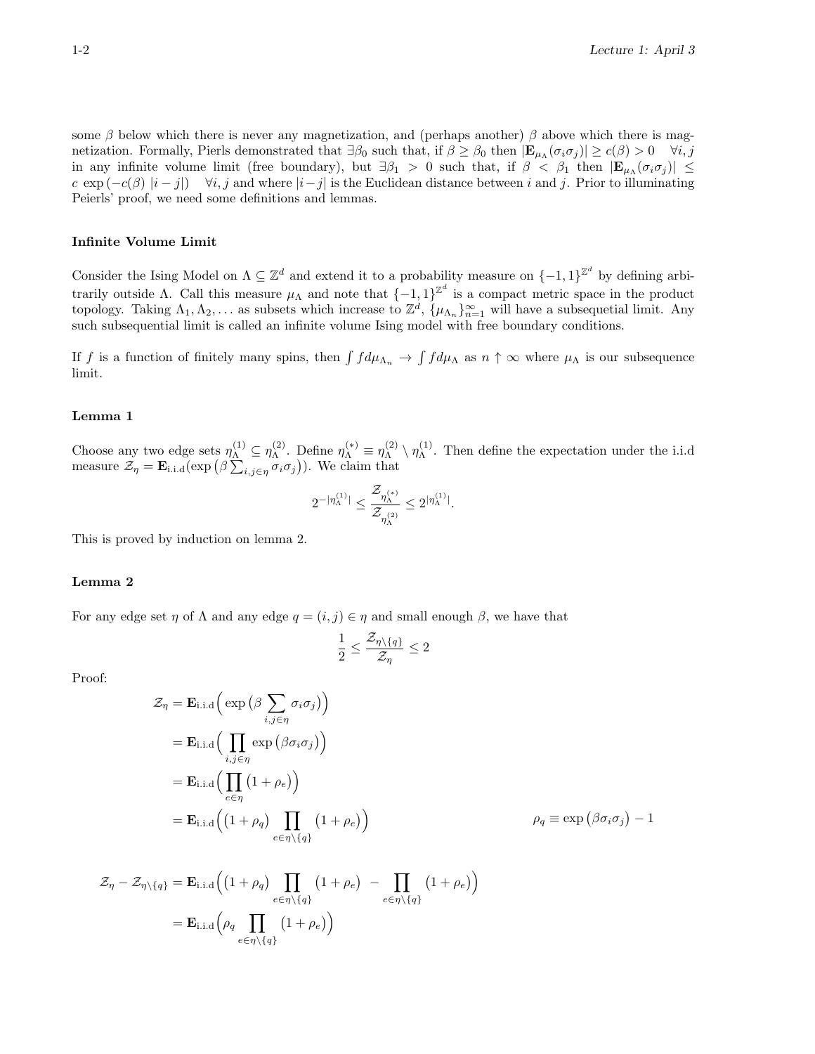some $\beta$ below which there is never any magnetization, and (perhaps another) $\beta$ above which there is magnetization. Formally, Pierls demonstrated that $\exists \beta_0$ such that, if $\beta \geq \beta_0$ then $|\mathbf{E}_{\mu_\Lambda}(\sigma_i \sigma_j)| \geq c(\beta) > 0 \quad \forall i, j$ in any infinite volume limit (free boundary), but $\exists \beta_1 > 0$ such that, if $\beta < \beta_1$ then $|\mathbf{E}_{\mu_\Lambda}(\sigma_i \sigma_j)| \leq c \, \exp\left(-c(\beta) \; |i-j|\right) \quad \forall i, j$ and where $|i-j|$ is the Euclidean distance between $i$ and $j$. Prior to illuminating Peierls' proof, we need some definitions and lemmas.

### Infinite Volume Limit

Consider the Ising Model on $\Lambda \subseteq \mathbb{Z}^d$ and extend it to a probability measure on $\{-1, 1\}^{\mathbb{Z}^d}$ by defining arbitrarily outside $\Lambda$. Call this measure $\mu_\Lambda$ and note that $\{-1, 1\}^{\mathbb{Z}^d}$ is a compact metric space in the product topology. Taking $\Lambda_1, \Lambda_2, \ldots$ as subsets which increase to $\mathbb{Z}^d$, $\{\mu_{\Lambda_n}\}_{n=1}^{\infty}$ will have a subsequetial limit. Any such subsequential limit is called an infinite volume Ising model with free boundary conditions.

If $f$ is a function of finitely many spins, then $\int f d\mu_{\Lambda_n} \to \int f d\mu_\Lambda$ as $n \uparrow \infty$ where $\mu_\Lambda$ is our subsequence limit.

### Lemma 1

Choose any two edge sets $\eta_\Lambda^{(1)} \subseteq \eta_\Lambda^{(2)}$. Define $\eta_\Lambda^{(*)} \equiv \eta_\Lambda^{(2)} \setminus \eta_\Lambda^{(1)}$. Then define the expectation under the i.i.d measure $\mathcal{Z}_\eta = \mathbf{E}_{\text{i.i.d}}(\exp\left(\beta \sum_{i,j \in \eta} \sigma_i \sigma_j\right))$. We claim that

$$2^{-|\eta_\Lambda^{(1)}|} \leq \frac{\mathcal{Z}_{\eta_\Lambda^{(*)}}}{\mathcal{Z}_{\eta_\Lambda^{(2)}}} \leq 2^{|\eta_\Lambda^{(1)}|}.$$

This is proved by induction on lemma 2.

### Lemma 2

For any edge set $\eta$ of $\Lambda$ and any edge $q = (i, j) \in \eta$ and small enough $\beta$, we have that

$$\frac{1}{2} \leq \frac{\mathcal{Z}_{\eta \setminus \{q\}}}{\mathcal{Z}_\eta} \leq 2$$

Proof:

$$\begin{aligned}
\mathcal{Z}_\eta &= \mathbf{E}_{\text{i.i.d}}\Big( \exp\big(\beta \sum_{i,j \in \eta} \sigma_i \sigma_j\big)\Big) \\
&= \mathbf{E}_{\text{i.i.d}}\Big( \prod_{i,j \in \eta} \exp\big(\beta \sigma_i \sigma_j\big)\Big) \\
&= \mathbf{E}_{\text{i.i.d}}\Big( \prod_{e \in \eta} \big(1 + \rho_e\big)\Big) \\
&= \mathbf{E}_{\text{i.i.d}}\Big( \big(1 + \rho_q\big) \prod_{e \in \eta \setminus \{q\}} \big(1 + \rho_e\big)\Big) \qquad \qquad \rho_q \equiv \exp\big(\beta \sigma_i \sigma_j\big) - 1
\end{aligned}$$

$$\begin{aligned}
\mathcal{Z}_\eta - \mathcal{Z}_{\eta \setminus \{q\}} &= \mathbf{E}_{\text{i.i.d}}\Big( \big(1 + \rho_q\big) \prod_{e \in \eta \setminus \{q\}} \big(1 + \rho_e\big) \; - \prod_{e \in \eta \setminus \{q\}} \big(1 + \rho_e\big)\Big) \\
&= \mathbf{E}_{\text{i.i.d}}\Big( \rho_q \prod_{e \in \eta \setminus \{q\}} \big(1 + \rho_e\big)\Big)
\end{aligned}$$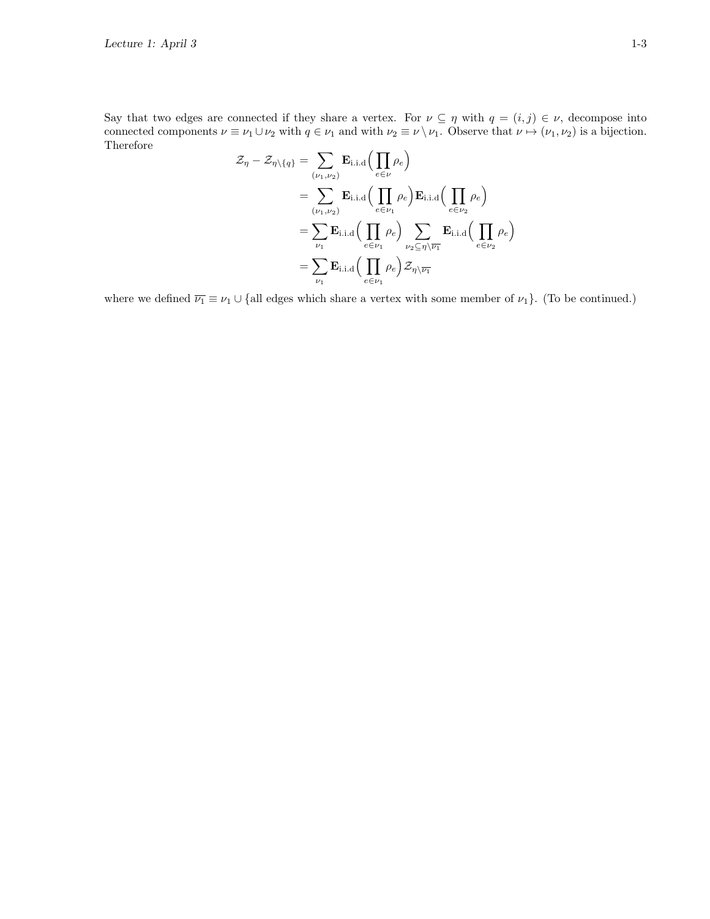Say that two edges are connected if they share a vertex. For $\nu \subseteq \eta$ with $q = (i,j) \in \nu$, decompose into connected components $\nu \equiv \nu_1 \cup \nu_2$ with $q \in \nu_1$ and with $\nu_2 \equiv \nu \setminus \nu_1$. Observe that $\nu \mapsto (\nu_1, \nu_2)$ is a bijection. Therefore

$$
\begin{aligned}
\mathcal{Z}_\eta - \mathcal{Z}_{\eta \setminus \{q\}} &= \sum_{(\nu_1,\nu_2)} \mathbf{E}_{\text{i.i.d}}\Big(\prod_{e\in\nu} \rho_e\Big) \\
&= \sum_{(\nu_1,\nu_2)} \mathbf{E}_{\text{i.i.d}}\Big(\prod_{e\in\nu_1} \rho_e\Big)\mathbf{E}_{\text{i.i.d}}\Big(\prod_{e\in\nu_2} \rho_e\Big) \\
&= \sum_{\nu_1} \mathbf{E}_{\text{i.i.d}}\Big(\prod_{e\in\nu_1} \rho_e\Big) \sum_{\nu_2 \subseteq \eta \setminus \overline{\nu_1}} \mathbf{E}_{\text{i.i.d}}\Big(\prod_{e\in\nu_2} \rho_e\Big) \\
&= \sum_{\nu_1} \mathbf{E}_{\text{i.i.d}}\Big(\prod_{e\in\nu_1} \rho_e\Big) \mathcal{Z}_{\eta \setminus \overline{\nu_1}}
\end{aligned}
$$

where we defined $\overline{\nu_1} \equiv \nu_1 \cup \{\text{all edges which share a vertex with some member of } \nu_1\}$. (To be continued.)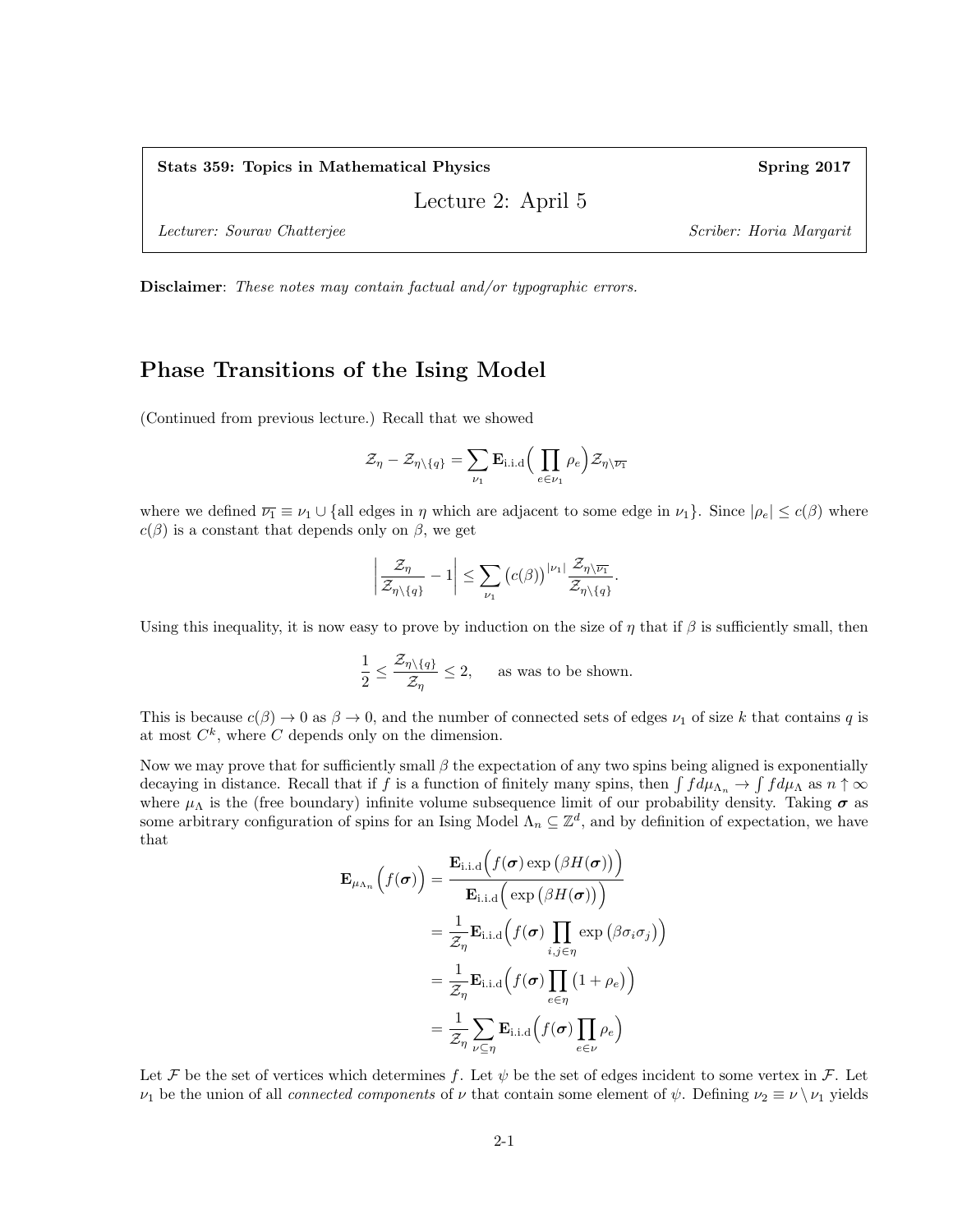| **Stats 359: Topics in Mathematical Physics** | | **Spring 2017** |
|---|---|---|
| | Lecture 2: April 5 | |
| *Lecturer: Sourav Chatterjee* | | *Scriber: Horia Margarit* |

**Disclaimer**: *These notes may contain factual and/or typographic errors.*

## Phase Transitions of the Ising Model

(Continued from previous lecture.) Recall that we showed

$$\mathcal{Z}_{\eta} - \mathcal{Z}_{\eta \setminus \{q\}} = \sum_{\nu_1} \mathbf{E}_{\text{i.i.d}} \Big( \prod_{e \in \nu_1} \rho_e \Big) \mathcal{Z}_{\eta \setminus \overline{\nu_1}}$$

where we defined $\overline{\nu_1} \equiv \nu_1 \cup \{$all edges in $\eta$ which are adjacent to some edge in $\nu_1\}$. Since $|\rho_e| \leq c(\beta)$ where $c(\beta)$ is a constant that depends only on $\beta$, we get

$$\left| \frac{\mathcal{Z}_{\eta}}{\mathcal{Z}_{\eta \setminus \{q\}}} - 1 \right| \leq \sum_{\nu_1} \big(c(\beta)\big)^{|\nu_1|} \frac{\mathcal{Z}_{\eta \setminus \overline{\nu_1}}}{\mathcal{Z}_{\eta \setminus \{q\}}}.$$

Using this inequality, it is now easy to prove by induction on the size of $\eta$ that if $\beta$ is sufficiently small, then

$$\frac{1}{2} \leq \frac{\mathcal{Z}_{\eta \setminus \{q\}}}{\mathcal{Z}_{\eta}} \leq 2, \qquad \text{as was to be shown.}$$

This is because $c(\beta) \to 0$ as $\beta \to 0$, and the number of connected sets of edges $\nu_1$ of size $k$ that contains $q$ is at most $C^k$, where $C$ depends only on the dimension.

Now we may prove that for sufficiently small $\beta$ the expectation of any two spins being aligned is exponentially decaying in distance. Recall that if $f$ is a function of finitely many spins, then $\int f d\mu_{\Lambda_n} \to \int f d\mu_{\Lambda}$ as $n \uparrow \infty$ where $\mu_{\Lambda}$ is the (free boundary) infinite volume subsequence limit of our probability density. Taking $\boldsymbol{\sigma}$ as some arbitrary configuration of spins for an Ising Model $\Lambda_n \subseteq \mathbb{Z}^d$, and by definition of expectation, we have that

$$\begin{aligned}
\mathbf{E}_{\mu_{\Lambda_n}} \Big( f(\boldsymbol{\sigma}) \Big) &= \frac{\mathbf{E}_{\text{i.i.d}} \Big( f(\boldsymbol{\sigma}) \exp\big(\beta H(\boldsymbol{\sigma})\big) \Big)}{\mathbf{E}_{\text{i.i.d}} \Big( \exp\big(\beta H(\boldsymbol{\sigma})\big) \Big)} \\
&= \frac{1}{\mathcal{Z}_{\eta}} \mathbf{E}_{\text{i.i.d}} \Big( f(\boldsymbol{\sigma}) \prod_{i,j \in \eta} \exp\big(\beta \sigma_i \sigma_j\big) \Big) \\
&= \frac{1}{\mathcal{Z}_{\eta}} \mathbf{E}_{\text{i.i.d}} \Big( f(\boldsymbol{\sigma}) \prod_{e \in \eta} \big(1 + \rho_e\big) \Big) \\
&= \frac{1}{\mathcal{Z}_{\eta}} \sum_{\nu \subseteq \eta} \mathbf{E}_{\text{i.i.d}} \Big( f(\boldsymbol{\sigma}) \prod_{e \in \nu} \rho_e \Big)
\end{aligned}$$

Let $\mathcal{F}$ be the set of vertices which determines $f$. Let $\psi$ be the set of edges incident to some vertex in $\mathcal{F}$. Let $\nu_1$ be the union of all *connected components* of $\nu$ that contain some element of $\psi$. Defining $\nu_2 \equiv \nu \setminus \nu_1$ yields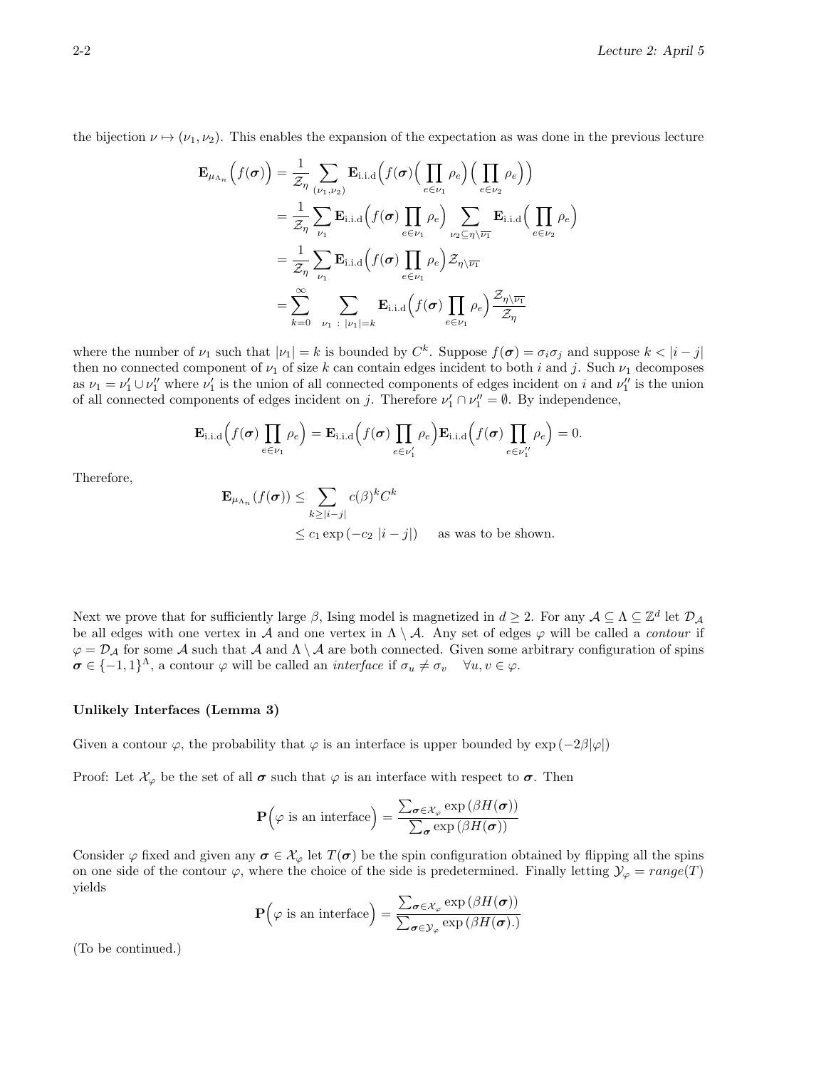the bijection $\nu \mapsto (\nu_1, \nu_2)$. This enables the expansion of the expectation as was done in the previous lecture

$$
\begin{aligned}
\mathbf{E}_{\mu_{\Lambda_n}}\Big(f(\boldsymbol{\sigma})\Big) &= \frac{1}{\mathcal{Z}_\eta} \sum_{(\nu_1,\nu_2)} \mathbf{E}_{\text{i.i.d}}\Big(f(\boldsymbol{\sigma})\Big(\prod_{e\in\nu_1}\rho_e\Big)\Big(\prod_{e\in\nu_2}\rho_e\Big)\Big) \\
&= \frac{1}{\mathcal{Z}_\eta} \sum_{\nu_1} \mathbf{E}_{\text{i.i.d}}\Big(f(\boldsymbol{\sigma})\prod_{e\in\nu_1}\rho_e\Big) \sum_{\nu_2\subseteq\eta\setminus\overline{\nu_1}} \mathbf{E}_{\text{i.i.d}}\Big(\prod_{e\in\nu_2}\rho_e\Big) \\
&= \frac{1}{\mathcal{Z}_\eta} \sum_{\nu_1} \mathbf{E}_{\text{i.i.d}}\Big(f(\boldsymbol{\sigma})\prod_{e\in\nu_1}\rho_e\Big)\mathcal{Z}_{\eta\setminus\overline{\nu_1}} \\
&= \sum_{k=0}^{\infty} \sum_{\nu_1\ :\ |\nu_1|=k} \mathbf{E}_{\text{i.i.d}}\Big(f(\boldsymbol{\sigma})\prod_{e\in\nu_1}\rho_e\Big)\frac{\mathcal{Z}_{\eta\setminus\overline{\nu_1}}}{\mathcal{Z}_\eta}
\end{aligned}
$$

where the number of $\nu_1$ such that $|\nu_1| = k$ is bounded by $C^k$. Suppose $f(\boldsymbol{\sigma}) = \sigma_i\sigma_j$ and suppose $k < |i-j|$ then no connected component of $\nu_1$ of size $k$ can contain edges incident to both $i$ and $j$. Such $\nu_1$ decomposes as $\nu_1 = \nu_1' \cup \nu_1''$ where $\nu_1'$ is the union of all connected components of edges incident on $i$ and $\nu_1''$ is the union of all connected components of edges incident on $j$. Therefore $\nu_1' \cap \nu_1'' = \emptyset$. By independence,

$$
\mathbf{E}_{\text{i.i.d}}\Big(f(\boldsymbol{\sigma})\prod_{e\in\nu_1}\rho_e\Big) = \mathbf{E}_{\text{i.i.d}}\Big(f(\boldsymbol{\sigma})\prod_{e\in\nu_1'}\rho_e\Big)\mathbf{E}_{\text{i.i.d}}\Big(f(\boldsymbol{\sigma})\prod_{e\in\nu_1''}\rho_e\Big) = 0.
$$

Therefore,

$$
\begin{aligned}
\mathbf{E}_{\mu_{\Lambda_n}}(f(\boldsymbol{\sigma})) &\le \sum_{k\ge|i-j|} c(\beta)^k C^k \\
&\le c_1 \exp\left(-c_2\ |i-j|\right) \qquad \text{as was to be shown.}
\end{aligned}
$$

Next we prove that for sufficiently large $\beta$, Ising model is magnetized in $d \ge 2$. For any $\mathcal{A} \subseteq \Lambda \subseteq \mathbb{Z}^d$ let $\mathcal{D}_\mathcal{A}$ be all edges with one vertex in $\mathcal{A}$ and one vertex in $\Lambda \setminus \mathcal{A}$. Any set of edges $\varphi$ will be called a *contour* if $\varphi = \mathcal{D}_\mathcal{A}$ for some $\mathcal{A}$ such that $\mathcal{A}$ and $\Lambda \setminus \mathcal{A}$ are both connected. Given some arbitrary configuration of spins $\boldsymbol{\sigma} \in \{-1,1\}^\Lambda$, a contour $\varphi$ will be called an *interface* if $\sigma_u \neq \sigma_v \quad \forall u, v \in \varphi$.

**Unlikely Interfaces (Lemma 3)**

Given a contour $\varphi$, the probability that $\varphi$ is an interface is upper bounded by $\exp\left(-2\beta|\varphi|\right)$

Proof: Let $\mathcal{X}_\varphi$ be the set of all $\boldsymbol{\sigma}$ such that $\varphi$ is an interface with respect to $\boldsymbol{\sigma}$. Then

$$
\mathbf{P}\Big(\varphi \text{ is an interface}\Big) = \frac{\sum_{\boldsymbol{\sigma}\in\mathcal{X}_\varphi}\exp\left(\beta H(\boldsymbol{\sigma})\right)}{\sum_{\boldsymbol{\sigma}}\exp\left(\beta H(\boldsymbol{\sigma})\right)}
$$

Consider $\varphi$ fixed and given any $\boldsymbol{\sigma} \in \mathcal{X}_\varphi$ let $T(\boldsymbol{\sigma})$ be the spin configuration obtained by flipping all the spins on one side of the contour $\varphi$, where the choice of the side is predetermined. Finally letting $\mathcal{Y}_\varphi = range(T)$ yields

$$
\mathbf{P}\Big(\varphi \text{ is an interface}\Big) = \frac{\sum_{\boldsymbol{\sigma}\in\mathcal{X}_\varphi}\exp\left(\beta H(\boldsymbol{\sigma})\right)}{\sum_{\boldsymbol{\sigma}\in\mathcal{Y}_\varphi}\exp\left(\beta H(\boldsymbol{\sigma}).\right)}
$$

(To be continued.)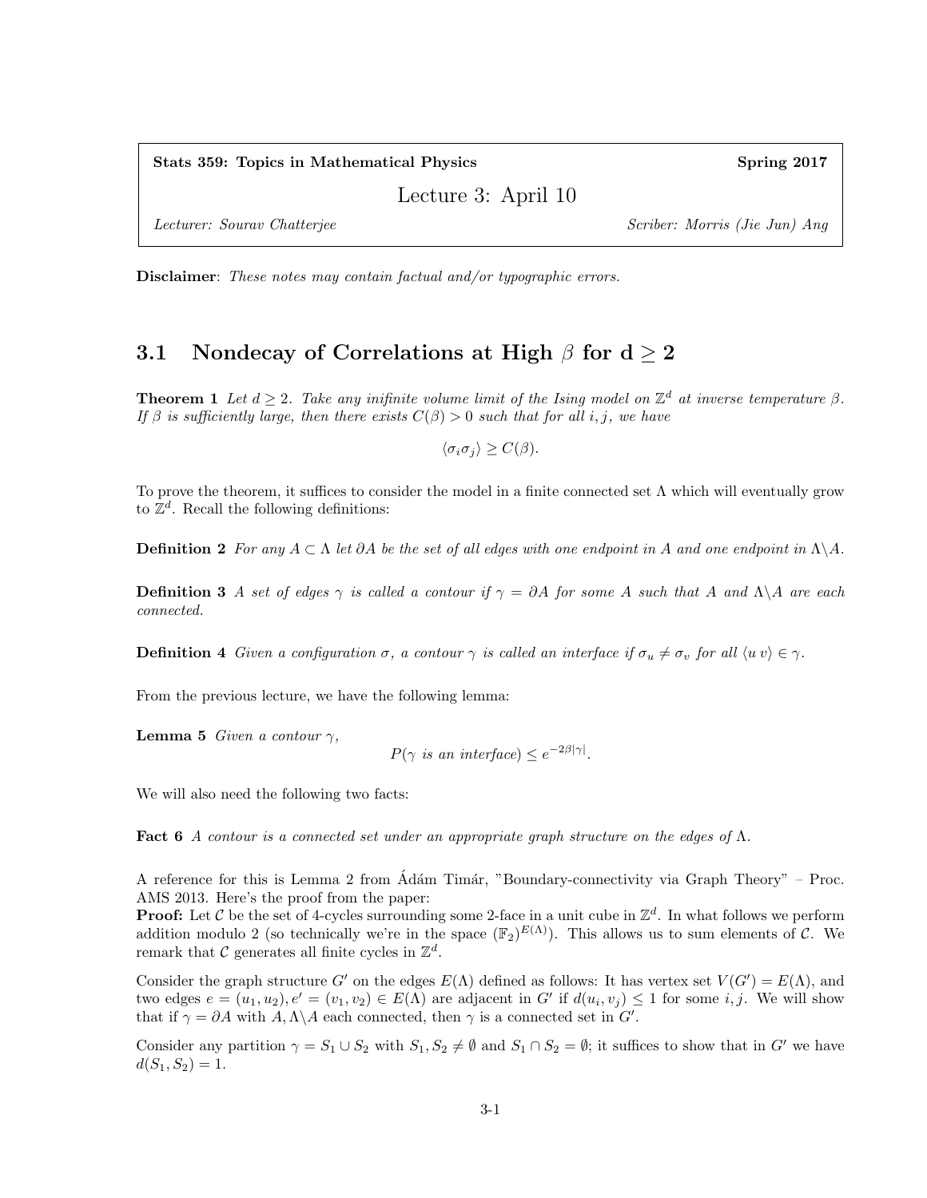**Stats 359: Topics in Mathematical Physics** **Spring 2017**

Lecture 3: April 10

*Lecturer: Sourav Chatterjee* *Scriber: Morris (Jie Jun) Ang*

**Disclaimer**: *These notes may contain factual and/or typographic errors.*

## 3.1 Nondecay of Correlations at High $\beta$ for d $\geq 2$

**Theorem 1** *Let $d \geq 2$. Take any inifinite volume limit of the Ising model on $\mathbb{Z}^d$ at inverse temperature $\beta$. If $\beta$ is sufficiently large, then there exists $C(\beta) > 0$ such that for all $i, j$, we have*

$$\langle \sigma_i \sigma_j \rangle \geq C(\beta).$$

To prove the theorem, it suffices to consider the model in a finite connected set $\Lambda$ which will eventually grow to $\mathbb{Z}^d$. Recall the following definitions:

**Definition 2** *For any $A \subset \Lambda$ let $\partial A$ be the set of all edges with one endpoint in $A$ and one endpoint in $\Lambda \backslash A$.*

**Definition 3** *A set of edges $\gamma$ is called a contour if $\gamma = \partial A$ for some $A$ such that $A$ and $\Lambda \backslash A$ are each connected.*

**Definition 4** *Given a configuration $\sigma$, a contour $\gamma$ is called an interface if $\sigma_u \neq \sigma_v$ for all $\langle u\ v \rangle \in \gamma$.*

From the previous lecture, we have the following lemma:

**Lemma 5** *Given a contour $\gamma$,*

$$P(\gamma \text{ is an interface}) \leq e^{-2\beta|\gamma|}.$$

We will also need the following two facts:

**Fact 6** *A contour is a connected set under an appropriate graph structure on the edges of $\Lambda$.*

A reference for this is Lemma 2 from Ádám Timár, "Boundary-connectivity via Graph Theory" – Proc. AMS 2013. Here's the proof from the paper:

**Proof:** Let $\mathcal{C}$ be the set of 4-cycles surrounding some 2-face in a unit cube in $\mathbb{Z}^d$. In what follows we perform addition modulo 2 (so technically we're in the space $(\mathbb{F}_2)^{E(\Lambda)}$). This allows us to sum elements of $\mathcal{C}$. We remark that $\mathcal{C}$ generates all finite cycles in $\mathbb{Z}^d$.

Consider the graph structure $G'$ on the edges $E(\Lambda)$ defined as follows: It has vertex set $V(G') = E(\Lambda)$, and two edges $e = (u_1, u_2), e' = (v_1, v_2) \in E(\Lambda)$ are adjacent in $G'$ if $d(u_i, v_j) \leq 1$ for some $i, j$. We will show that if $\gamma = \partial A$ with $A, \Lambda \backslash A$ each connected, then $\gamma$ is a connected set in $G'$.

Consider any partition $\gamma = S_1 \cup S_2$ with $S_1, S_2 \neq \emptyset$ and $S_1 \cap S_2 = \emptyset$; it suffices to show that in $G'$ we have $d(S_1, S_2) = 1$.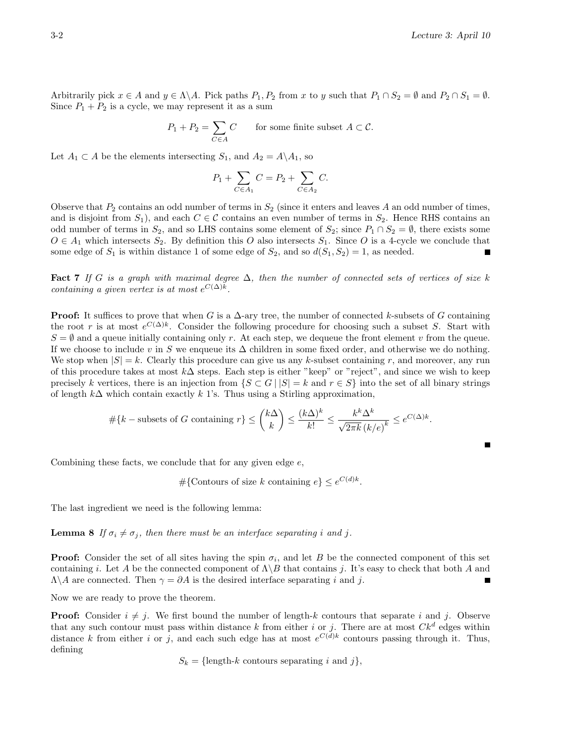Arbitrarily pick $x \in A$ and $y \in \Lambda \backslash A$. Pick paths $P_1, P_2$ from $x$ to $y$ such that $P_1 \cap S_2 = \emptyset$ and $P_2 \cap S_1 = \emptyset$. Since $P_1 + P_2$ is a cycle, we may represent it as a sum

$$P_1 + P_2 = \sum_{C \in A} C \qquad \text{for some finite subset } A \subset \mathcal{C}.$$

Let $A_1 \subset A$ be the elements intersecting $S_1$, and $A_2 = A \backslash A_1$, so

$$P_1 + \sum_{C \in A_1} C = P_2 + \sum_{C \in A_2} C.$$

Observe that $P_2$ contains an odd number of terms in $S_2$ (since it enters and leaves $A$ an odd number of times, and is disjoint from $S_1$), and each $C \in \mathcal{C}$ contains an even number of terms in $S_2$. Hence RHS contains an odd number of terms in $S_2$, and so LHS contains some element of $S_2$; since $P_1 \cap S_2 = \emptyset$, there exists some $O \in A_1$ which intersects $S_2$. By definition this $O$ also intersects $S_1$. Since $O$ is a 4-cycle we conclude that some edge of $S_1$ is within distance 1 of some edge of $S_2$, and so $d(S_1, S_2) = 1$, as needed. ■

**Fact 7** *If $G$ is a graph with maximal degree $\Delta$, then the number of connected sets of vertices of size $k$ containing a given vertex is at most $e^{C(\Delta)k}$.*

**Proof:** It suffices to prove that when $G$ is a $\Delta$-ary tree, the number of connected $k$-subsets of $G$ containing the root $r$ is at most $e^{C(\Delta)k}$. Consider the following procedure for choosing such a subset $S$. Start with $S = \emptyset$ and a queue initially containing only $r$. At each step, we dequeue the front element $v$ from the queue. If we choose to include $v$ in $S$ we enqueue its $\Delta$ children in some fixed order, and otherwise we do nothing. We stop when $|S| = k$. Clearly this procedure can give us any $k$-subset containing $r$, and moreover, any run of this procedure takes at most $k\Delta$ steps. Each step is either "keep" or "reject", and since we wish to keep precisely $k$ vertices, there is an injection from $\{S \subset G \mid |S| = k \text{ and } r \in S\}$ into the set of all binary strings of length $k\Delta$ which contain exactly $k$ 1's. Thus using a Stirling approximation,

$$\#\{k-\text{subsets of } G \text{ containing } r\} \leq \binom{k\Delta}{k} \leq \frac{(k\Delta)^k}{k!} \leq \frac{k^k \Delta^k}{\sqrt{2\pi k}\,(k/e)^k} \leq e^{C(\Delta)k}.$$

■

Combining these facts, we conclude that for any given edge $e$,

$$\#\{\text{Contours of size } k \text{ containing } e\} \leq e^{C(d)k}.$$

The last ingredient we need is the following lemma:

**Lemma 8** *If $\sigma_i \neq \sigma_j$, then there must be an interface separating $i$ and $j$.*

**Proof:** Consider the set of all sites having the spin $\sigma_i$, and let $B$ be the connected component of this set containing $i$. Let $A$ be the connected component of $\Lambda \backslash B$ that contains $j$. It's easy to check that both $A$ and $\Lambda \backslash A$ are connected. Then $\gamma = \partial A$ is the desired interface separating $i$ and $j$. ■

Now we are ready to prove the theorem.

**Proof:** Consider $i \neq j$. We first bound the number of length-$k$ contours that separate $i$ and $j$. Observe that any such contour must pass within distance $k$ from either $i$ or $j$. There are at most $Ck^d$ edges within distance $k$ from either $i$ or $j$, and each such edge has at most $e^{C(d)k}$ contours passing through it. Thus, defining

$$S_k = \{\text{length-}k \text{ contours separating } i \text{ and } j\},$$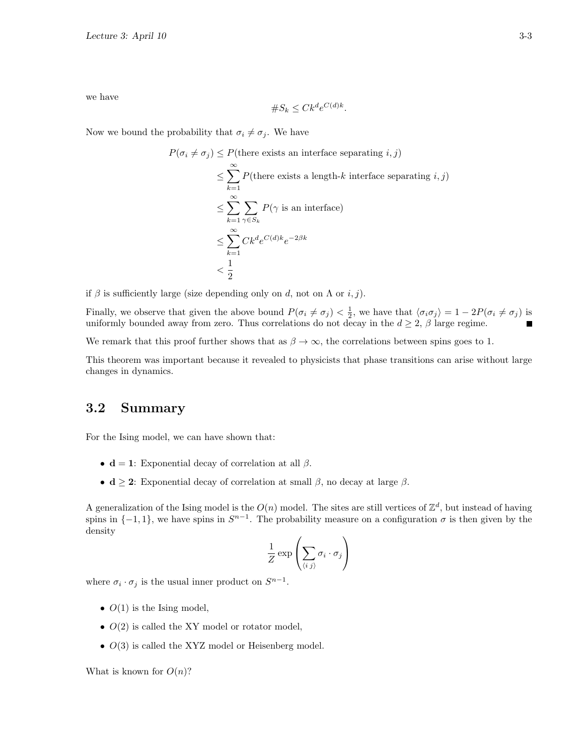we have

$$\#S_k \leq Ck^d e^{C(d)k}.$$

Now we bound the probability that $\sigma_i \neq \sigma_j$. We have

$$\begin{aligned}
P(\sigma_i \neq \sigma_j) &\leq P(\text{there exists an interface separating } i, j) \\
&\leq \sum_{k=1}^{\infty} P(\text{there exists a length-}k\text{ interface separating } i, j) \\
&\leq \sum_{k=1}^{\infty} \sum_{\gamma \in S_k} P(\gamma \text{ is an interface}) \\
&\leq \sum_{k=1}^{\infty} Ck^d e^{C(d)k} e^{-2\beta k} \\
&< \frac{1}{2}
\end{aligned}$$

if $\beta$ is sufficiently large (size depending only on $d$, not on $\Lambda$ or $i, j$).

Finally, we observe that given the above bound $P(\sigma_i \neq \sigma_j) < \frac{1}{2}$, we have that $\langle \sigma_i \sigma_j \rangle = 1 - 2P(\sigma_i \neq \sigma_j)$ is uniformly bounded away from zero. Thus correlations do not decay in the $d \geq 2$, $\beta$ large regime. ■

We remark that this proof further shows that as $\beta \to \infty$, the correlations between spins goes to 1.

This theorem was important because it revealed to physicists that phase transitions can arise without large changes in dynamics.

## 3.2 Summary

For the Ising model, we can have shown that:

- **d = 1**: Exponential decay of correlation at all $\beta$.
- **d ≥ 2**: Exponential decay of correlation at small $\beta$, no decay at large $\beta$.

A generalization of the Ising model is the $O(n)$ model. The sites are still vertices of $\mathbb{Z}^d$, but instead of having spins in $\{-1, 1\}$, we have spins in $S^{n-1}$. The probability measure on a configuration $\sigma$ is then given by the density

$$\frac{1}{Z} \exp\left( \sum_{\langle i\ j \rangle} \sigma_i \cdot \sigma_j \right)$$

where $\sigma_i \cdot \sigma_j$ is the usual inner product on $S^{n-1}$.

- $O(1)$ is the Ising model,
- $O(2)$ is called the XY model or rotator model,
- $O(3)$ is called the XYZ model or Heisenberg model.

What is known for $O(n)$?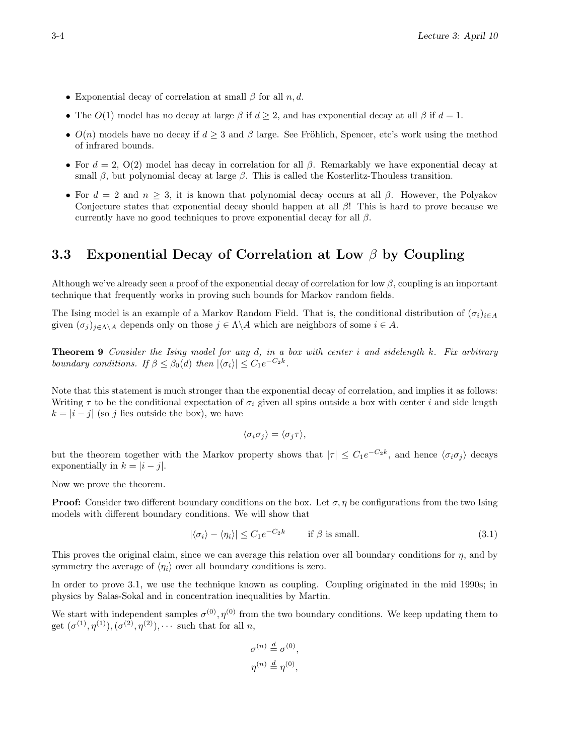- Exponential decay of correlation at small $\beta$ for all $n, d$.
- The $O(1)$ model has no decay at large $\beta$ if $d \geq 2$, and has exponential decay at all $\beta$ if $d = 1$.
- $O(n)$ models have no decay if $d \geq 3$ and $\beta$ large. See Fröhlich, Spencer, etc's work using the method of infrared bounds.
- For $d = 2$, O(2) model has decay in correlation for all $\beta$. Remarkably we have exponential decay at small $\beta$, but polynomial decay at large $\beta$. This is called the Kosterlitz-Thouless transition.
- For $d = 2$ and $n \geq 3$, it is known that polynomial decay occurs at all $\beta$. However, the Polyakov Conjecture states that exponential decay should happen at all $\beta$! This is hard to prove because we currently have no good techniques to prove exponential decay for all $\beta$.

## 3.3 Exponential Decay of Correlation at Low $\beta$ by Coupling

Although we've already seen a proof of the exponential decay of correlation for low $\beta$, coupling is an important technique that frequently works in proving such bounds for Markov random fields.

The Ising model is an example of a Markov Random Field. That is, the conditional distribution of $(\sigma_i)_{i \in A}$ given $(\sigma_j)_{j \in \Lambda \setminus A}$ depends only on those $j \in \Lambda \setminus A$ which are neighbors of some $i \in A$.

**Theorem 9** *Consider the Ising model for any $d$, in a box with center $i$ and sidelength $k$. Fix arbitrary boundary conditions. If $\beta \leq \beta_0(d)$ then $|\langle \sigma_i \rangle| \leq C_1 e^{-C_2 k}$.*

Note that this statement is much stronger than the exponential decay of correlation, and implies it as follows: Writing $\tau$ to be the conditional expectation of $\sigma_i$ given all spins outside a box with center $i$ and side length $k = |i - j|$ (so $j$ lies outside the box), we have

$$\langle \sigma_i \sigma_j \rangle = \langle \sigma_j \tau \rangle,$$

but the theorem together with the Markov property shows that $|\tau| \leq C_1 e^{-C_2 k}$, and hence $\langle \sigma_i \sigma_j \rangle$ decays exponentially in $k = |i - j|$.

Now we prove the theorem.

**Proof:** Consider two different boundary conditions on the box. Let $\sigma, \eta$ be configurations from the two Ising models with different boundary conditions. We will show that

$$|\langle \sigma_i \rangle - \langle \eta_i \rangle| \leq C_1 e^{-C_2 k} \qquad \text{if } \beta \text{ is small.} \tag{3.1}$$

This proves the original claim, since we can average this relation over all boundary conditions for $\eta$, and by symmetry the average of $\langle \eta_i \rangle$ over all boundary conditions is zero.

In order to prove 3.1, we use the technique known as coupling. Coupling originated in the mid 1990s; in physics by Salas-Sokal and in concentration inequalities by Martin.

We start with independent samples $\sigma^{(0)}, \eta^{(0)}$ from the two boundary conditions. We keep updating them to get $(\sigma^{(1)}, \eta^{(1)}), (\sigma^{(2)}, \eta^{(2)}), \cdots$ such that for all $n$,

$$\sigma^{(n)} \stackrel{d}{=} \sigma^{(0)},$$
$$\eta^{(n)} \stackrel{d}{=} \eta^{(0)},$$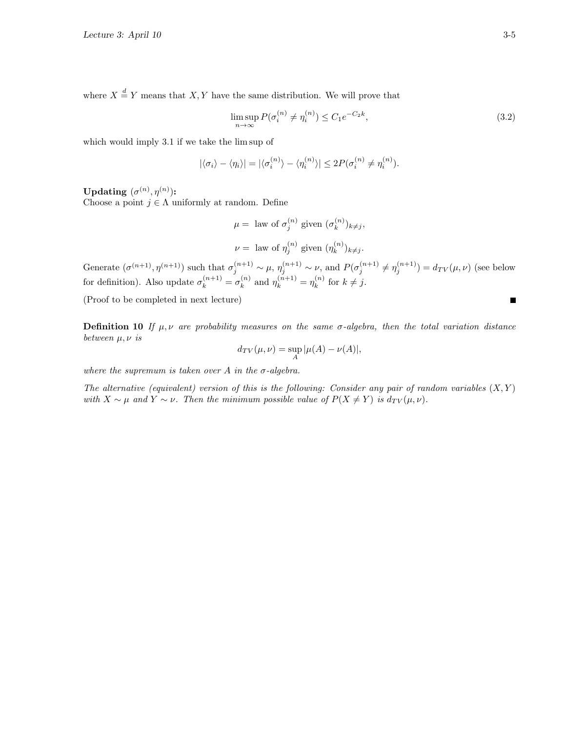where $X \stackrel{d}{=} Y$ means that $X, Y$ have the same distribution. We will prove that

$$\limsup_{n\to\infty} P(\sigma_i^{(n)} \neq \eta_i^{(n)}) \leq C_1 e^{-C_2 k}, \tag{3.2}$$

which would imply 3.1 if we take the lim sup of

$$|\langle\sigma_i\rangle - \langle\eta_i\rangle| = |\langle\sigma_i^{(n)}\rangle - \langle\eta_i^{(n)}\rangle| \leq 2P(\sigma_i^{(n)} \neq \eta_i^{(n)}).$$

**Updating $(\sigma^{(n)}, \eta^{(n)})$:**
Choose a point $j \in \Lambda$ uniformly at random. Define

$$\mu = \text{ law of } \sigma_j^{(n)} \text{ given } (\sigma_k^{(n)})_{k\neq j},$$

$$\nu = \text{ law of } \eta_j^{(n)} \text{ given } (\eta_k^{(n)})_{k\neq j}.$$

Generate $(\sigma^{(n+1)}, \eta^{(n+1)})$ such that $\sigma_j^{(n+1)} \sim \mu$, $\eta_j^{(n+1)} \sim \nu$, and $P(\sigma_j^{(n+1)} \neq \eta_j^{(n+1)}) = d_{TV}(\mu, \nu)$ (see below for definition). Also update $\sigma_k^{(n+1)} = \sigma_k^{(n)}$ and $\eta_k^{(n+1)} = \eta_k^{(n)}$ for $k \neq j$.

(Proof to be completed in next lecture) ∎

**Definition 10** *If $\mu, \nu$ are probability measures on the same $\sigma$-algebra, then the total variation distance between $\mu, \nu$ is*

$$d_{TV}(\mu, \nu) = \sup_A |\mu(A) - \nu(A)|,$$

*where the supremum is taken over $A$ in the $\sigma$-algebra.*

*The alternative (equivalent) version of this is the following: Consider any pair of random variables $(X, Y)$ with $X \sim \mu$ and $Y \sim \nu$. Then the minimum possible value of $P(X \neq Y)$ is $d_{TV}(\mu, \nu)$.*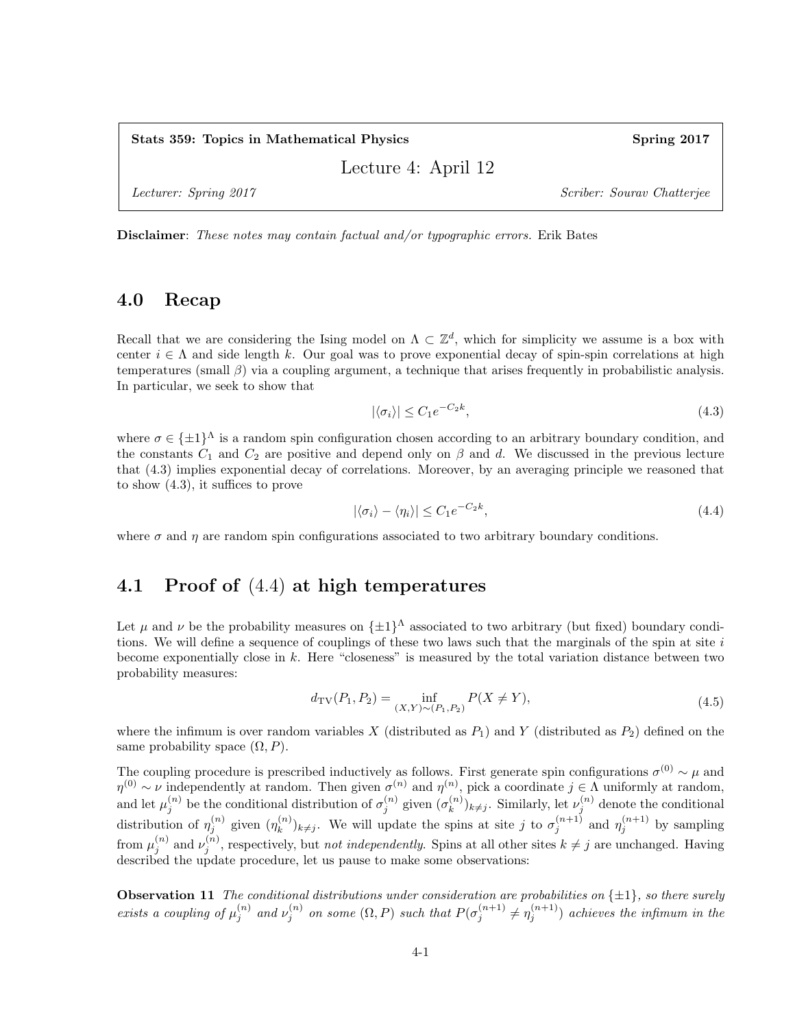| **Stats 359: Topics in Mathematical Physics** | **Spring 2017** |
|---|---|

Lecture 4: April 12

*Lecturer: Spring 2017* *Scriber: Sourav Chatterjee*

**Disclaimer**: *These notes may contain factual and/or typographic errors.* Erik Bates

## 4.0 Recap

Recall that we are considering the Ising model on $\Lambda \subset \mathbb{Z}^d$, which for simplicity we assume is a box with center $i \in \Lambda$ and side length $k$. Our goal was to prove exponential decay of spin-spin correlations at high temperatures (small $\beta$) via a coupling argument, a technique that arises frequently in probabilistic analysis. In particular, we seek to show that

$$|\langle \sigma_i \rangle| \leq C_1 e^{-C_2 k}, \tag{4.3}$$

where $\sigma \in \{\pm 1\}^\Lambda$ is a random spin configuration chosen according to an arbitrary boundary condition, and the constants $C_1$ and $C_2$ are positive and depend only on $\beta$ and $d$. We discussed in the previous lecture that (4.3) implies exponential decay of correlations. Moreover, by an averaging principle we reasoned that to show (4.3), it suffices to prove

$$|\langle \sigma_i \rangle - \langle \eta_i \rangle| \leq C_1 e^{-C_2 k}, \tag{4.4}$$

where $\sigma$ and $\eta$ are random spin configurations associated to two arbitrary boundary conditions.

## 4.1 Proof of (4.4) at high temperatures

Let $\mu$ and $\nu$ be the probability measures on $\{\pm 1\}^\Lambda$ associated to two arbitrary (but fixed) boundary conditions. We will define a sequence of couplings of these two laws such that the marginals of the spin at site $i$ become exponentially close in $k$. Here "closeness" is measured by the total variation distance between two probability measures:

$$d_{\mathrm{TV}}(P_1, P_2) = \inf_{(X,Y) \sim (P_1, P_2)} P(X \neq Y), \tag{4.5}$$

where the infimum is over random variables $X$ (distributed as $P_1$) and $Y$ (distributed as $P_2$) defined on the same probability space $(\Omega, P)$.

The coupling procedure is prescribed inductively as follows. First generate spin configurations $\sigma^{(0)} \sim \mu$ and $\eta^{(0)} \sim \nu$ independently at random. Then given $\sigma^{(n)}$ and $\eta^{(n)}$, pick a coordinate $j \in \Lambda$ uniformly at random, and let $\mu_j^{(n)}$ be the conditional distribution of $\sigma_j^{(n)}$ given $(\sigma_k^{(n)})_{k \neq j}$. Similarly, let $\nu_j^{(n)}$ denote the conditional distribution of $\eta_j^{(n)}$ given $(\eta_k^{(n)})_{k \neq j}$. We will update the spins at site $j$ to $\sigma_j^{(n+1)}$ and $\eta_j^{(n+1)}$ by sampling from $\mu_j^{(n)}$ and $\nu_j^{(n)}$, respectively, but *not independently*. Spins at all other sites $k \neq j$ are unchanged. Having described the update procedure, let us pause to make some observations:

**Observation 11** *The conditional distributions under consideration are probabilities on $\{\pm 1\}$, so there surely exists a coupling of $\mu_j^{(n)}$ and $\nu_j^{(n)}$ on some $(\Omega, P)$ such that $P(\sigma_j^{(n+1)} \neq \eta_j^{(n+1)})$ achieves the infimum in the*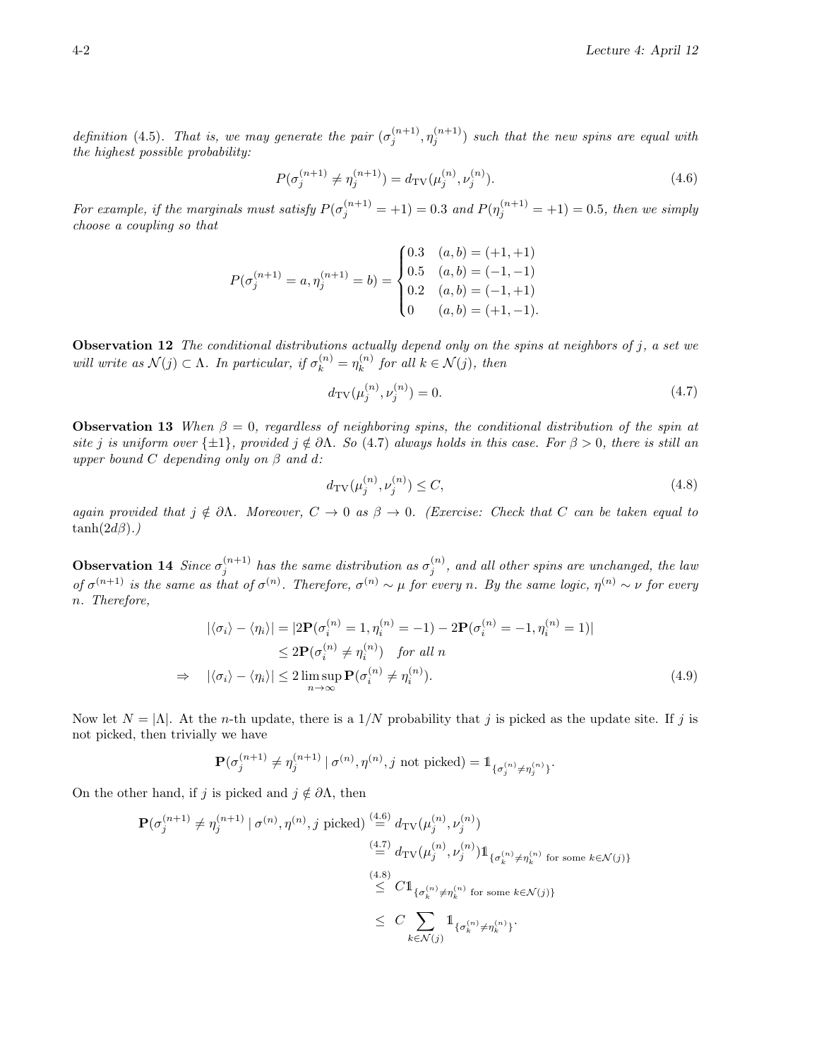*definition (4.5). That is, we may generate the pair $(\sigma_j^{(n+1)}, \eta_j^{(n+1)})$ such that the new spins are equal with the highest possible probability:*

$$P(\sigma_j^{(n+1)} \neq \eta_j^{(n+1)}) = d_{\mathrm{TV}}(\mu_j^{(n)}, \nu_j^{(n)}). \tag{4.6}$$

*For example, if the marginals must satisfy $P(\sigma_j^{(n+1)} = +1) = 0.3$ and $P(\eta_j^{(n+1)} = +1) = 0.5$, then we simply choose a coupling so that*

$$P(\sigma_j^{(n+1)} = a, \eta_j^{(n+1)} = b) = \begin{cases} 0.3 & (a,b) = (+1,+1) \\ 0.5 & (a,b) = (-1,-1) \\ 0.2 & (a,b) = (-1,+1) \\ 0 & (a,b) = (+1,-1). \end{cases}$$

**Observation 12** *The conditional distributions actually depend only on the spins at neighbors of $j$, a set we will write as $\mathcal{N}(j) \subset \Lambda$. In particular, if $\sigma_k^{(n)} = \eta_k^{(n)}$ for all $k \in \mathcal{N}(j)$, then*

$$d_{\mathrm{TV}}(\mu_j^{(n)}, \nu_j^{(n)}) = 0. \tag{4.7}$$

**Observation 13** *When $\beta = 0$, regardless of neighboring spins, the conditional distribution of the spin at site $j$ is uniform over $\{\pm 1\}$, provided $j \notin \partial\Lambda$. So (4.7) always holds in this case. For $\beta > 0$, there is still an upper bound $C$ depending only on $\beta$ and $d$:*

$$d_{\mathrm{TV}}(\mu_j^{(n)}, \nu_j^{(n)}) \leq C, \tag{4.8}$$

*again provided that $j \notin \partial\Lambda$. Moreover, $C \to 0$ as $\beta \to 0$. (Exercise: Check that $C$ can be taken equal to $\tanh(2d\beta)$.)*

**Observation 14** *Since $\sigma_j^{(n+1)}$ has the same distribution as $\sigma_j^{(n)}$, and all other spins are unchanged, the law of $\sigma^{(n+1)}$ is the same as that of $\sigma^{(n)}$. Therefore, $\sigma^{(n)} \sim \mu$ for every $n$. By the same logic, $\eta^{(n)} \sim \nu$ for every $n$. Therefore,*

$$\begin{aligned}
|\langle \sigma_i \rangle - \langle \eta_i \rangle| &= |2\mathbf{P}(\sigma_i^{(n)} = 1, \eta_i^{(n)} = -1) - 2\mathbf{P}(\sigma_i^{(n)} = -1, \eta_i^{(n)} = 1)| \\
&\leq 2\mathbf{P}(\sigma_i^{(n)} \neq \eta_i^{(n)}) \quad \text{for all } n \\
\Rightarrow \quad |\langle \sigma_i \rangle - \langle \eta_i \rangle| &\leq 2 \limsup_{n\to\infty} \mathbf{P}(\sigma_i^{(n)} \neq \eta_i^{(n)}).
\end{aligned} \tag{4.9}$$

Now let $N = |\Lambda|$. At the $n$-th update, there is a $1/N$ probability that $j$ is picked as the update site. If $j$ is not picked, then trivially we have

$$\mathbf{P}(\sigma_j^{(n+1)} \neq \eta_j^{(n+1)} \mid \sigma^{(n)}, \eta^{(n)}, j \text{ not picked}) = \mathbb{1}_{\{\sigma_j^{(n)} \neq \eta_j^{(n)}\}}.$$

On the other hand, if $j$ is picked and $j \notin \partial\Lambda$, then

$$\begin{aligned}
\mathbf{P}(\sigma_j^{(n+1)} \neq \eta_j^{(n+1)} \mid \sigma^{(n)}, \eta^{(n)}, j \text{ picked}) &\overset{(4.6)}{=} d_{\mathrm{TV}}(\mu_j^{(n)}, \nu_j^{(n)}) \\
&\overset{(4.7)}{=} d_{\mathrm{TV}}(\mu_j^{(n)}, \nu_j^{(n)}) \mathbb{1}_{\{\sigma_k^{(n)} \neq \eta_k^{(n)} \text{ for some } k \in \mathcal{N}(j)\}} \\
&\overset{(4.8)}{\leq} C \mathbb{1}_{\{\sigma_k^{(n)} \neq \eta_k^{(n)} \text{ for some } k \in \mathcal{N}(j)\}} \\
&\leq C \sum_{k \in \mathcal{N}(j)} \mathbb{1}_{\{\sigma_k^{(n)} \neq \eta_k^{(n)}\}}.
\end{aligned}$$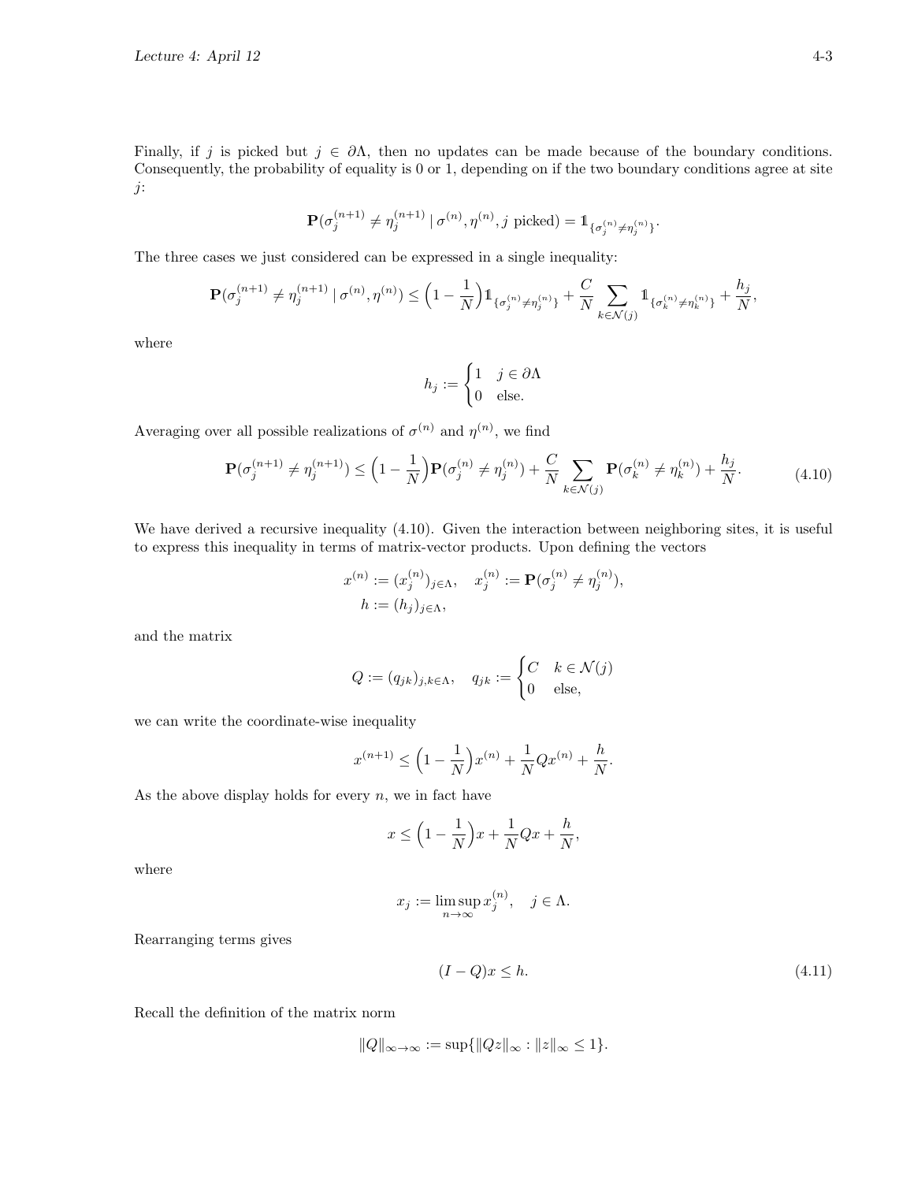Finally, if $j$ is picked but $j \in \partial\Lambda$, then no updates can be made because of the boundary conditions. Consequently, the probability of equality is 0 or 1, depending on if the two boundary conditions agree at site $j$:

$$\mathbf{P}(\sigma_j^{(n+1)} \neq \eta_j^{(n+1)} \mid \sigma^{(n)}, \eta^{(n)}, j \text{ picked}) = \mathbb{1}_{\{\sigma_j^{(n)} \neq \eta_j^{(n)}\}}.$$

The three cases we just considered can be expressed in a single inequality:

$$\mathbf{P}(\sigma_j^{(n+1)} \neq \eta_j^{(n+1)} \mid \sigma^{(n)}, \eta^{(n)}) \leq \Big(1 - \frac{1}{N}\Big)\mathbb{1}_{\{\sigma_j^{(n)} \neq \eta_j^{(n)}\}} + \frac{C}{N}\sum_{k \in \mathcal{N}(j)} \mathbb{1}_{\{\sigma_k^{(n)} \neq \eta_k^{(n)}\}} + \frac{h_j}{N},$$

where

$$h_j := \begin{cases} 1 & j \in \partial\Lambda \\ 0 & \text{else.} \end{cases}$$

Averaging over all possible realizations of $\sigma^{(n)}$ and $\eta^{(n)}$, we find

$$\mathbf{P}(\sigma_j^{(n+1)} \neq \eta_j^{(n+1)}) \leq \Big(1 - \frac{1}{N}\Big)\mathbf{P}(\sigma_j^{(n)} \neq \eta_j^{(n)}) + \frac{C}{N}\sum_{k \in \mathcal{N}(j)} \mathbf{P}(\sigma_k^{(n)} \neq \eta_k^{(n)}) + \frac{h_j}{N}. \tag{4.10}$$

We have derived a recursive inequality (4.10). Given the interaction between neighboring sites, it is useful to express this inequality in terms of matrix-vector products. Upon defining the vectors

$$x^{(n)} := (x_j^{(n)})_{j \in \Lambda}, \quad x_j^{(n)} := \mathbf{P}(\sigma_j^{(n)} \neq \eta_j^{(n)}),$$
$$h := (h_j)_{j \in \Lambda},$$

and the matrix

$$Q := (q_{jk})_{j,k \in \Lambda}, \quad q_{jk} := \begin{cases} C & k \in \mathcal{N}(j) \\ 0 & \text{else,} \end{cases}$$

we can write the coordinate-wise inequality

$$x^{(n+1)} \leq \Big(1 - \frac{1}{N}\Big)x^{(n)} + \frac{1}{N}Qx^{(n)} + \frac{h}{N}.$$

As the above display holds for every $n$, we in fact have

$$x \leq \Big(1 - \frac{1}{N}\Big)x + \frac{1}{N}Qx + \frac{h}{N},$$

where

$$x_j := \limsup_{n \to \infty} x_j^{(n)}, \quad j \in \Lambda.$$

Rearranging terms gives

$$(I - Q)x \leq h. \tag{4.11}$$

Recall the definition of the matrix norm

$$\|Q\|_{\infty \to \infty} := \sup\{\|Qz\|_\infty : \|z\|_\infty \leq 1\}.$$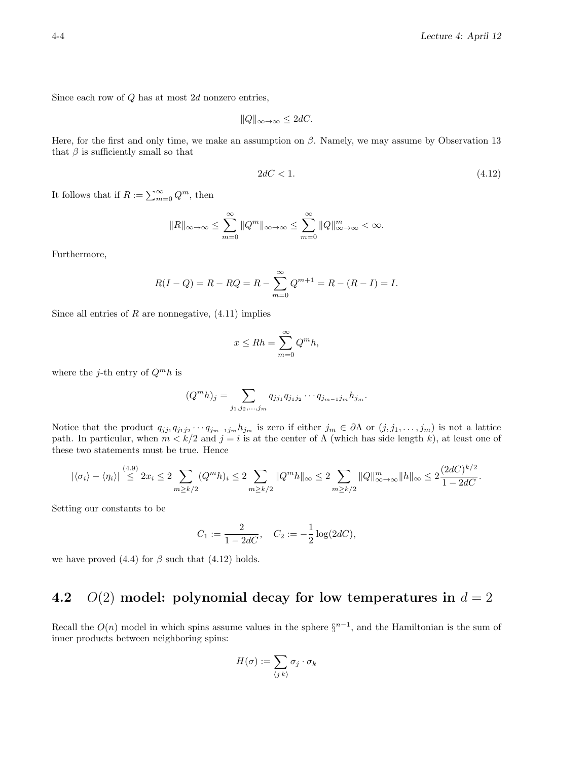Since each row of $Q$ has at most $2d$ nonzero entries,

$$\|Q\|_{\infty \to \infty} \leq 2dC.$$

Here, for the first and only time, we make an assumption on $\beta$. Namely, we may assume by Observation 13 that $\beta$ is sufficiently small so that

$$2dC < 1. \tag{4.12}$$

It follows that if $R := \sum_{m=0}^{\infty} Q^m$, then

$$\|R\|_{\infty \to \infty} \leq \sum_{m=0}^{\infty} \|Q^m\|_{\infty \to \infty} \leq \sum_{m=0}^{\infty} \|Q\|_{\infty \to \infty}^m < \infty.$$

Furthermore,

$$R(I - Q) = R - RQ = R - \sum_{m=0}^{\infty} Q^{m+1} = R - (R - I) = I.$$

Since all entries of $R$ are nonnegative, (4.11) implies

$$x \leq Rh = \sum_{m=0}^{\infty} Q^m h,$$

where the $j$-th entry of $Q^m h$ is

$$(Q^m h)_j = \sum_{j_1, j_2, \ldots, j_m} q_{jj_1} q_{j_1 j_2} \cdots q_{j_{m-1} j_m} h_{j_m}.$$

Notice that the product $q_{jj_1} q_{j_1 j_2} \cdots q_{j_{m-1} j_m} h_{j_m}$ is zero if either $j_m \in \partial\Lambda$ or $(j, j_1, \ldots, j_m)$ is not a lattice path. In particular, when $m < k/2$ and $j = i$ is at the center of $\Lambda$ (which has side length $k$), at least one of these two statements must be true. Hence

$$|\langle \sigma_i \rangle - \langle \eta_i \rangle| \overset{(4.9)}{\leq} 2x_i \leq 2 \sum_{m \geq k/2} (Q^m h)_i \leq 2 \sum_{m \geq k/2} \|Q^m h\|_\infty \leq 2 \sum_{m \geq k/2} \|Q\|_{\infty \to \infty}^m \|h\|_\infty \leq 2 \frac{(2dC)^{k/2}}{1 - 2dC}.$$

Setting our constants to be

$$C_1 := \frac{2}{1 - 2dC}, \quad C_2 := -\frac{1}{2} \log(2dC),$$

we have proved (4.4) for $\beta$ such that (4.12) holds.

## 4.2 $O(2)$ model: polynomial decay for low temperatures in $d = 2$

Recall the $O(n)$ model in which spins assume values in the sphere $\S^{n-1}$, and the Hamiltonian is the sum of inner products between neighboring spins:

$$H(\sigma) := \sum_{\langle j\, k \rangle} \sigma_j \cdot \sigma_k$$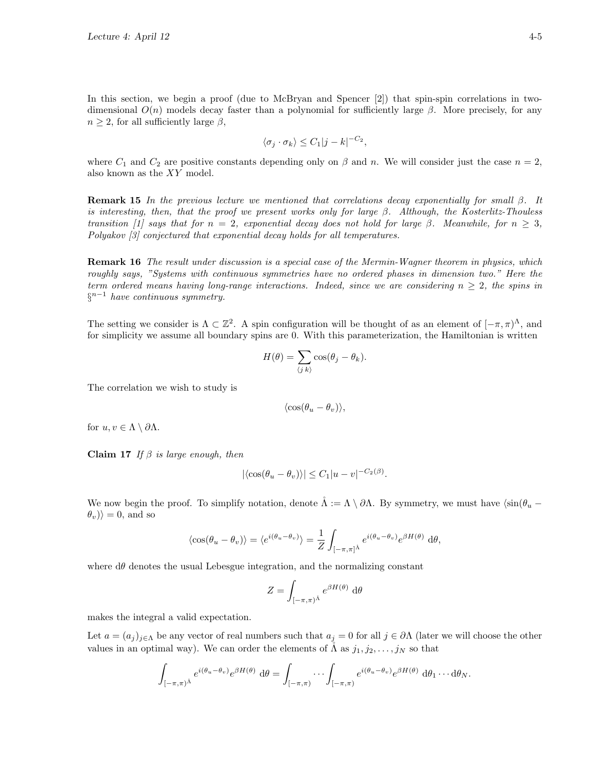In this section, we begin a proof (due to McBryan and Spencer [2]) that spin-spin correlations in two-dimensional $O(n)$ models decay faster than a polynomial for sufficiently large $\beta$. More precisely, for any $n \geq 2$, for all sufficiently large $\beta$,

$$\langle \sigma_j \cdot \sigma_k \rangle \leq C_1 |j - k|^{-C_2},$$

where $C_1$ and $C_2$ are positive constants depending only on $\beta$ and $n$. We will consider just the case $n = 2$, also known as the $XY$ model.

**Remark 15** *In the previous lecture we mentioned that correlations decay exponentially for small $\beta$. It is interesting, then, that the proof we present works only for large $\beta$. Although, the Kosterlitz-Thouless transition [1] says that for $n = 2$, exponential decay does not hold for large $\beta$. Meanwhile, for $n \geq 3$, Polyakov [3] conjectured that exponential decay holds for all temperatures.*

**Remark 16** *The result under discussion is a special case of the Mermin-Wagner theorem in physics, which roughly says, "Systems with continuous symmetries have no ordered phases in dimension two." Here the term ordered means having long-range interactions. Indeed, since we are considering $n \geq 2$, the spins in $\S^{n-1}$ have continuous symmetry.*

The setting we consider is $\Lambda \subset \mathbb{Z}^2$. A spin configuration will be thought of as an element of $[-\pi, \pi)^\Lambda$, and for simplicity we assume all boundary spins are 0. With this parameterization, the Hamiltonian is written

$$H(\theta) = \sum_{\langle j\ k \rangle} \cos(\theta_j - \theta_k).$$

The correlation we wish to study is

$$\langle \cos(\theta_u - \theta_v) \rangle,$$

for $u, v \in \Lambda \setminus \partial\Lambda$.

**Claim 17** *If $\beta$ is large enough, then*

$$|\langle \cos(\theta_u - \theta_v) \rangle| \leq C_1 |u - v|^{-C_2(\beta)}.$$

We now begin the proof. To simplify notation, denote $\mathring{\Lambda} := \Lambda \setminus \partial\Lambda$. By symmetry, we must have $\langle \sin(\theta_u - \theta_v) \rangle = 0$, and so

$$\langle \cos(\theta_u - \theta_v) \rangle = \langle e^{i(\theta_u - \theta_v)} \rangle = \frac{1}{Z} \int_{[-\pi,\pi]^{\mathring{\Lambda}}} e^{i(\theta_u - \theta_v)} e^{\beta H(\theta)} \, \mathrm{d}\theta,$$

where $\mathrm{d}\theta$ denotes the usual Lebesgue integration, and the normalizing constant

$$Z = \int_{[-\pi,\pi)^{\mathring{\Lambda}}} e^{\beta H(\theta)} \, \mathrm{d}\theta$$

makes the integral a valid expectation.

Let $a = (a_j)_{j \in \Lambda}$ be any vector of real numbers such that $a_j = 0$ for all $j \in \partial\Lambda$ (later we will choose the other values in an optimal way). We can order the elements of $\mathring{\Lambda}$ as $j_1, j_2, \ldots, j_N$ so that

$$\int_{[-\pi,\pi)^{\mathring{\Lambda}}} e^{i(\theta_u - \theta_v)} e^{\beta H(\theta)} \, \mathrm{d}\theta = \int_{[-\pi,\pi)} \cdots \int_{[-\pi,\pi)} e^{i(\theta_u - \theta_v)} e^{\beta H(\theta)} \, \mathrm{d}\theta_1 \cdots \mathrm{d}\theta_N.$$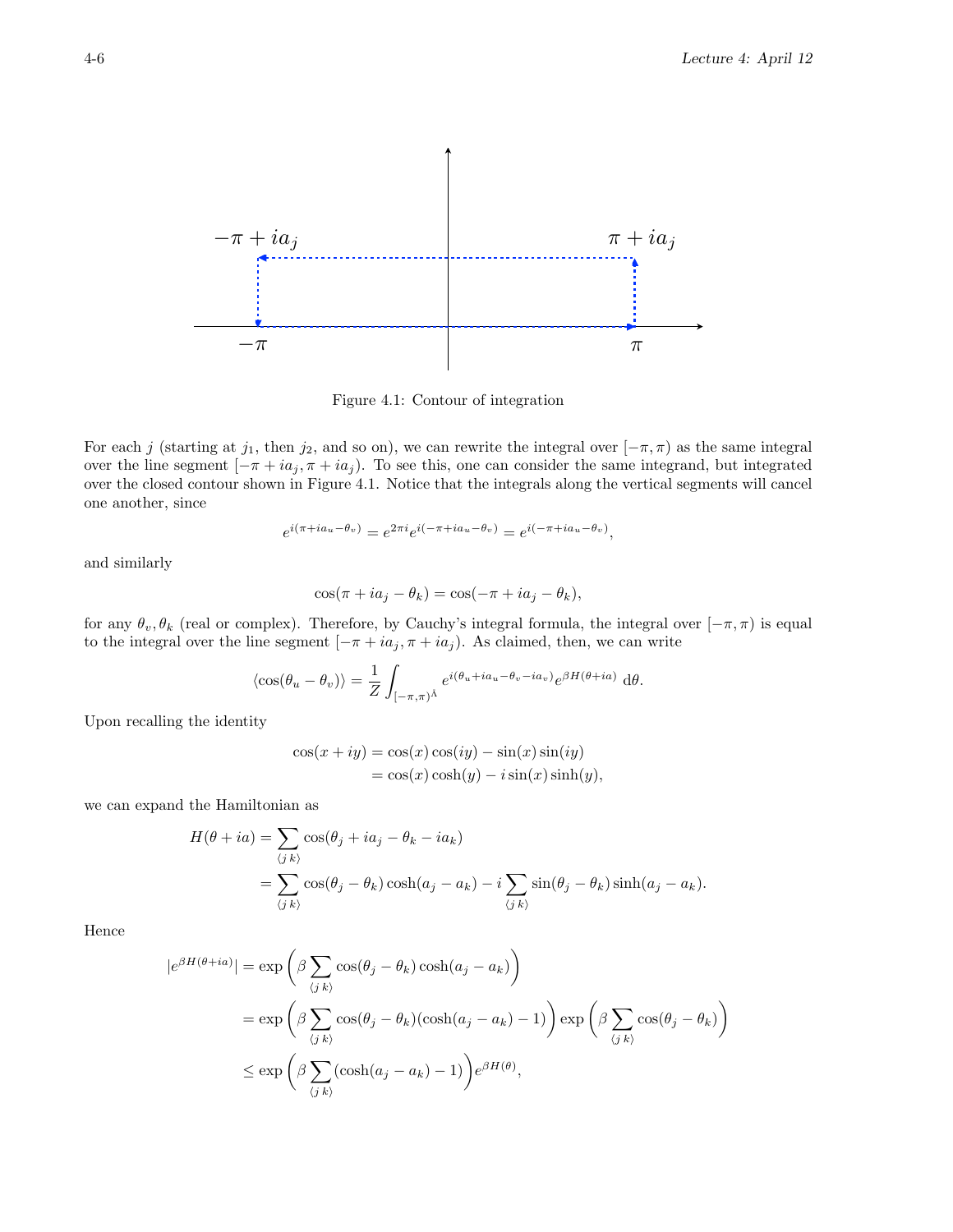Figure 4.1: Contour of integration

For each $j$ (starting at $j_1$, then $j_2$, and so on), we can rewrite the integral over $[-\pi, \pi)$ as the same integral over the line segment $[-\pi + ia_j, \pi + ia_j)$. To see this, one can consider the same integrand, but integrated over the closed contour shown in Figure 4.1. Notice that the integrals along the vertical segments will cancel one another, since

$$e^{i(\pi + ia_u - \theta_v)} = e^{2\pi i} e^{i(-\pi + ia_u - \theta_v)} = e^{i(-\pi + ia_u - \theta_v)},$$

and similarly

$$\cos(\pi + ia_j - \theta_k) = \cos(-\pi + ia_j - \theta_k),$$

for any $\theta_v, \theta_k$ (real or complex). Therefore, by Cauchy's integral formula, the integral over $[-\pi, \pi)$ is equal to the integral over the line segment $[-\pi + ia_j, \pi + ia_j)$. As claimed, then, we can write

$$\langle \cos(\theta_u - \theta_v) \rangle = \frac{1}{Z} \int_{[-\pi,\pi)^{\Lambda}} e^{i(\theta_u + ia_u - \theta_v - ia_v)} e^{\beta H(\theta + ia)} \, \mathrm{d}\theta.$$

Upon recalling the identity

$$\begin{aligned}
\cos(x + iy) &= \cos(x)\cos(iy) - \sin(x)\sin(iy) \\
&= \cos(x)\cosh(y) - i\sin(x)\sinh(y),
\end{aligned}$$

we can expand the Hamiltonian as

$$\begin{aligned}
H(\theta + ia) &= \sum_{\langle j\, k \rangle} \cos(\theta_j + ia_j - \theta_k - ia_k) \\
&= \sum_{\langle j\, k \rangle} \cos(\theta_j - \theta_k)\cosh(a_j - a_k) - i \sum_{\langle j\, k \rangle} \sin(\theta_j - \theta_k)\sinh(a_j - a_k).
\end{aligned}$$

Hence

$$\begin{aligned}
|e^{\beta H(\theta + ia)}| &= \exp\left( \beta \sum_{\langle j\, k \rangle} \cos(\theta_j - \theta_k)\cosh(a_j - a_k) \right) \\
&= \exp\left( \beta \sum_{\langle j\, k \rangle} \cos(\theta_j - \theta_k)(\cosh(a_j - a_k) - 1) \right) \exp\left( \beta \sum_{\langle j\, k \rangle} \cos(\theta_j - \theta_k) \right) \\
&\le \exp\left( \beta \sum_{\langle j\, k \rangle} (\cosh(a_j - a_k) - 1) \right) e^{\beta H(\theta)},
\end{aligned}$$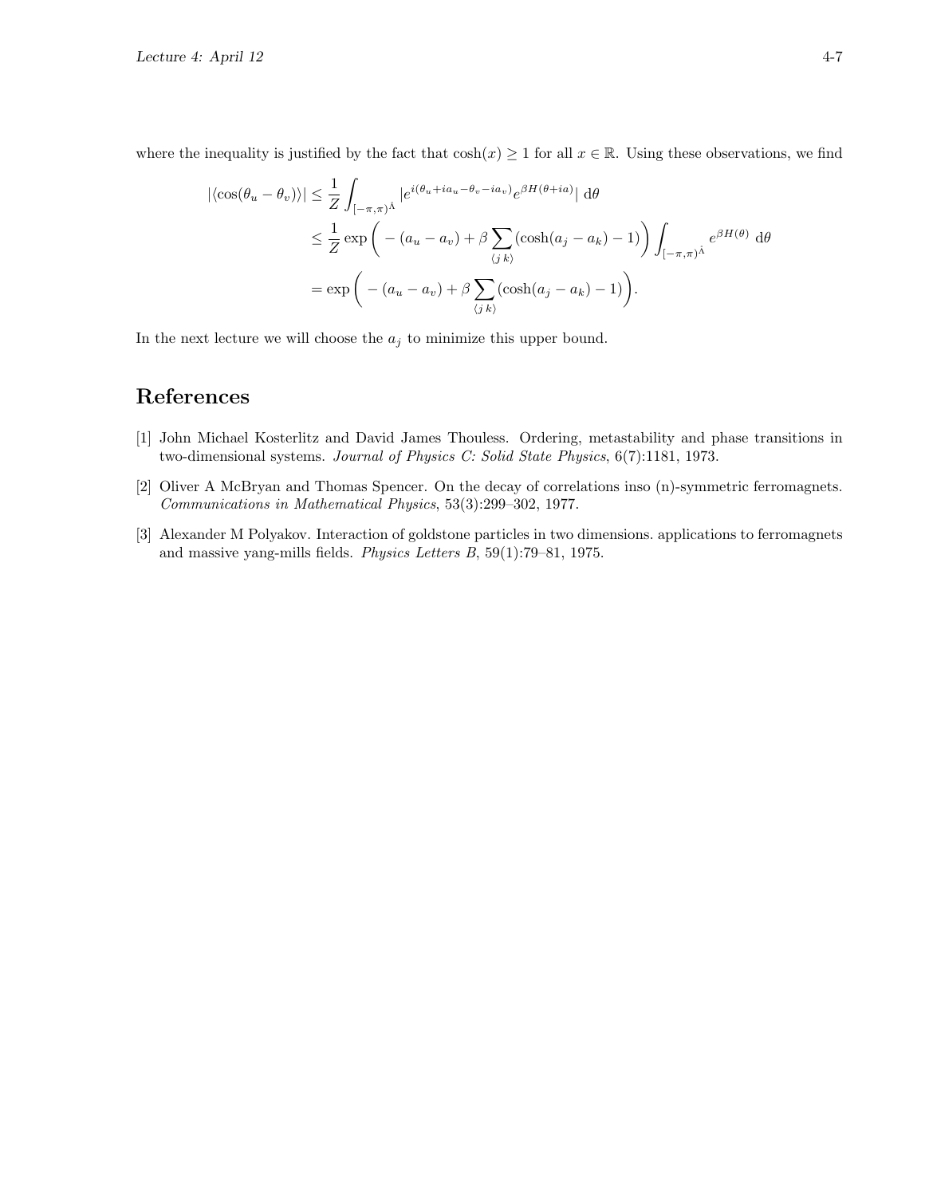where the inequality is justified by the fact that $\cosh(x) \geq 1$ for all $x \in \mathbb{R}$. Using these observations, we find

$$
\begin{aligned}
|\langle \cos(\theta_u - \theta_v) \rangle| &\leq \frac{1}{Z} \int_{[-\pi,\pi)^\Lambda} |e^{i(\theta_u + ia_u - \theta_v - ia_v)} e^{\beta H(\theta + ia)}| \, \mathrm{d}\theta \\
&\leq \frac{1}{Z} \exp\bigg( -(a_u - a_v) + \beta \sum_{\langle j\, k \rangle} (\cosh(a_j - a_k) - 1) \bigg) \int_{[-\pi,\pi)^\Lambda} e^{\beta H(\theta)} \, \mathrm{d}\theta \\
&= \exp\bigg( -(a_u - a_v) + \beta \sum_{\langle j\, k \rangle} (\cosh(a_j - a_k) - 1) \bigg).
\end{aligned}
$$

In the next lecture we will choose the $a_j$ to minimize this upper bound.

## References

[1] John Michael Kosterlitz and David James Thouless. Ordering, metastability and phase transitions in two-dimensional systems. *Journal of Physics C: Solid State Physics*, 6(7):1181, 1973.

[2] Oliver A McBryan and Thomas Spencer. On the decay of correlations inso (n)-symmetric ferromagnets. *Communications in Mathematical Physics*, 53(3):299–302, 1977.

[3] Alexander M Polyakov. Interaction of goldstone particles in two dimensions. applications to ferromagnets and massive yang-mills fields. *Physics Letters B*, 59(1):79–81, 1975.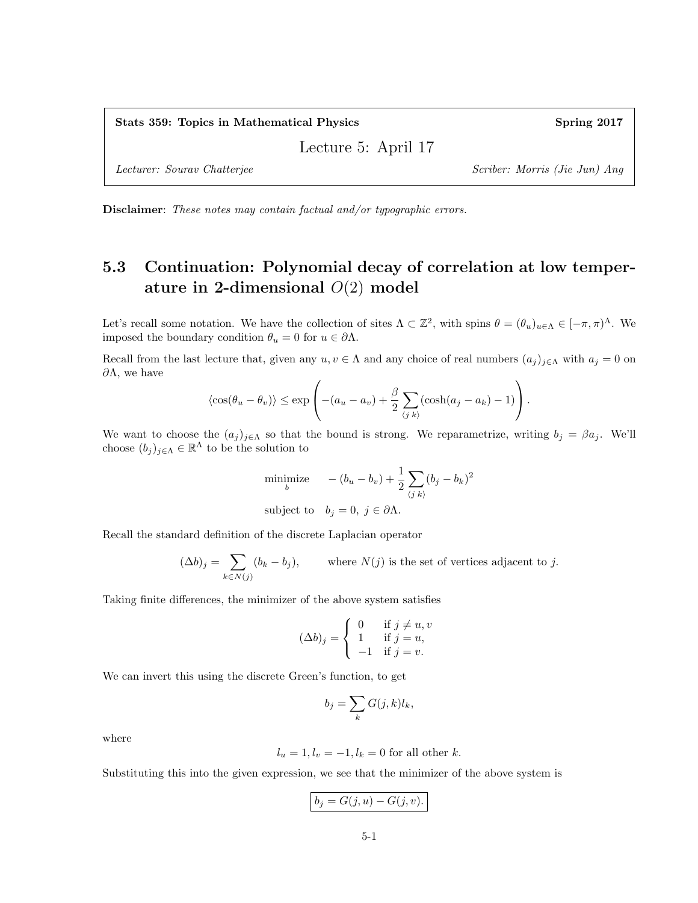**Stats 359: Topics in Mathematical Physics** — **Spring 2017**

# Lecture 5: April 17

*Lecturer: Sourav Chatterjee* — *Scriber: Morris (Jie Jun) Ang*

**Disclaimer**: *These notes may contain factual and/or typographic errors.*

## 5.3 Continuation: Polynomial decay of correlation at low temperature in 2-dimensional $O(2)$ model

Let's recall some notation. We have the collection of sites $\Lambda \subset \mathbb{Z}^2$, with spins $\theta = (\theta_u)_{u\in\Lambda} \in [-\pi,\pi)^\Lambda$. We imposed the boundary condition $\theta_u = 0$ for $u \in \partial\Lambda$.

Recall from the last lecture that, given any $u, v \in \Lambda$ and any choice of real numbers $(a_j)_{j\in\Lambda}$ with $a_j = 0$ on $\partial\Lambda$, we have

$$\langle \cos(\theta_u - \theta_v)\rangle \leq \exp\left(-(a_u - a_v) + \frac{\beta}{2}\sum_{\langle j\ k\rangle}(\cosh(a_j - a_k) - 1)\right).$$

We want to choose the $(a_j)_{j\in\Lambda}$ so that the bound is strong. We reparametrize, writing $b_j = \beta a_j$. We'll choose $(b_j)_{j\in\Lambda} \in \mathbb{R}^\Lambda$ to be the solution to

$$\begin{aligned} \underset{b}{\text{minimize}} \quad & -(b_u - b_v) + \frac{1}{2}\sum_{\langle j\ k\rangle}(b_j - b_k)^2 \\ \text{subject to} \quad & b_j = 0,\ j \in \partial\Lambda. \end{aligned}$$

Recall the standard definition of the discrete Laplacian operator

$$(\Delta b)_j = \sum_{k\in N(j)}(b_k - b_j), \qquad \text{where } N(j) \text{ is the set of vertices adjacent to } j.$$

Taking finite differences, the minimizer of the above system satisfies

$$(\Delta b)_j = \begin{cases} 0 & \text{if } j \neq u, v \\ 1 & \text{if } j = u, \\ -1 & \text{if } j = v. \end{cases}$$

We can invert this using the discrete Green's function, to get

$$b_j = \sum_k G(j,k) l_k,$$

where

$$l_u = 1, l_v = -1, l_k = 0 \text{ for all other } k.$$

Substituting this into the given expression, we see that the minimizer of the above system is

$$\boxed{b_j = G(j,u) - G(j,v).}$$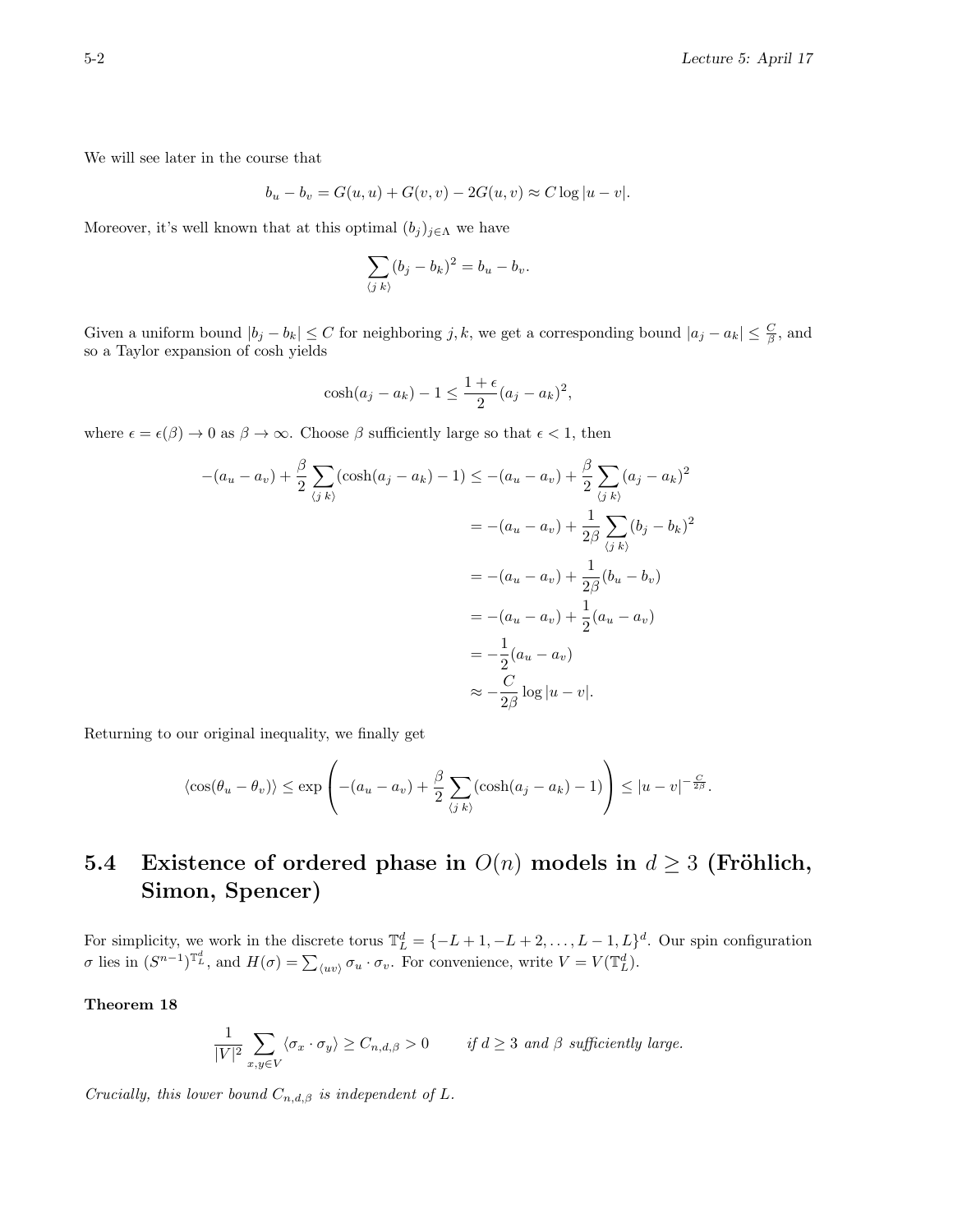We will see later in the course that

$$b_u - b_v = G(u,u) + G(v,v) - 2G(u,v) \approx C \log |u-v|.$$

Moreover, it's well known that at this optimal $(b_j)_{j\in\Lambda}$ we have

$$\sum_{\langle j\ k\rangle} (b_j - b_k)^2 = b_u - b_v.$$

Given a uniform bound $|b_j - b_k| \le C$ for neighboring $j,k$, we get a corresponding bound $|a_j - a_k| \le \frac{C}{\beta}$, and so a Taylor expansion of cosh yields

$$\cosh(a_j - a_k) - 1 \le \frac{1+\epsilon}{2}(a_j - a_k)^2,$$

where $\epsilon = \epsilon(\beta) \to 0$ as $\beta \to \infty$. Choose $\beta$ sufficiently large so that $\epsilon < 1$, then

$$\begin{aligned}
-(a_u - a_v) + \frac{\beta}{2}\sum_{\langle j\ k\rangle}(\cosh(a_j - a_k) - 1) &\le -(a_u - a_v) + \frac{\beta}{2}\sum_{\langle j\ k\rangle}(a_j - a_k)^2 \\
&= -(a_u - a_v) + \frac{1}{2\beta}\sum_{\langle j\ k\rangle}(b_j - b_k)^2 \\
&= -(a_u - a_v) + \frac{1}{2\beta}(b_u - b_v) \\
&= -(a_u - a_v) + \frac{1}{2}(a_u - a_v) \\
&= -\frac{1}{2}(a_u - a_v) \\
&\approx -\frac{C}{2\beta}\log|u-v|.
\end{aligned}$$

Returning to our original inequality, we finally get

$$\langle \cos(\theta_u - \theta_v)\rangle \le \exp\left(-(a_u - a_v) + \frac{\beta}{2}\sum_{\langle j\ k\rangle}(\cosh(a_j - a_k) - 1)\right) \le |u-v|^{-\frac{C}{2\beta}}.$$

## 5.4 Existence of ordered phase in $O(n)$ models in $d \ge 3$ (Fröhlich, Simon, Spencer)

For simplicity, we work in the discrete torus $\mathbb{T}_L^d = \{-L+1, -L+2, \ldots, L-1, L\}^d$. Our spin configuration $\sigma$ lies in $(S^{n-1})^{\mathbb{T}_L^d}$, and $H(\sigma) = \sum_{\langle uv\rangle} \sigma_u \cdot \sigma_v$. For convenience, write $V = V(\mathbb{T}_L^d)$.

**Theorem 18**

$$\frac{1}{|V|^2}\sum_{x,y\in V}\langle \sigma_x \cdot \sigma_y\rangle \ge C_{n,d,\beta} > 0 \qquad \textit{if } d \ge 3 \textit{ and } \beta \textit{ sufficiently large.}$$

*Crucially, this lower bound $C_{n,d,\beta}$ is independent of $L$.*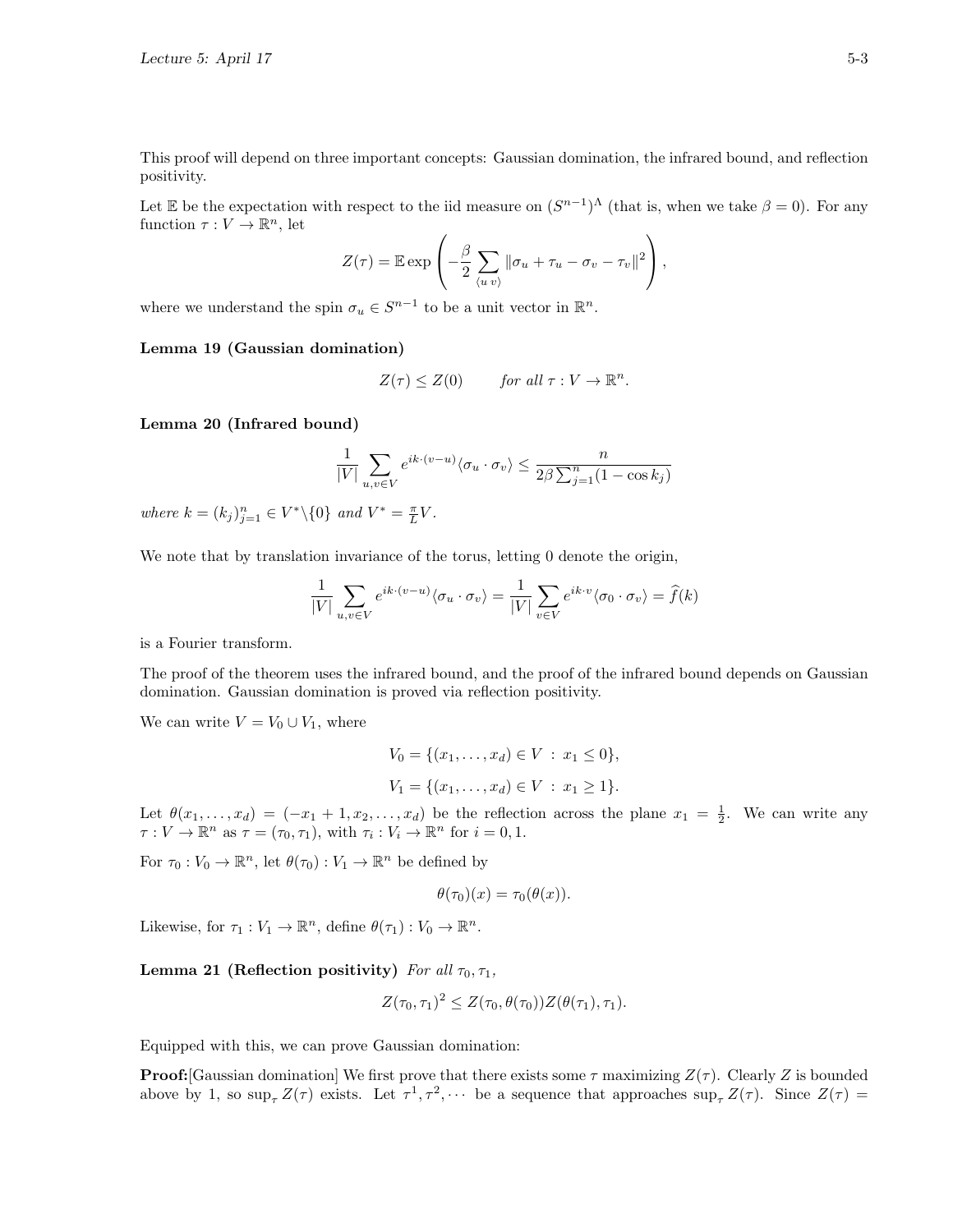This proof will depend on three important concepts: Gaussian domination, the infrared bound, and reflection positivity.

Let $\mathbb{E}$ be the expectation with respect to the iid measure on $(S^{n-1})^\Lambda$ (that is, when we take $\beta = 0$). For any function $\tau : V \to \mathbb{R}^n$, let

$$Z(\tau) = \mathbb{E} \exp\left( -\frac{\beta}{2} \sum_{\langle u\, v \rangle} \|\sigma_u + \tau_u - \sigma_v - \tau_v\|^2 \right),$$

where we understand the spin $\sigma_u \in S^{n-1}$ to be a unit vector in $\mathbb{R}^n$.

**Lemma 19 (Gaussian domination)**

$$Z(\tau) \le Z(0) \qquad \textit{for all } \tau : V \to \mathbb{R}^n.$$

**Lemma 20 (Infrared bound)**

$$\frac{1}{|V|} \sum_{u,v \in V} e^{ik\cdot(v-u)} \langle \sigma_u \cdot \sigma_v \rangle \le \frac{n}{2\beta \sum_{j=1}^n (1 - \cos k_j)}$$

*where* $k = (k_j)_{j=1}^n \in V^* \backslash \{0\}$ *and* $V^* = \frac{\pi}{L} V$.

We note that by translation invariance of the torus, letting 0 denote the origin,

$$\frac{1}{|V|} \sum_{u,v \in V} e^{ik\cdot(v-u)} \langle \sigma_u \cdot \sigma_v \rangle = \frac{1}{|V|} \sum_{v \in V} e^{ik\cdot v} \langle \sigma_0 \cdot \sigma_v \rangle = \widehat{f}(k)$$

is a Fourier transform.

The proof of the theorem uses the infrared bound, and the proof of the infrared bound depends on Gaussian domination. Gaussian domination is proved via reflection positivity.

We can write $V = V_0 \cup V_1$, where

$$V_0 = \{(x_1, \ldots, x_d) \in V \,:\, x_1 \le 0\},$$

$$V_1 = \{(x_1, \ldots, x_d) \in V \,:\, x_1 \ge 1\}.$$

Let $\theta(x_1, \ldots, x_d) = (-x_1 + 1, x_2, \ldots, x_d)$ be the reflection across the plane $x_1 = \frac{1}{2}$. We can write any $\tau : V \to \mathbb{R}^n$ as $\tau = (\tau_0, \tau_1)$, with $\tau_i : V_i \to \mathbb{R}^n$ for $i = 0, 1$.

For $\tau_0 : V_0 \to \mathbb{R}^n$, let $\theta(\tau_0) : V_1 \to \mathbb{R}^n$ be defined by

$$\theta(\tau_0)(x) = \tau_0(\theta(x)).$$

Likewise, for $\tau_1 : V_1 \to \mathbb{R}^n$, define $\theta(\tau_1) : V_0 \to \mathbb{R}^n$.

**Lemma 21 (Reflection positivity)** *For all* $\tau_0, \tau_1$,

$$Z(\tau_0, \tau_1)^2 \le Z(\tau_0, \theta(\tau_0)) Z(\theta(\tau_1), \tau_1).$$

Equipped with this, we can prove Gaussian domination:

**Proof:**[Gaussian domination] We first prove that there exists some $\tau$ maximizing $Z(\tau)$. Clearly $Z$ is bounded above by 1, so $\sup_\tau Z(\tau)$ exists. Let $\tau^1, \tau^2, \cdots$ be a sequence that approaches $\sup_\tau Z(\tau)$. Since $Z(\tau) =$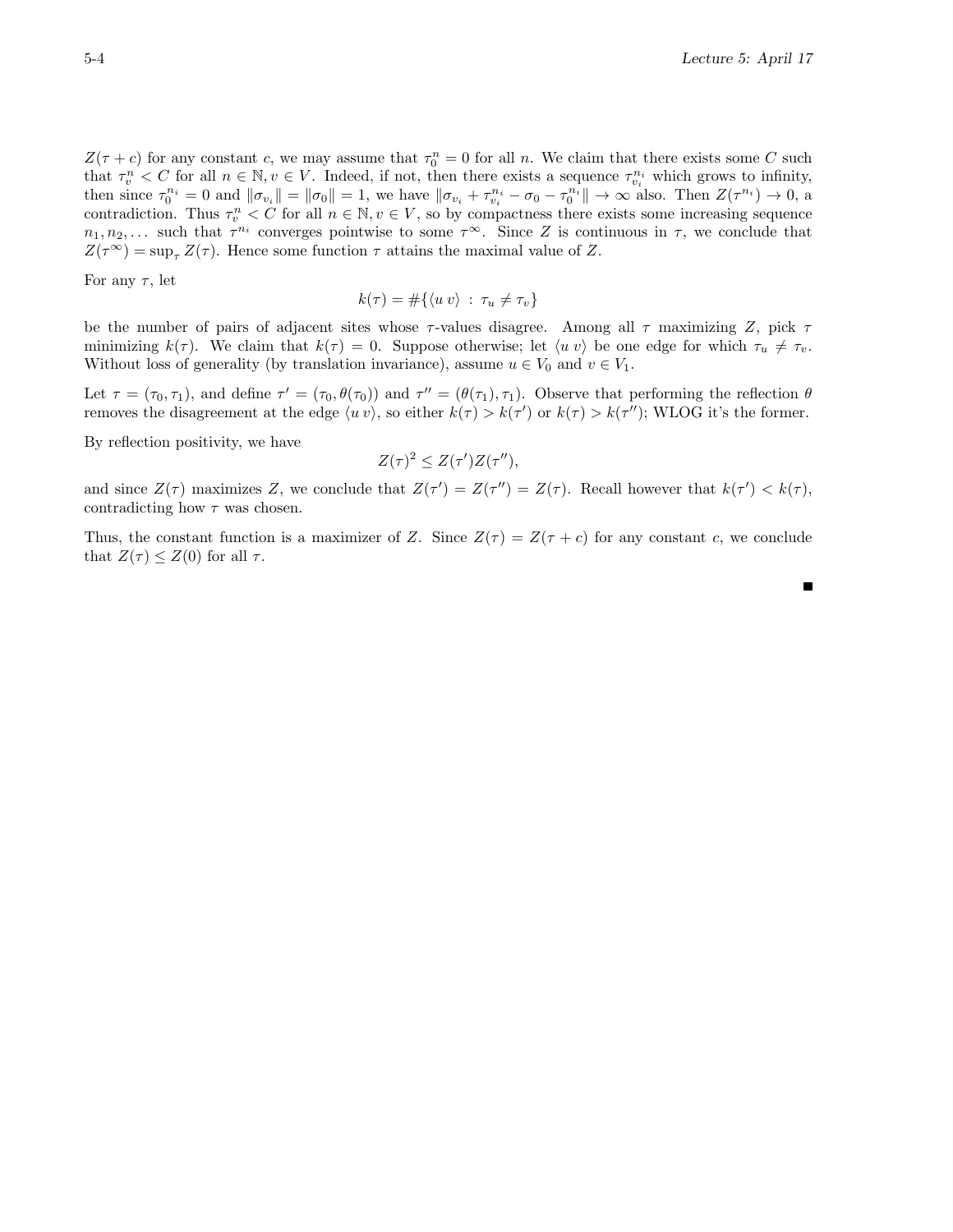$Z(\tau + c)$ for any constant $c$, we may assume that $\tau_0^n = 0$ for all $n$. We claim that there exists some $C$ such that $\tau_v^n < C$ for all $n \in \mathbb{N}, v \in V$. Indeed, if not, then there exists a sequence $\tau_{v_i}^{n_i}$ which grows to infinity, then since $\tau_0^{n_i} = 0$ and $\|\sigma_{v_i}\| = \|\sigma_0\| = 1$, we have $\|\sigma_{v_i} + \tau_{v_i}^{n_i} - \sigma_0 - \tau_0^{n_i}\| \to \infty$ also. Then $Z(\tau^{n_i}) \to 0$, a contradiction. Thus $\tau_v^n < C$ for all $n \in \mathbb{N}, v \in V$, so by compactness there exists some increasing sequence $n_1, n_2, \ldots$ such that $\tau^{n_i}$ converges pointwise to some $\tau^\infty$. Since $Z$ is continuous in $\tau$, we conclude that $Z(\tau^\infty) = \sup_\tau Z(\tau)$. Hence some function $\tau$ attains the maximal value of $Z$.

For any $\tau$, let

$$k(\tau) = \#\{\langle u\, v\rangle \,:\, \tau_u \neq \tau_v\}$$

be the number of pairs of adjacent sites whose $\tau$-values disagree. Among all $\tau$ maximizing $Z$, pick $\tau$ minimizing $k(\tau)$. We claim that $k(\tau) = 0$. Suppose otherwise; let $\langle u\, v\rangle$ be one edge for which $\tau_u \neq \tau_v$. Without loss of generality (by translation invariance), assume $u \in V_0$ and $v \in V_1$.

Let $\tau = (\tau_0, \tau_1)$, and define $\tau' = (\tau_0, \theta(\tau_0))$ and $\tau'' = (\theta(\tau_1), \tau_1)$. Observe that performing the reflection $\theta$ removes the disagreement at the edge $\langle u\, v\rangle$, so either $k(\tau) > k(\tau')$ or $k(\tau) > k(\tau'')$; WLOG it's the former.

By reflection positivity, we have

$$Z(\tau)^2 \leq Z(\tau')Z(\tau''),$$

and since $Z(\tau)$ maximizes $Z$, we conclude that $Z(\tau') = Z(\tau'') = Z(\tau)$. Recall however that $k(\tau') < k(\tau)$, contradicting how $\tau$ was chosen.

Thus, the constant function is a maximizer of $Z$. Since $Z(\tau) = Z(\tau + c)$ for any constant $c$, we conclude that $Z(\tau) \leq Z(0)$ for all $\tau$.

∎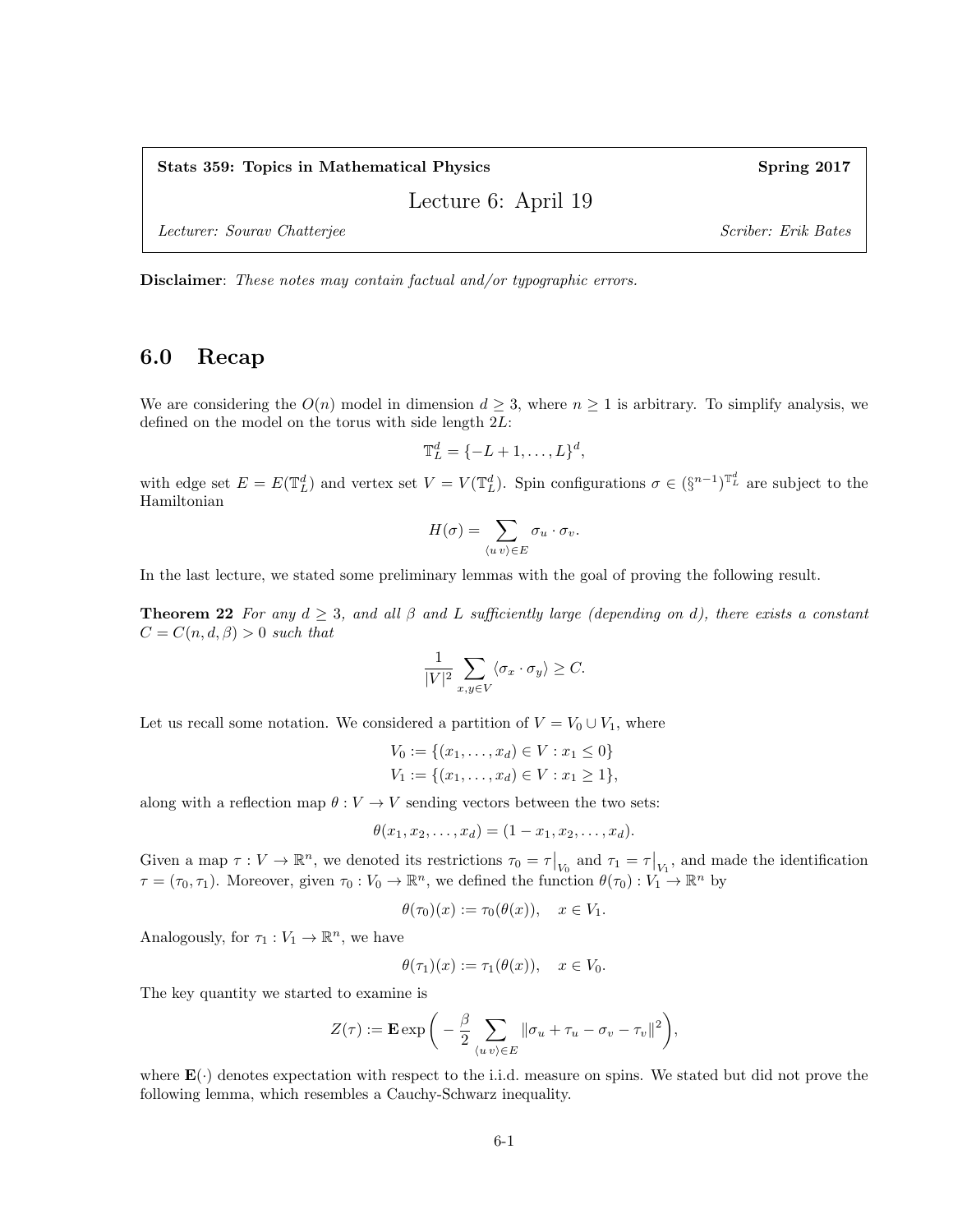**Stats 359: Topics in Mathematical Physics** **Spring 2017**

Lecture 6: April 19

*Lecturer: Sourav Chatterjee* *Scriber: Erik Bates*

**Disclaimer**: *These notes may contain factual and/or typographic errors.*

## 6.0 Recap

We are considering the $O(n)$ model in dimension $d \geq 3$, where $n \geq 1$ is arbitrary. To simplify analysis, we defined on the model on the torus with side length $2L$:

$$\mathbb{T}_L^d = \{-L+1, \ldots, L\}^d,$$

with edge set $E = E(\mathbb{T}_L^d)$ and vertex set $V = V(\mathbb{T}_L^d)$. Spin configurations $\sigma \in (\S^{n-1})^{\mathbb{T}_L^d}$ are subject to the Hamiltonian

$$H(\sigma) = \sum_{\langle u\, v\rangle \in E} \sigma_u \cdot \sigma_v.$$

In the last lecture, we stated some preliminary lemmas with the goal of proving the following result.

**Theorem 22** *For any $d \geq 3$, and all $\beta$ and $L$ sufficiently large (depending on $d$), there exists a constant $C = C(n, d, \beta) > 0$ such that*

$$\frac{1}{|V|^2} \sum_{x,y \in V} \langle \sigma_x \cdot \sigma_y \rangle \geq C.$$

Let us recall some notation. We considered a partition of $V = V_0 \cup V_1$, where

$$V_0 := \{(x_1, \ldots, x_d) \in V : x_1 \leq 0\}$$
$$V_1 := \{(x_1, \ldots, x_d) \in V : x_1 \geq 1\},$$

along with a reflection map $\theta : V \to V$ sending vectors between the two sets:

$$\theta(x_1, x_2, \ldots, x_d) = (1 - x_1, x_2, \ldots, x_d).$$

Given a map $\tau : V \to \mathbb{R}^n$, we denoted its restrictions $\tau_0 = \tau\big|_{V_0}$ and $\tau_1 = \tau\big|_{V_1}$, and made the identification $\tau = (\tau_0, \tau_1)$. Moreover, given $\tau_0 : V_0 \to \mathbb{R}^n$, we defined the function $\theta(\tau_0) : V_1 \to \mathbb{R}^n$ by

$$\theta(\tau_0)(x) := \tau_0(\theta(x)), \quad x \in V_1.$$

Analogously, for $\tau_1 : V_1 \to \mathbb{R}^n$, we have

$$\theta(\tau_1)(x) := \tau_1(\theta(x)), \quad x \in V_0.$$

The key quantity we started to examine is

$$Z(\tau) := \mathbf{E} \exp\bigg(-\frac{\beta}{2} \sum_{\langle u\, v\rangle \in E} \|\sigma_u + \tau_u - \sigma_v - \tau_v\|^2\bigg),$$

where $\mathbf{E}(\cdot)$ denotes expectation with respect to the i.i.d. measure on spins. We stated but did not prove the following lemma, which resembles a Cauchy-Schwarz inequality.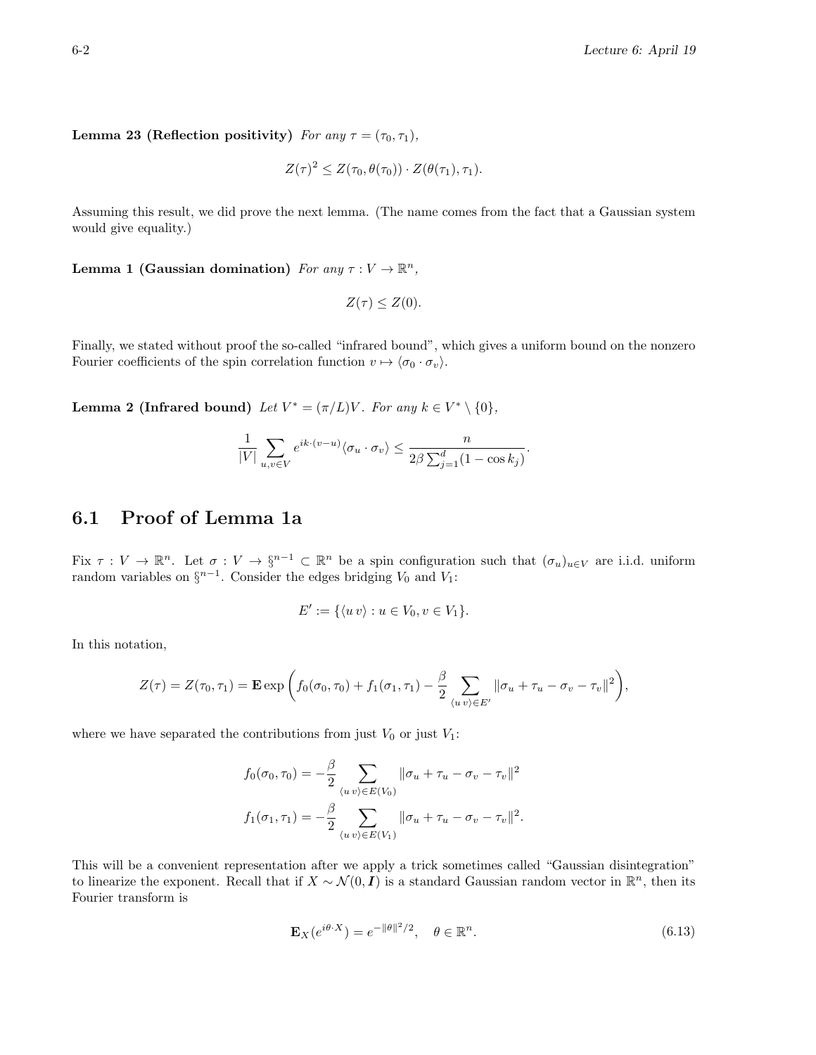**Lemma 23 (Reflection positivity)** *For any* $\tau = (\tau_0, \tau_1)$,

$$Z(\tau)^2 \leq Z(\tau_0, \theta(\tau_0)) \cdot Z(\theta(\tau_1), \tau_1).$$

Assuming this result, we did prove the next lemma. (The name comes from the fact that a Gaussian system would give equality.)

**Lemma 1 (Gaussian domination)** *For any* $\tau : V \to \mathbb{R}^n$,

$$Z(\tau) \leq Z(0).$$

Finally, we stated without proof the so-called "infrared bound", which gives a uniform bound on the nonzero Fourier coefficients of the spin correlation function $v \mapsto \langle \sigma_0 \cdot \sigma_v \rangle$.

**Lemma 2 (Infrared bound)** *Let* $V^* = (\pi/L)V$. *For any* $k \in V^* \setminus \{0\}$,

$$\frac{1}{|V|} \sum_{u,v \in V} e^{ik\cdot(v-u)} \langle \sigma_u \cdot \sigma_v \rangle \leq \frac{n}{2\beta \sum_{j=1}^{d} (1 - \cos k_j)}.$$

## 6.1 Proof of Lemma 1a

Fix $\tau : V \to \mathbb{R}^n$. Let $\sigma : V \to \S^{n-1} \subset \mathbb{R}^n$ be a spin configuration such that $(\sigma_u)_{u \in V}$ are i.i.d. uniform random variables on $\S^{n-1}$. Consider the edges bridging $V_0$ and $V_1$:

$$E' := \{\langle u\, v \rangle : u \in V_0, v \in V_1\}.$$

In this notation,

$$Z(\tau) = Z(\tau_0, \tau_1) = \mathbf{E} \exp\left( f_0(\sigma_0, \tau_0) + f_1(\sigma_1, \tau_1) - \frac{\beta}{2} \sum_{\langle u\, v \rangle \in E'} \|\sigma_u + \tau_u - \sigma_v - \tau_v\|^2 \right),$$

where we have separated the contributions from just $V_0$ or just $V_1$:

$$f_0(\sigma_0, \tau_0) = -\frac{\beta}{2} \sum_{\langle u\, v \rangle \in E(V_0)} \|\sigma_u + \tau_u - \sigma_v - \tau_v\|^2$$

$$f_1(\sigma_1, \tau_1) = -\frac{\beta}{2} \sum_{\langle u\, v \rangle \in E(V_1)} \|\sigma_u + \tau_u - \sigma_v - \tau_v\|^2.$$

This will be a convenient representation after we apply a trick sometimes called "Gaussian disintegration" to linearize the exponent. Recall that if $X \sim \mathcal{N}(0, \boldsymbol{I})$ is a standard Gaussian random vector in $\mathbb{R}^n$, then its Fourier transform is

$$\mathbf{E}_X(e^{i\theta \cdot X}) = e^{-\|\theta\|^2/2}, \quad \theta \in \mathbb{R}^n. \tag{6.13}$$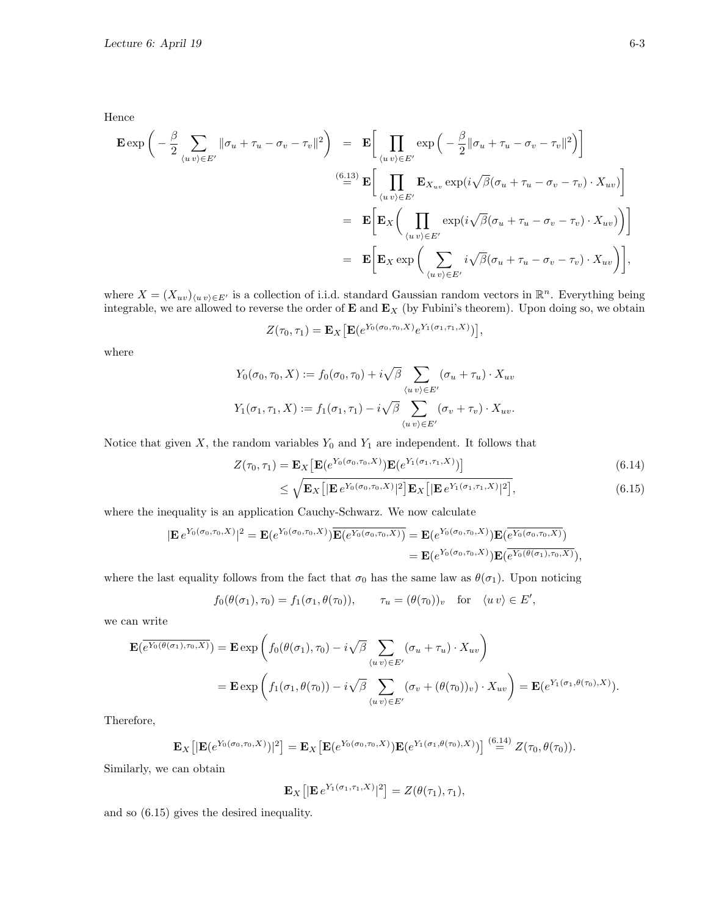Hence

$$
\begin{aligned}
\mathbf{E}\exp\bigg(-\frac{\beta}{2}\sum_{\langle u\,v\rangle\in E'}\|\sigma_u+\tau_u-\sigma_v-\tau_v\|^2\bigg) &= \mathbf{E}\bigg[\prod_{\langle u\,v\rangle\in E'}\exp\Big(-\frac{\beta}{2}\|\sigma_u+\tau_u-\sigma_v-\tau_v\|^2\Big)\bigg] \\
&\overset{(6.13)}{=} \mathbf{E}\bigg[\prod_{\langle u\,v\rangle\in E'}\mathbf{E}_{X_{uv}}\exp(i\sqrt{\beta}(\sigma_u+\tau_u-\sigma_v-\tau_v)\cdot X_{uv})\bigg] \\
&= \mathbf{E}\bigg[\mathbf{E}_X\bigg(\prod_{\langle u\,v\rangle\in E'}\exp(i\sqrt{\beta}(\sigma_u+\tau_u-\sigma_v-\tau_v)\cdot X_{uv})\bigg)\bigg] \\
&= \mathbf{E}\bigg[\mathbf{E}_X\exp\bigg(\sum_{\langle u\,v\rangle\in E'}i\sqrt{\beta}(\sigma_u+\tau_u-\sigma_v-\tau_v)\cdot X_{uv}\bigg)\bigg],
\end{aligned}
$$

where $X=(X_{uv})_{\langle u\,v\rangle\in E'}$ is a collection of i.i.d. standard Gaussian random vectors in $\mathbb{R}^n$. Everything being integrable, we are allowed to reverse the order of $\mathbf{E}$ and $\mathbf{E}_X$ (by Fubini's theorem). Upon doing so, we obtain

$$
Z(\tau_0,\tau_1)=\mathbf{E}_X\big[\mathbf{E}(e^{Y_0(\sigma_0,\tau_0,X)}e^{Y_1(\sigma_1,\tau_1,X)})\big],
$$

where

$$
\begin{aligned}
Y_0(\sigma_0,\tau_0,X) &:= f_0(\sigma_0,\tau_0)+i\sqrt{\beta}\sum_{\langle u\,v\rangle\in E'}(\sigma_u+\tau_u)\cdot X_{uv} \\
Y_1(\sigma_1,\tau_1,X) &:= f_1(\sigma_1,\tau_1)-i\sqrt{\beta}\sum_{\langle u\,v\rangle\in E'}(\sigma_v+\tau_v)\cdot X_{uv}.
\end{aligned}
$$

Notice that given $X$, the random variables $Y_0$ and $Y_1$ are independent. It follows that

$$
\begin{aligned}
Z(\tau_0,\tau_1) &= \mathbf{E}_X\big[\mathbf{E}(e^{Y_0(\sigma_0,\tau_0,X)})\mathbf{E}(e^{Y_1(\sigma_1,\tau_1,X)})\big] &(6.14)\\
&\le \sqrt{\mathbf{E}_X\big[|\mathbf{E}\,e^{Y_0(\sigma_0,\tau_0,X)}|^2\big]\,\mathbf{E}_X\big[|\mathbf{E}\,e^{Y_1(\sigma_1,\tau_1,X)}|^2\big]}, &(6.15)
\end{aligned}
$$

where the inequality is an application Cauchy-Schwarz. We now calculate

$$
\begin{aligned}
|\mathbf{E}\,e^{Y_0(\sigma_0,\tau_0,X)}|^2 = \mathbf{E}(e^{Y_0(\sigma_0,\tau_0,X)})\overline{\mathbf{E}(e^{Y_0(\sigma_0,\tau_0,X)})} &= \mathbf{E}(e^{Y_0(\sigma_0,\tau_0,X)})\mathbf{E}(\overline{e^{Y_0(\sigma_0,\tau_0,X)}}) \\
&= \mathbf{E}(e^{Y_0(\sigma_0,\tau_0,X)})\mathbf{E}(\overline{e^{Y_0(\theta(\sigma_1),\tau_0,X)}}),
\end{aligned}
$$

where the last equality follows from the fact that $\sigma_0$ has the same law as $\theta(\sigma_1)$. Upon noticing

$$
f_0(\theta(\sigma_1),\tau_0)=f_1(\sigma_1,\theta(\tau_0)),\qquad \tau_u=(\theta(\tau_0))_v\quad\text{for}\quad\langle u\,v\rangle\in E',
$$

we can write

$$
\begin{aligned}
\mathbf{E}(\overline{e^{Y_0(\theta(\sigma_1),\tau_0,X)}}) &= \mathbf{E}\exp\bigg(f_0(\theta(\sigma_1),\tau_0)-i\sqrt{\beta}\sum_{\langle u\,v\rangle\in E'}(\sigma_u+\tau_u)\cdot X_{uv}\bigg) \\
&= \mathbf{E}\exp\bigg(f_1(\sigma_1,\theta(\tau_0))-i\sqrt{\beta}\sum_{\langle u\,v\rangle\in E'}(\sigma_v+(\theta(\tau_0))_v)\cdot X_{uv}\bigg) = \mathbf{E}(e^{Y_1(\sigma_1,\theta(\tau_0),X)}).
\end{aligned}
$$

Therefore,

$$
\mathbf{E}_X\big[|\mathbf{E}(e^{Y_0(\sigma_0,\tau_0,X)})|^2\big]=\mathbf{E}_X\big[\mathbf{E}(e^{Y_0(\sigma_0,\tau_0,X)})\mathbf{E}(e^{Y_1(\sigma_1,\theta(\tau_0),X)})\big]\overset{(6.14)}{=}Z(\tau_0,\theta(\tau_0)).
$$

Similarly, we can obtain

$$
\mathbf{E}_X\big[|\mathbf{E}\,e^{Y_1(\sigma_1,\tau_1,X)}|^2\big]=Z(\theta(\tau_1),\tau_1),
$$

and so (6.15) gives the desired inequality.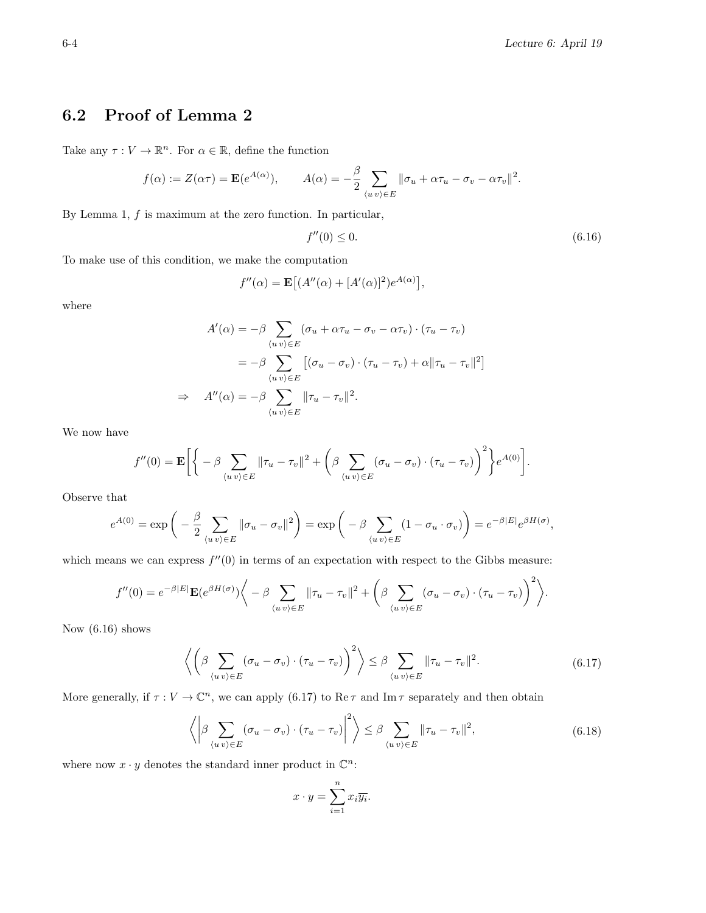## 6.2 Proof of Lemma 2

Take any $\tau : V \to \mathbb{R}^n$. For $\alpha \in \mathbb{R}$, define the function

$$f(\alpha) := Z(\alpha\tau) = \mathbf{E}(e^{A(\alpha)}), \qquad A(\alpha) = -\frac{\beta}{2} \sum_{\langle u\, v\rangle \in E} \|\sigma_u + \alpha\tau_u - \sigma_v - \alpha\tau_v\|^2.$$

By Lemma 1, $f$ is maximum at the zero function. In particular,

$$f''(0) \le 0. \tag{6.16}$$

To make use of this condition, we make the computation

$$f''(\alpha) = \mathbf{E}\big[(A''(\alpha) + [A'(\alpha)]^2)e^{A(\alpha)}\big],$$

where

$$\begin{aligned}
A'(\alpha) &= -\beta \sum_{\langle u\, v\rangle \in E} (\sigma_u + \alpha\tau_u - \sigma_v - \alpha\tau_v) \cdot (\tau_u - \tau_v) \\
&= -\beta \sum_{\langle u\, v\rangle \in E} \big[(\sigma_u - \sigma_v)\cdot(\tau_u - \tau_v) + \alpha\|\tau_u - \tau_v\|^2\big] \\
\Rightarrow \quad A''(\alpha) &= -\beta \sum_{\langle u\, v\rangle \in E} \|\tau_u - \tau_v\|^2.
\end{aligned}$$

We now have

$$f''(0) = \mathbf{E}\bigg[\bigg\{ -\beta \sum_{\langle u\, v\rangle \in E} \|\tau_u - \tau_v\|^2 + \bigg(\beta \sum_{\langle u\, v\rangle \in E} (\sigma_u - \sigma_v)\cdot(\tau_u - \tau_v)\bigg)^2 \bigg\} e^{A(0)}\bigg].$$

Observe that

$$e^{A(0)} = \exp\bigg(-\frac{\beta}{2}\sum_{\langle u\, v\rangle \in E} \|\sigma_u - \sigma_v\|^2\bigg) = \exp\bigg(-\beta \sum_{\langle u\, v\rangle \in E}(1 - \sigma_u\cdot\sigma_v)\bigg) = e^{-\beta|E|}e^{\beta H(\sigma)},$$

which means we can express $f''(0)$ in terms of an expectation with respect to the Gibbs measure:

$$f''(0) = e^{-\beta|E|}\mathbf{E}(e^{\beta H(\sigma)})\bigg\langle -\beta \sum_{\langle u\, v\rangle \in E} \|\tau_u - \tau_v\|^2 + \bigg(\beta \sum_{\langle u\, v\rangle \in E} (\sigma_u - \sigma_v)\cdot(\tau_u - \tau_v)\bigg)^2 \bigg\rangle.$$

Now (6.16) shows

$$\bigg\langle \bigg(\beta \sum_{\langle u\, v\rangle \in E} (\sigma_u - \sigma_v)\cdot(\tau_u - \tau_v)\bigg)^2 \bigg\rangle \le \beta \sum_{\langle u\, v\rangle \in E} \|\tau_u - \tau_v\|^2. \tag{6.17}$$

More generally, if $\tau : V \to \mathbb{C}^n$, we can apply (6.17) to $\operatorname{Re}\tau$ and $\operatorname{Im}\tau$ separately and then obtain

$$\bigg\langle \bigg|\beta \sum_{\langle u\, v\rangle \in E} (\sigma_u - \sigma_v)\cdot(\tau_u - \tau_v)\bigg|^2 \bigg\rangle \le \beta \sum_{\langle u\, v\rangle \in E} \|\tau_u - \tau_v\|^2, \tag{6.18}$$

where now $x \cdot y$ denotes the standard inner product in $\mathbb{C}^n$:

$$x \cdot y = \sum_{i=1}^n x_i \overline{y_i}.$$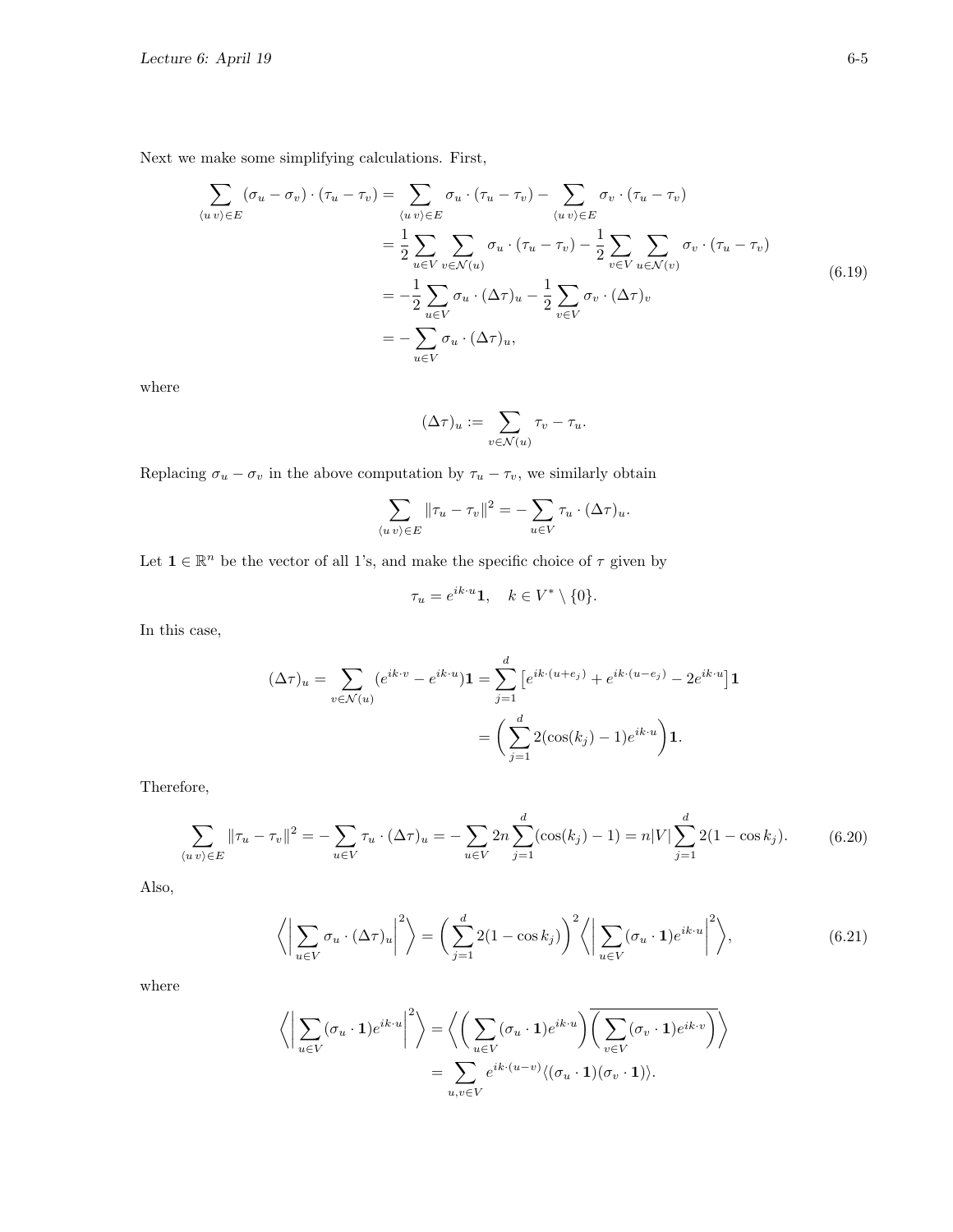Next we make some simplifying calculations. First,

$$
\begin{aligned}
\sum_{\langle u\,v\rangle \in E} (\sigma_u - \sigma_v) \cdot (\tau_u - \tau_v) &= \sum_{\langle u\,v\rangle \in E} \sigma_u \cdot (\tau_u - \tau_v) - \sum_{\langle u\,v\rangle \in E} \sigma_v \cdot (\tau_u - \tau_v) \\
&= \frac{1}{2} \sum_{u \in V} \sum_{v \in \mathcal{N}(u)} \sigma_u \cdot (\tau_u - \tau_v) - \frac{1}{2} \sum_{v \in V} \sum_{u \in \mathcal{N}(v)} \sigma_v \cdot (\tau_u - \tau_v) \\
&= -\frac{1}{2} \sum_{u \in V} \sigma_u \cdot (\Delta\tau)_u - \frac{1}{2} \sum_{v \in V} \sigma_v \cdot (\Delta\tau)_v \\
&= -\sum_{u \in V} \sigma_u \cdot (\Delta\tau)_u,
\end{aligned} \tag{6.19}
$$

where

$$
(\Delta\tau)_u := \sum_{v \in \mathcal{N}(u)} \tau_v - \tau_u.
$$

Replacing $\sigma_u - \sigma_v$ in the above computation by $\tau_u - \tau_v$, we similarly obtain

$$
\sum_{\langle u\,v\rangle \in E} \|\tau_u - \tau_v\|^2 = -\sum_{u \in V} \tau_u \cdot (\Delta\tau)_u.
$$

Let $\mathbf{1} \in \mathbb{R}^n$ be the vector of all 1's, and make the specific choice of $\tau$ given by

$$
\tau_u = e^{ik\cdot u}\mathbf{1}, \quad k \in V^* \setminus \{0\}.
$$

In this case,

$$
\begin{aligned}
(\Delta\tau)_u = \sum_{v \in \mathcal{N}(u)} (e^{ik\cdot v} - e^{ik\cdot u})\mathbf{1} &= \sum_{j=1}^{d} \left[ e^{ik\cdot(u+e_j)} + e^{ik\cdot(u-e_j)} - 2e^{ik\cdot u} \right] \mathbf{1} \\
&= \left( \sum_{j=1}^{d} 2(\cos(k_j) - 1) e^{ik\cdot u} \right) \mathbf{1}.
\end{aligned}
$$

Therefore,

$$
\sum_{\langle u\,v\rangle \in E} \|\tau_u - \tau_v\|^2 = -\sum_{u \in V} \tau_u \cdot (\Delta\tau)_u = -\sum_{u \in V} 2n \sum_{j=1}^{d} (\cos(k_j) - 1) = n|V| \sum_{j=1}^{d} 2(1 - \cos k_j). \tag{6.20}
$$

Also,

$$
\left\langle \left| \sum_{u \in V} \sigma_u \cdot (\Delta\tau)_u \right|^2 \right\rangle = \left( \sum_{j=1}^{d} 2(1 - \cos k_j) \right)^2 \left\langle \left| \sum_{u \in V} (\sigma_u \cdot \mathbf{1}) e^{ik\cdot u} \right|^2 \right\rangle, \tag{6.21}
$$

where

$$
\begin{aligned}
\left\langle \left| \sum_{u \in V} (\sigma_u \cdot \mathbf{1}) e^{ik\cdot u} \right|^2 \right\rangle &= \left\langle \left( \sum_{u \in V} (\sigma_u \cdot \mathbf{1}) e^{ik\cdot u} \right) \overline{\left( \sum_{v \in V} (\sigma_v \cdot \mathbf{1}) e^{ik\cdot v} \right)} \right\rangle \\
&= \sum_{u,v \in V} e^{ik\cdot(u-v)} \langle (\sigma_u \cdot \mathbf{1})(\sigma_v \cdot \mathbf{1}) \rangle.
\end{aligned}
$$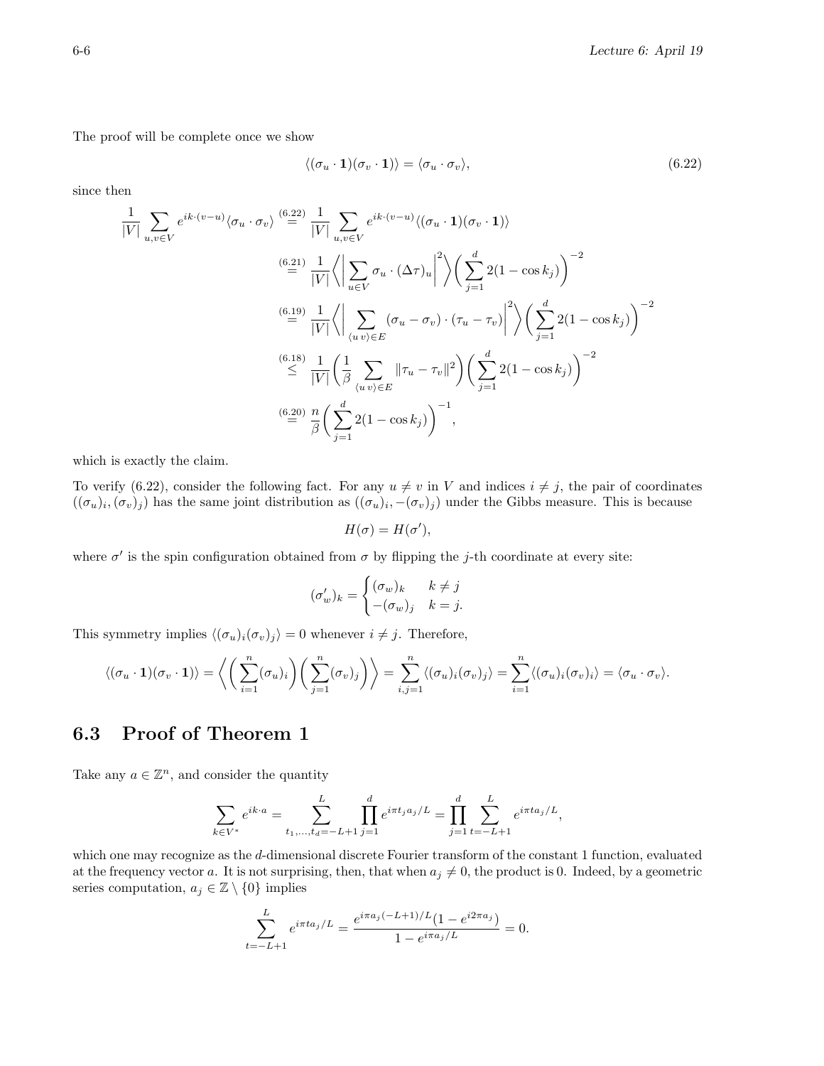The proof will be complete once we show

$$\langle(\sigma_u \cdot \mathbf{1})(\sigma_v \cdot \mathbf{1})\rangle = \langle \sigma_u \cdot \sigma_v\rangle, \tag{6.22}$$

since then

$$\begin{aligned}
\frac{1}{|V|}\sum_{u,v\in V} e^{ik\cdot(v-u)}\langle \sigma_u \cdot \sigma_v\rangle &\overset{(6.22)}{=} \frac{1}{|V|}\sum_{u,v\in V} e^{ik\cdot(v-u)}\langle(\sigma_u \cdot \mathbf{1})(\sigma_v \cdot \mathbf{1})\rangle \\
&\overset{(6.21)}{=} \frac{1}{|V|}\left\langle \Big| \sum_{u\in V} \sigma_u \cdot (\Delta\tau)_u \Big|^2 \right\rangle \left( \sum_{j=1}^d 2(1-\cos k_j)\right)^{-2} \\
&\overset{(6.19)}{=} \frac{1}{|V|}\left\langle \Big| \sum_{\langle u\, v\rangle\in E} (\sigma_u - \sigma_v) \cdot (\tau_u - \tau_v) \Big|^2 \right\rangle \left( \sum_{j=1}^d 2(1-\cos k_j)\right)^{-2} \\
&\overset{(6.18)}{\le} \frac{1}{|V|}\left( \frac{1}{\beta} \sum_{\langle u\, v\rangle\in E} \|\tau_u - \tau_v\|^2 \right) \left( \sum_{j=1}^d 2(1-\cos k_j)\right)^{-2} \\
&\overset{(6.20)}{=} \frac{n}{\beta}\left( \sum_{j=1}^d 2(1-\cos k_j)\right)^{-1},
\end{aligned}$$

which is exactly the claim.

To verify (6.22), consider the following fact. For any $u \neq v$ in $V$ and indices $i \neq j$, the pair of coordinates $((\sigma_u)_i, (\sigma_v)_j)$ has the same joint distribution as $((\sigma_u)_i, -(\sigma_v)_j)$ under the Gibbs measure. This is because

$$H(\sigma) = H(\sigma'),$$

where $\sigma'$ is the spin configuration obtained from $\sigma$ by flipping the $j$-th coordinate at every site:

$$(\sigma'_w)_k = \begin{cases} (\sigma_w)_k & k \neq j \\ -(\sigma_w)_j & k = j. \end{cases}$$

This symmetry implies $\langle(\sigma_u)_i(\sigma_v)_j\rangle = 0$ whenever $i \neq j$. Therefore,

$$\langle(\sigma_u \cdot \mathbf{1})(\sigma_v \cdot \mathbf{1})\rangle = \left\langle \left(\sum_{i=1}^n (\sigma_u)_i\right)\left(\sum_{j=1}^n (\sigma_v)_j\right)\right\rangle = \sum_{i,j=1}^n \langle(\sigma_u)_i(\sigma_v)_j\rangle = \sum_{i=1}^n \langle(\sigma_u)_i(\sigma_v)_i\rangle = \langle \sigma_u \cdot \sigma_v\rangle.$$

## 6.3 Proof of Theorem 1

Take any $a \in \mathbb{Z}^n$, and consider the quantity

$$\sum_{k\in V^*} e^{ik\cdot a} = \sum_{t_1,\ldots,t_d=-L+1}^{L} \prod_{j=1}^d e^{i\pi t_j a_j/L} = \prod_{j=1}^d \sum_{t=-L+1}^{L} e^{i\pi t a_j/L},$$

which one may recognize as the $d$-dimensional discrete Fourier transform of the constant 1 function, evaluated at the frequency vector $a$. It is not surprising, then, that when $a_j \neq 0$, the product is 0. Indeed, by a geometric series computation, $a_j \in \mathbb{Z}\setminus\{0\}$ implies

$$\sum_{t=-L+1}^{L} e^{i\pi t a_j/L} = \frac{e^{i\pi a_j(-L+1)/L}(1-e^{i2\pi a_j})}{1-e^{i\pi a_j/L}} = 0.$$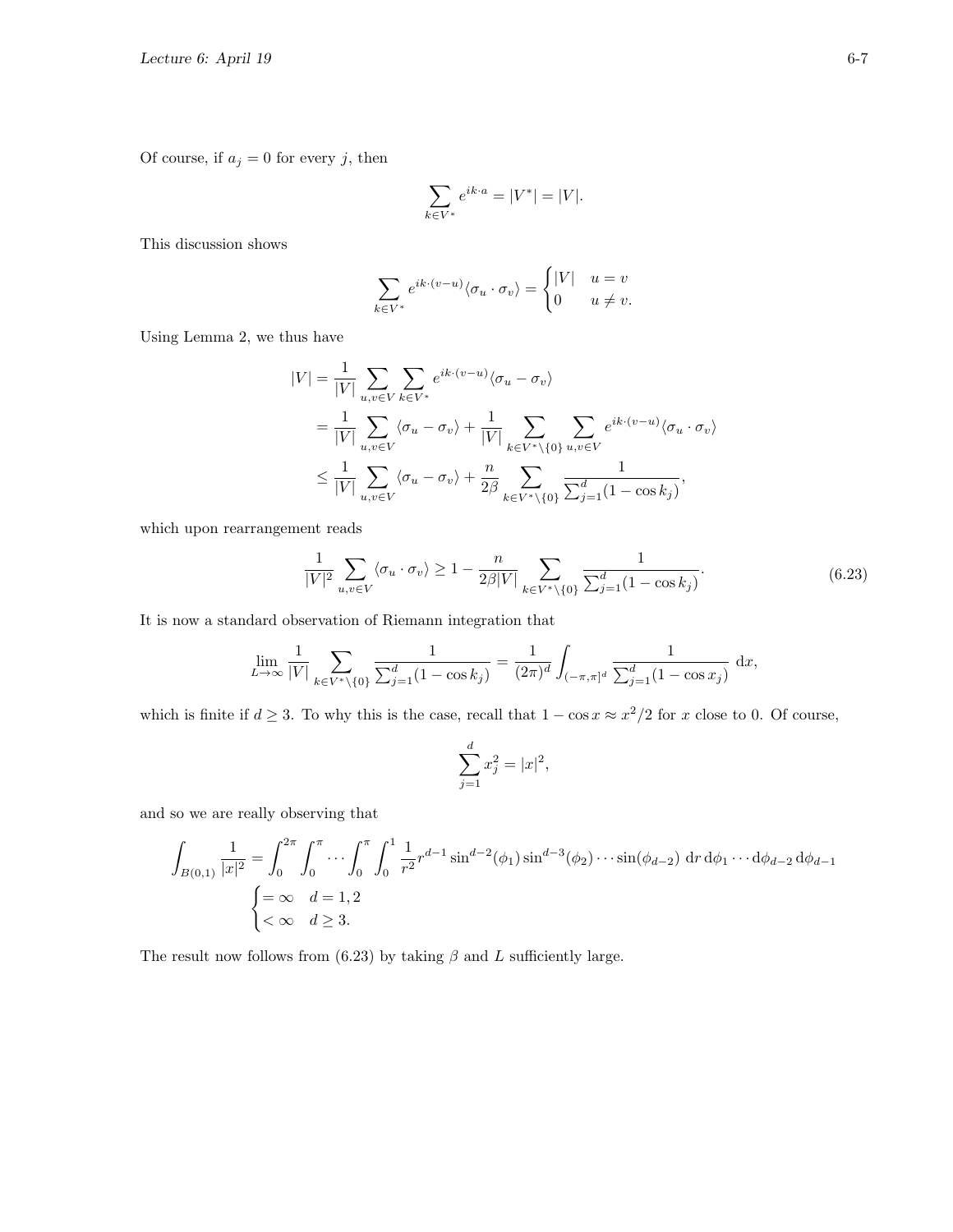Of course, if $a_j = 0$ for every $j$, then

$$\sum_{k \in V^*} e^{ik \cdot a} = |V^*| = |V|.$$

This discussion shows

$$\sum_{k \in V^*} e^{ik\cdot(v-u)} \langle \sigma_u \cdot \sigma_v \rangle = \begin{cases} |V| & u = v \\ 0 & u \neq v. \end{cases}$$

Using Lemma 2, we thus have

$$\begin{aligned}
|V| &= \frac{1}{|V|} \sum_{u,v \in V} \sum_{k \in V^*} e^{ik\cdot(v-u)} \langle \sigma_u - \sigma_v \rangle \\
&= \frac{1}{|V|} \sum_{u,v \in V} \langle \sigma_u - \sigma_v \rangle + \frac{1}{|V|} \sum_{k \in V^* \setminus \{0\}} \sum_{u,v \in V} e^{ik\cdot(v-u)} \langle \sigma_u \cdot \sigma_v \rangle \\
&\leq \frac{1}{|V|} \sum_{u,v \in V} \langle \sigma_u - \sigma_v \rangle + \frac{n}{2\beta} \sum_{k \in V^* \setminus \{0\}} \frac{1}{\sum_{j=1}^d (1 - \cos k_j)},
\end{aligned}$$

which upon rearrangement reads

$$\frac{1}{|V|^2} \sum_{u,v \in V} \langle \sigma_u \cdot \sigma_v \rangle \geq 1 - \frac{n}{2\beta |V|} \sum_{k \in V^* \setminus \{0\}} \frac{1}{\sum_{j=1}^d (1 - \cos k_j)}. \tag{6.23}$$

It is now a standard observation of Riemann integration that

$$\lim_{L \to \infty} \frac{1}{|V|} \sum_{k \in V^* \setminus \{0\}} \frac{1}{\sum_{j=1}^d (1 - \cos k_j)} = \frac{1}{(2\pi)^d} \int_{(-\pi,\pi]^d} \frac{1}{\sum_{j=1}^d (1 - \cos x_j)} \, \mathrm{d}x,$$

which is finite if $d \geq 3$. To why this is the case, recall that $1 - \cos x \approx x^2/2$ for $x$ close to 0. Of course,

$$\sum_{j=1}^d x_j^2 = |x|^2,$$

and so we are really observing that

$$\begin{aligned}
\int_{B(0,1)} \frac{1}{|x|^2} &= \int_0^{2\pi} \int_0^{\pi} \cdots \int_0^{\pi} \int_0^1 \frac{1}{r^2} r^{d-1} \sin^{d-2}(\phi_1) \sin^{d-3}(\phi_2) \cdots \sin(\phi_{d-2}) \, \mathrm{d}r \, \mathrm{d}\phi_1 \cdots \mathrm{d}\phi_{d-2} \, \mathrm{d}\phi_{d-1} \\
&\begin{cases} = \infty & d = 1, 2 \\ < \infty & d \geq 3. \end{cases}
\end{aligned}$$

The result now follows from (6.23) by taking $\beta$ and $L$ sufficiently large.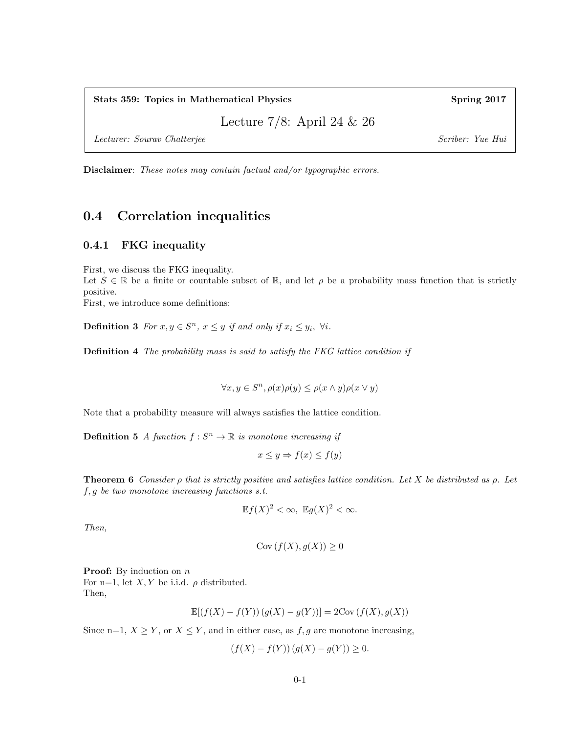**Stats 359: Topics in Mathematical Physics** **Spring 2017**

# Lecture 7/8: April 24 & 26

*Lecturer: Sourav Chatterjee* *Scriber: Yue Hui*

**Disclaimer**: *These notes may contain factual and/or typographic errors.*

## 0.4 Correlation inequalities

### 0.4.1 FKG inequality

First, we discuss the FKG inequality.
Let $S \in \mathbb{R}$ be a finite or countable subset of $\mathbb{R}$, and let $\rho$ be a probability mass function that is strictly positive.
First, we introduce some definitions:

**Definition 3** *For $x, y \in S^n$, $x \leq y$ if and only if $x_i \leq y_i,\ \forall i$.*

**Definition 4** *The probability mass is said to satisfy the FKG lattice condition if*

$$\forall x, y \in S^n, \rho(x)\rho(y) \leq \rho(x \wedge y)\rho(x \vee y)$$

Note that a probability measure will always satisfies the lattice condition.

**Definition 5** *A function $f : S^n \to \mathbb{R}$ is monotone increasing if*

$$x \leq y \Rightarrow f(x) \leq f(y)$$

**Theorem 6** *Consider $\rho$ that is strictly positive and satisfies lattice condition. Let $X$ be distributed as $\rho$. Let $f, g$ be two monotone increasing functions s.t.*

$$\mathbb{E}f(X)^2 < \infty,\ \mathbb{E}g(X)^2 < \infty.$$

*Then,*

$$\operatorname{Cov}(f(X), g(X)) \geq 0$$

**Proof:** By induction on $n$
For n=1, let $X, Y$ be i.i.d. $\rho$ distributed.
Then,

$$\mathbb{E}[(f(X) - f(Y))(g(X) - g(Y))] = 2\operatorname{Cov}(f(X), g(X))$$

Since n=1, $X \geq Y$, or $X \leq Y$, and in either case, as $f, g$ are monotone increasing,

$$(f(X) - f(Y))(g(X) - g(Y)) \geq 0.$$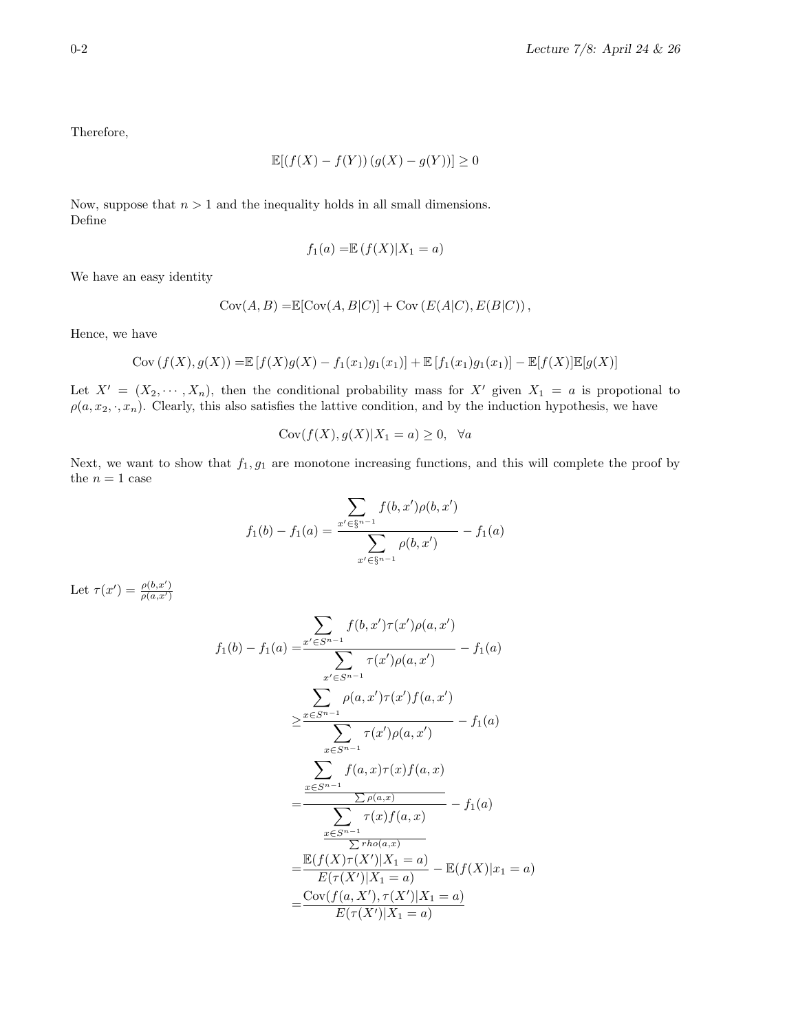Therefore,

$$\mathbb{E}[(f(X) - f(Y))\,(g(X) - g(Y))] \geq 0$$

Now, suppose that $n > 1$ and the inequality holds in all small dimensions.
Define

$$f_1(a) = \mathbb{E}\,(f(X)|X_1 = a)$$

We have an easy identity

$$\mathrm{Cov}(A, B) = \mathbb{E}[\mathrm{Cov}(A, B|C)] + \mathrm{Cov}\,(E(A|C), E(B|C))\,,$$

Hence, we have

$$\mathrm{Cov}\,(f(X), g(X)) = \mathbb{E}\,[f(X)g(X) - f_1(x_1)g_1(x_1)] + \mathbb{E}\,[f_1(x_1)g_1(x_1)] - \mathbb{E}[f(X)]\mathbb{E}[g(X)]$$

Let $X' = (X_2, \cdots, X_n)$, then the conditional probability mass for $X'$ given $X_1 = a$ is propotional to $\rho(a, x_2, \cdot, x_n)$. Clearly, this also satisfies the lattive condition, and by the induction hypothesis, we have

$$\mathrm{Cov}(f(X), g(X)|X_1 = a) \geq 0, \quad \forall a$$

Next, we want to show that $f_1, g_1$ are monotone increasing functions, and this will complete the proof by the $n = 1$ case

$$f_1(b) - f_1(a) = \frac{\displaystyle\sum_{x' \in \S^{n-1}} f(b, x')\rho(b, x')}{\displaystyle\sum_{x' \in \S^{n-1}} \rho(b, x')} - f_1(a)$$

Let $\tau(x') = \frac{\rho(b,x')}{\rho(a,x')}$

$$\begin{aligned}
f_1(b) - f_1(a) =& \frac{\displaystyle\sum_{x' \in S^{n-1}} f(b, x')\tau(x')\rho(a, x')}{\displaystyle\sum_{x' \in S^{n-1}} \tau(x')\rho(a, x')} - f_1(a) \\
\geq& \frac{\displaystyle\sum_{x \in S^{n-1}} \rho(a, x')\tau(x')f(a, x')}{\displaystyle\sum_{x \in S^{n-1}} \tau(x')\rho(a, x')} - f_1(a) \\
=& \frac{\dfrac{\displaystyle\sum_{x \in S^{n-1}} f(a, x)\tau(x)f(a, x)}{\sum \rho(a, x)}}{\dfrac{\displaystyle\sum_{x \in S^{n-1}} \tau(x)f(a, x)}{\sum rho(a, x)}} - f_1(a) \\
=& \frac{\mathbb{E}(f(X)\tau(X')|X_1 = a)}{E(\tau(X')|X_1 = a)} - \mathbb{E}(f(X)|x_1 = a) \\
=& \frac{\mathrm{Cov}(f(a, X'), \tau(X')|X_1 = a)}{E(\tau(X')|X_1 = a)}
\end{aligned}$$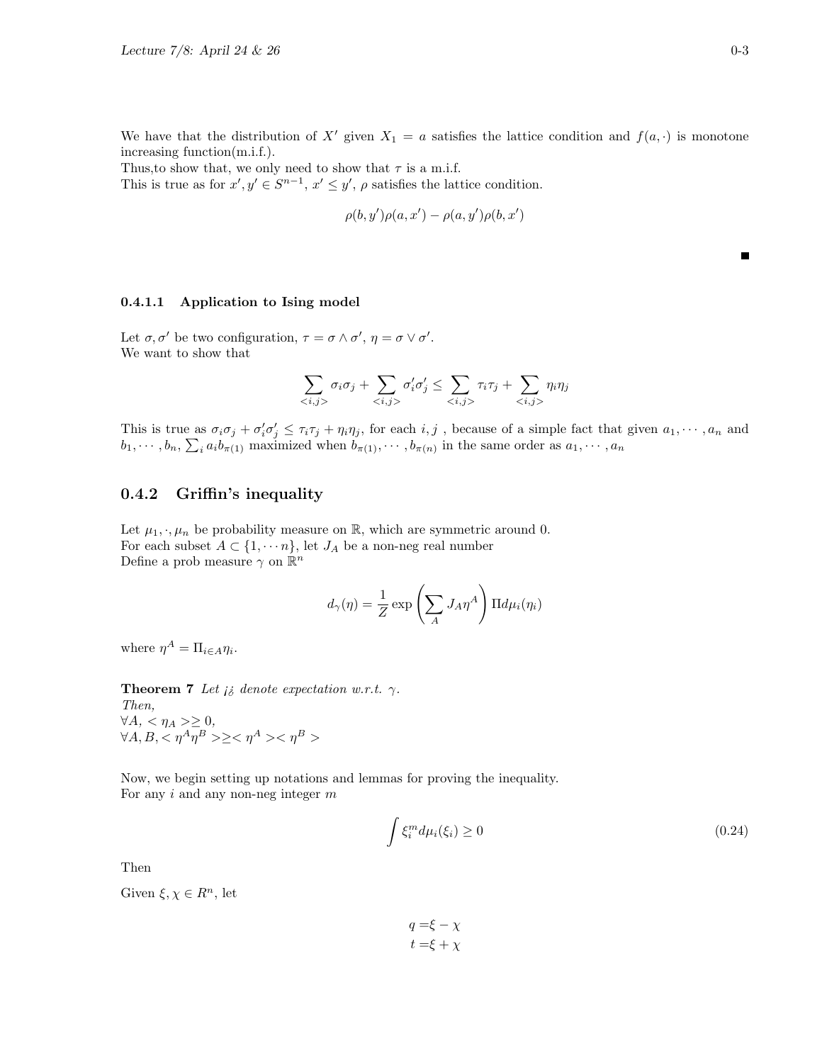We have that the distribution of $X'$ given $X_1 = a$ satisfies the lattice condition and $f(a, \cdot)$ is monotone increasing function(m.i.f.).
Thus,to show that, we only need to show that $\tau$ is a m.i.f.
This is true as for $x', y' \in S^{n-1}$, $x' \leq y'$, $\rho$ satisfies the lattice condition.

$$\rho(b, y')\rho(a, x') - \rho(a, y')\rho(b, x')$$

■

#### 0.4.1.1 Application to Ising model

Let $\sigma, \sigma'$ be two configuration, $\tau = \sigma \wedge \sigma'$, $\eta = \sigma \vee \sigma'$.
We want to show that

$$\sum_{<i,j>} \sigma_i \sigma_j + \sum_{<i,j>} \sigma'_i \sigma'_j \leq \sum_{<i,j>} \tau_i \tau_j + \sum_{<i,j>} \eta_i \eta_j$$

This is true as $\sigma_i \sigma_j + \sigma'_i \sigma'_j \leq \tau_i \tau_j + \eta_i \eta_j$, for each $i, j$ , because of a simple fact that given $a_1, \cdots, a_n$ and $b_1, \cdots, b_n$, $\sum_i a_i b_{\pi(1)}$ maximized when $b_{\pi(1)}, \cdots, b_{\pi(n)}$ in the same order as $a_1, \cdots, a_n$

### 0.4.2 Griffin's inequality

Let $\mu_1, \cdot, \mu_n$ be probability measure on $\mathbb{R}$, which are symmetric around 0.
For each subset $A \subset \{1, \cdots n\}$, let $J_A$ be a non-neg real number
Define a prob measure $\gamma$ on $\mathbb{R}^n$

$$d_\gamma(\eta) = \frac{1}{Z} \exp\left(\sum_A J_A \eta^A\right) \Pi d\mu_i(\eta_i)$$

where $\eta^A = \Pi_{i \in A} \eta_i$.

**Theorem 7** *Let ¡¿ denote expectation w.r.t. $\gamma$.*
*Then,*
$\forall A, < \eta_A > \geq 0$,
$\forall A, B, < \eta^A \eta^B > \geq < \eta^A > < \eta^B >$

Now, we begin setting up notations and lemmas for proving the inequality.
For any $i$ and any non-neg integer $m$

$$\int \xi_i^m d\mu_i(\xi_i) \geq 0 \tag{0.24}$$

Then

Given $\xi, \chi \in R^n$, let

$$\begin{aligned} q =& \xi - \chi \\ t =& \xi + \chi \end{aligned}$$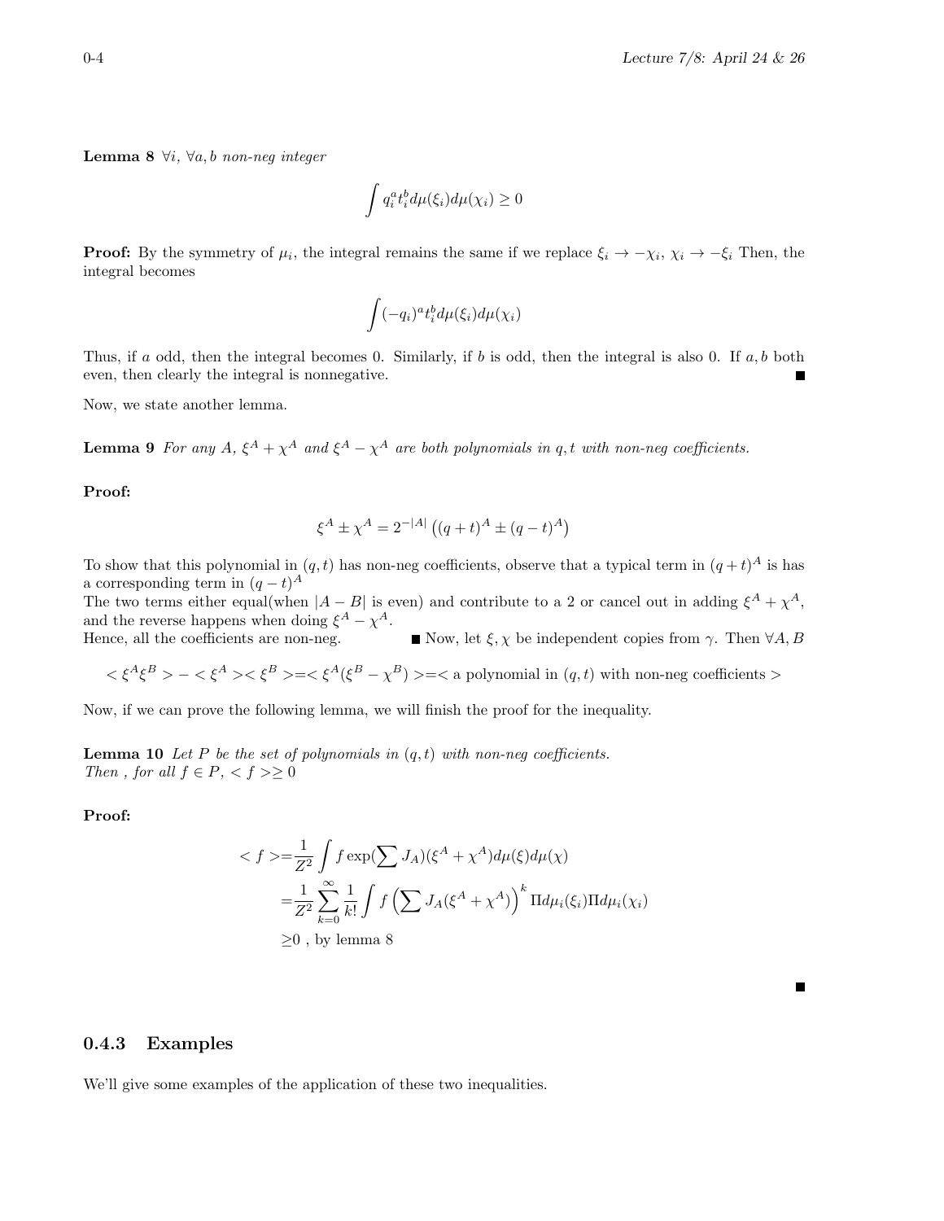**Lemma 8** *$\forall i$, $\forall a, b$ non-neg integer*

$$\int q_i^a t_i^b d\mu(\xi_i) d\mu(\chi_i) \geq 0$$

**Proof:** By the symmetry of $\mu_i$, the integral remains the same if we replace $\xi_i \to -\chi_i$, $\chi_i \to -\xi_i$ Then, the integral becomes

$$\int (-q_i)^a t_i^b d\mu(\xi_i) d\mu(\chi_i)$$

Thus, if $a$ odd, then the integral becomes 0. Similarly, if $b$ is odd, then the integral is also 0. If $a, b$ both even, then clearly the integral is nonnegative. ∎

Now, we state another lemma.

**Lemma 9** *For any $A$, $\xi^A + \chi^A$ and $\xi^A - \chi^A$ are both polynomials in $q, t$ with non-neg coefficients.*

**Proof:**

$$\xi^A \pm \chi^A = 2^{-|A|} \left( (q+t)^A \pm (q-t)^A \right)$$

To show that this polynomial in $(q, t)$ has non-neg coefficients, observe that a typical term in $(q+t)^A$ is has a corresponding term in $(q-t)^A$

The two terms either equal(when $|A - B|$ is even) and contribute to a 2 or cancel out in adding $\xi^A + \chi^A$, and the reverse happens when doing $\xi^A - \chi^A$.

Hence, all the coefficients are non-neg. ∎ Now, let $\xi, \chi$ be independent copies from $\gamma$. Then $\forall A, B$

$$< \xi^A \xi^B > - < \xi^A >< \xi^B > = < \xi^A(\xi^B - \chi^B) > = < \text{a polynomial in } (q,t) \text{ with non-neg coefficients} >$$

Now, if we can prove the following lemma, we will finish the proof for the inequality.

**Lemma 10** *Let $P$ be the set of polynomials in $(q, t)$ with non-neg coefficients.*
*Then , for all $f \in P$, $< f > \geq 0$*

**Proof:**

$$\begin{aligned}
< f > =& \frac{1}{Z^2} \int f \exp(\sum J_A)(\xi^A + \chi^A) d\mu(\xi) d\mu(\chi) \\
=& \frac{1}{Z^2} \sum_{k=0}^{\infty} \frac{1}{k!} \int f \left( \sum J_A(\xi^A + \chi^A) \right)^k \Pi d\mu_i(\xi_i) \Pi d\mu_i(\chi_i) \\
\geq& 0 \text{ , by lemma 8}
\end{aligned}$$

∎

### 0.4.3 Examples

We'll give some examples of the application of these two inequalities.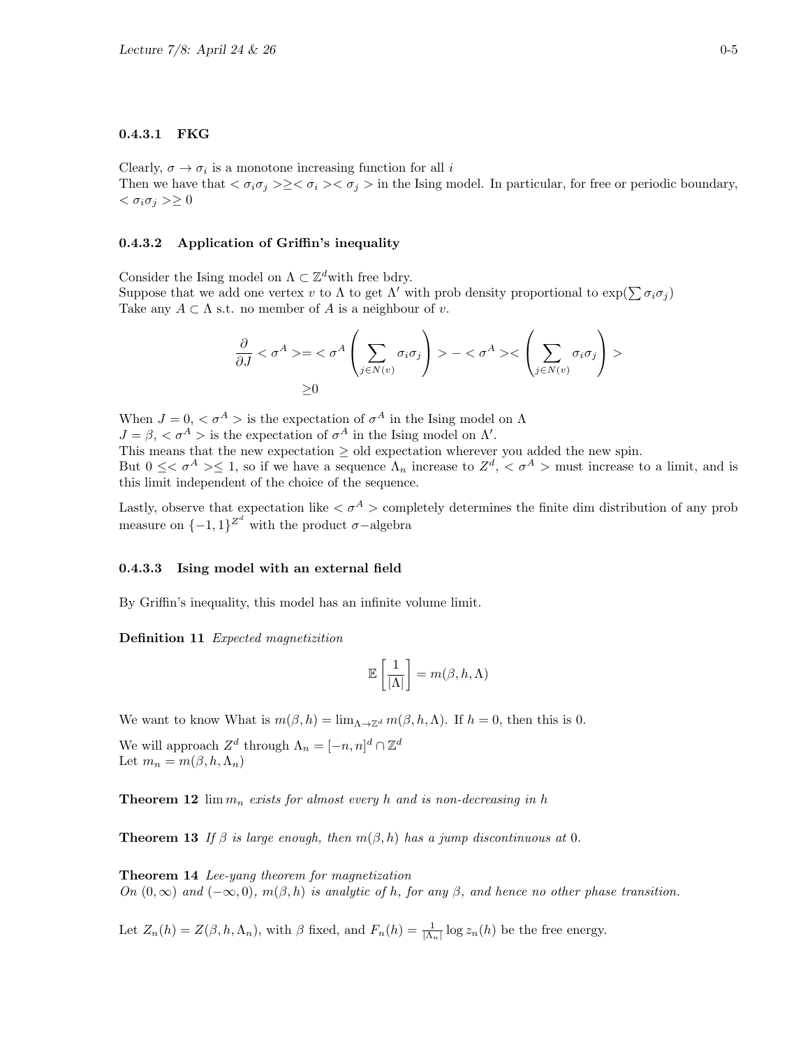#### 0.4.3.1 FKG

Clearly, $\sigma \to \sigma_i$ is a monotone increasing function for all $i$
Then we have that $<\sigma_i\sigma_j> \geq <\sigma_i><\sigma_j>$ in the Ising model. In particular, for free or periodic boundary, $<\sigma_i\sigma_j> \geq 0$

#### 0.4.3.2 Application of Griffin's inequality

Consider the Ising model on $\Lambda \subset \mathbb{Z}^d$with free bdry.
Suppose that we add one vertex $v$ to $\Lambda$ to get $\Lambda'$ with prob density proportional to $\exp(\sum \sigma_i\sigma_j)$
Take any $A \subset \Lambda$ s.t. no member of $A$ is a neighbour of $v$.

$$\frac{\partial}{\partial J} <\sigma^A> = <\sigma^A \left(\sum_{j\in N(v)} \sigma_i\sigma_j\right)> - <\sigma^A><\left(\sum_{j\in N(v)} \sigma_i\sigma_j\right)>$$
$$\geq 0$$

When $J = 0$, $<\sigma^A>$ is the expectation of $\sigma^A$ in the Ising model on $\Lambda$
$J = \beta$, $<\sigma^A>$ is the expectation of $\sigma^A$ in the Ising model on $\Lambda'$.
This means that the new expectation $\geq$ old expectation wherever you added the new spin.
But $0 \leq <\sigma^A> \leq 1$, so if we have a sequence $\Lambda_n$ increase to $Z^d$, $<\sigma^A>$ must increase to a limit, and is this limit independent of the choice of the sequence.

Lastly, observe that expectation like $<\sigma^A>$ completely determines the finite dim distribution of any prob measure on $\{-1,1\}^{Z^d}$ with the product $\sigma-$algebra

#### 0.4.3.3 Ising model with an external field

By Griffin's inequality, this model has an infinite volume limit.

**Definition 11** *Expected magnetizition*

$$\mathbb{E}\left[\frac{1}{|\Lambda|}\right] = m(\beta, h, \Lambda)$$

We want to know What is $m(\beta, h) = \lim_{\Lambda\to\mathbb{Z}^d} m(\beta, h, \Lambda)$. If $h = 0$, then this is 0.

We will approach $Z^d$ through $\Lambda_n = [-n, n]^d \cap \mathbb{Z}^d$
Let $m_n = m(\beta, h, \Lambda_n)$

**Theorem 12** *$\lim m_n$ exists for almost every $h$ and is non-decreasing in $h$*

**Theorem 13** *If $\beta$ is large enough, then $m(\beta, h)$ has a jump discontinuous at 0.*

**Theorem 14** *Lee-yang theorem for magnetization*
*On $(0, \infty)$ and $(-\infty, 0)$, $m(\beta, h)$ is analytic of $h$, for any $\beta$, and hence no other phase transition.*

Let $Z_n(h) = Z(\beta, h, \Lambda_n)$, with $\beta$ fixed, and $F_n(h) = \frac{1}{|\Lambda_n|}\log z_n(h)$ be the free energy.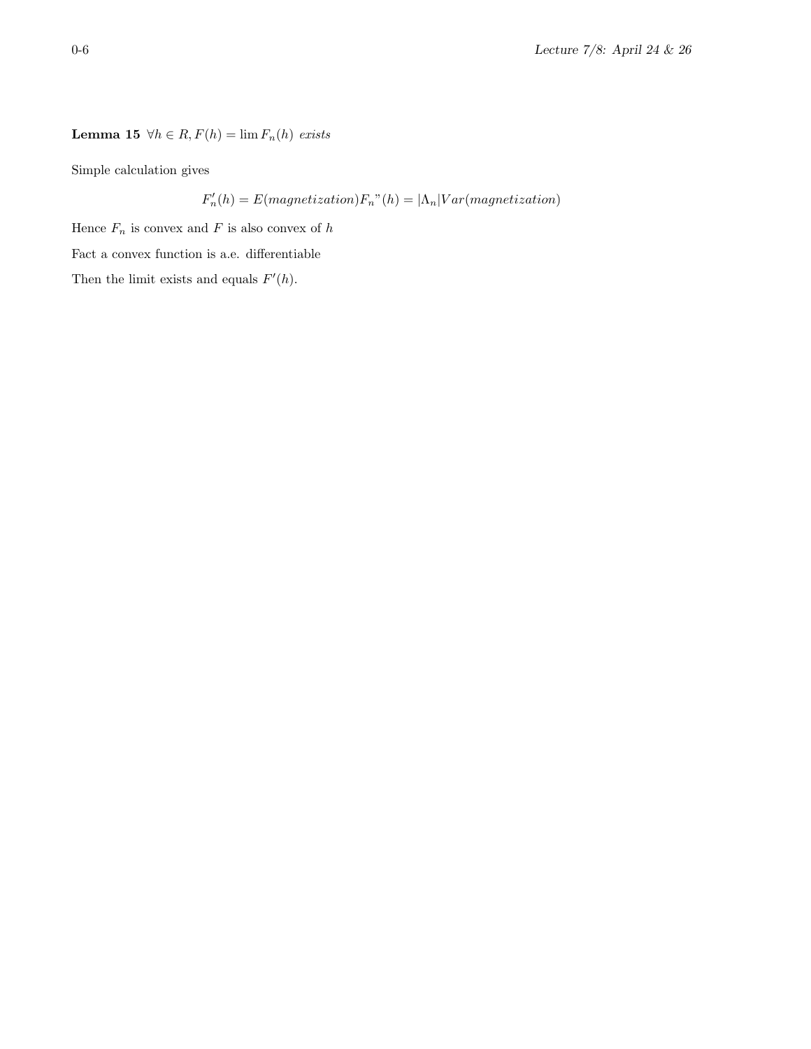**Lemma 15** $\forall h \in R, F(h) = \lim F_n(h)$ *exists*

Simple calculation gives

$$F_n'(h) = E(magnetization)F_n"(h) = |\Lambda_n|Var(magnetization)$$

Hence $F_n$ is convex and $F$ is also convex of $h$

Fact a convex function is a.e. differentiable

Then the limit exists and equals $F'(h)$.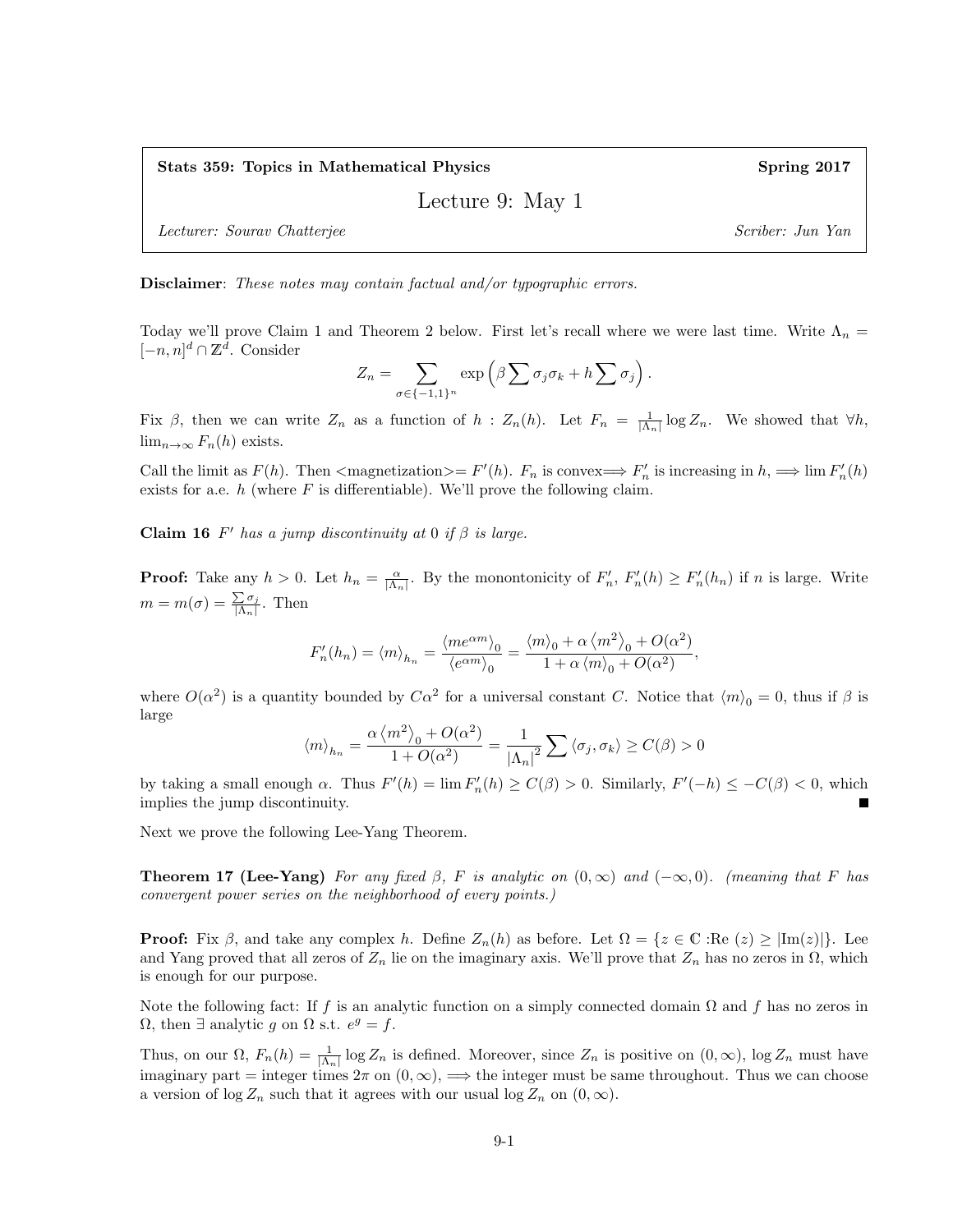**Stats 359: Topics in Mathematical Physics** **Spring 2017**

# Lecture 9: May 1

*Lecturer: Sourav Chatterjee* *Scriber: Jun Yan*

**Disclaimer**: *These notes may contain factual and/or typographic errors.*

Today we'll prove Claim 1 and Theorem 2 below. First let's recall where we were last time. Write $\Lambda_n = [-n, n]^d \cap \mathbb{Z}^d$. Consider

$$Z_n = \sum_{\sigma \in \{-1,1\}^n} \exp\left(\beta \sum \sigma_j \sigma_k + h \sum \sigma_j\right).$$

Fix $\beta$, then we can write $Z_n$ as a function of $h$ : $Z_n(h)$. Let $F_n = \frac{1}{|\Lambda_n|} \log Z_n$. We showed that $\forall h$, $\lim_{n\to\infty} F_n(h)$ exists.

Call the limit as $F(h)$. Then <magnetization>= $F'(h)$. $F_n$ is convex$\Longrightarrow$ $F_n'$ is increasing in $h$, $\Longrightarrow \lim F_n'(h)$ exists for a.e. $h$ (where $F$ is differentiable). We'll prove the following claim.

**Claim 16** *$F'$ has a jump discontinuity at 0 if $\beta$ is large.*

**Proof:** Take any $h > 0$. Let $h_n = \frac{\alpha}{|\Lambda_n|}$. By the monontonicity of $F_n'$, $F_n'(h) \geq F_n'(h_n)$ if $n$ is large. Write $m = m(\sigma) = \frac{\sum \sigma_j}{|\Lambda_n|}$. Then

$$F_n'(h_n) = \langle m \rangle_{h_n} = \frac{\langle m e^{\alpha m}\rangle_0}{\langle e^{\alpha m}\rangle_0} = \frac{\langle m \rangle_0 + \alpha \langle m^2 \rangle_0 + O(\alpha^2)}{1 + \alpha \langle m \rangle_0 + O(\alpha^2)},$$

where $O(\alpha^2)$ is a quantity bounded by $C\alpha^2$ for a universal constant $C$. Notice that $\langle m \rangle_0 = 0$, thus if $\beta$ is large

$$\langle m \rangle_{h_n} = \frac{\alpha \langle m^2 \rangle_0 + O(\alpha^2)}{1 + O(\alpha^2)} = \frac{1}{|\Lambda_n|^2} \sum \langle \sigma_j, \sigma_k \rangle \geq C(\beta) > 0$$

by taking a small enough $\alpha$. Thus $F'(h) = \lim F_n'(h) \geq C(\beta) > 0$. Similarly, $F'(-h) \leq -C(\beta) < 0$, which implies the jump discontinuity. ∎

Next we prove the following Lee-Yang Theorem.

**Theorem 17 (Lee-Yang)** *For any fixed $\beta$, $F$ is analytic on $(0, \infty)$ and $(-\infty, 0)$. (meaning that $F$ has convergent power series on the neighborhood of every points.)*

**Proof:** Fix $\beta$, and take any complex $h$. Define $Z_n(h)$ as before. Let $\Omega = \{z \in \mathbb{C} : \text{Re}\ (z) \geq |\text{Im}(z)|\}$. Lee and Yang proved that all zeros of $Z_n$ lie on the imaginary axis. We'll prove that $Z_n$ has no zeros in $\Omega$, which is enough for our purpose.

Note the following fact: If $f$ is an analytic function on a simply connected domain $\Omega$ and $f$ has no zeros in $\Omega$, then $\exists$ analytic $g$ on $\Omega$ s.t. $e^g = f$.

Thus, on our $\Omega$, $F_n(h) = \frac{1}{|\Lambda_n|} \log Z_n$ is defined. Moreover, since $Z_n$ is positive on $(0, \infty)$, $\log Z_n$ must have imaginary part = integer times $2\pi$ on $(0, \infty)$, $\Longrightarrow$ the integer must be same throughout. Thus we can choose a version of $\log Z_n$ such that it agrees with our usual $\log Z_n$ on $(0, \infty)$.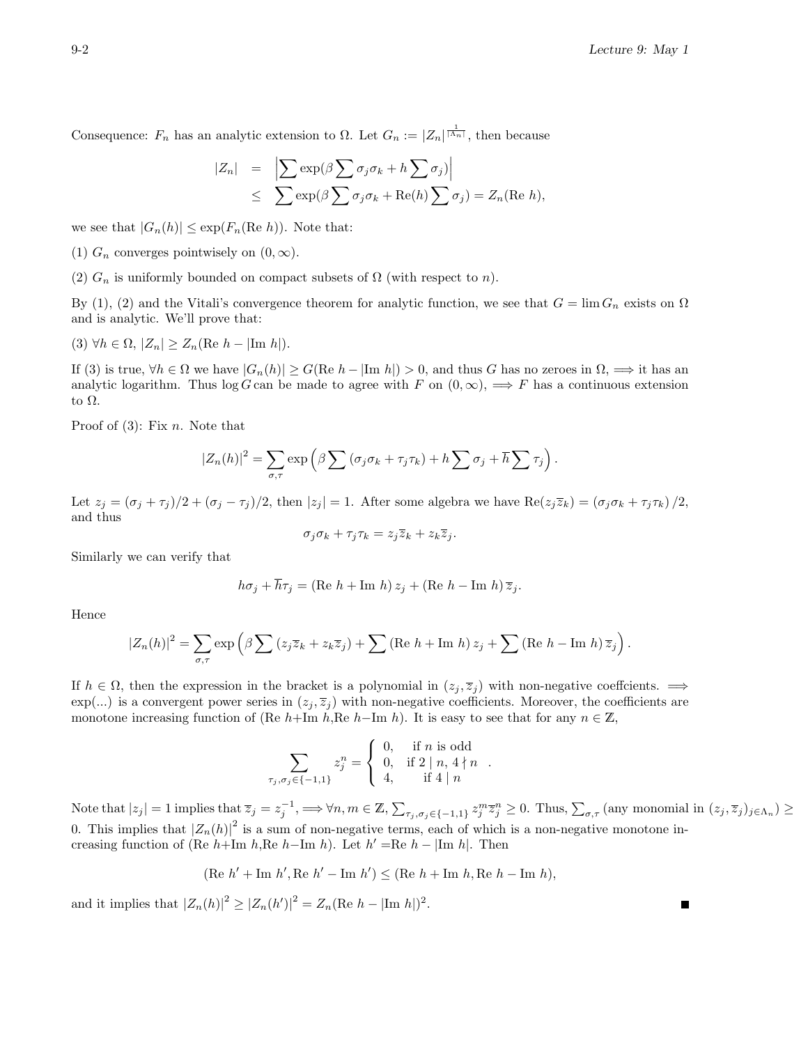Consequence: $F_n$ has an analytic extension to $\Omega$. Let $G_n := |Z_n|^{\frac{1}{|\Lambda_n|}}$, then because

$$\begin{aligned}
|Z_n| &= \left|\sum \exp(\beta \sum \sigma_j \sigma_k + h \sum \sigma_j)\right| \\
&\leq \sum \exp(\beta \sum \sigma_j \sigma_k + \mathrm{Re}(h) \sum \sigma_j) = Z_n(\mathrm{Re}\ h),
\end{aligned}$$

we see that $|G_n(h)| \leq \exp(F_n(\mathrm{Re}\ h))$. Note that:

(1) $G_n$ converges pointwisely on $(0, \infty)$.

(2) $G_n$ is uniformly bounded on compact subsets of $\Omega$ (with respect to $n$).

By (1), (2) and the Vitali's convergence theorem for analytic function, we see that $G = \lim G_n$ exists on $\Omega$ and is analytic. We'll prove that:

(3) $\forall h \in \Omega$, $|Z_n| \geq Z_n(\mathrm{Re}\ h - |\mathrm{Im}\ h|)$.

If (3) is true, $\forall h \in \Omega$ we have $|G_n(h)| \geq G(\mathrm{Re}\ h - |\mathrm{Im}\ h|) > 0$, and thus $G$ has no zeroes in $\Omega$, $\Longrightarrow$ it has an analytic logarithm. Thus $\log G$ can be made to agree with $F$ on $(0, \infty)$, $\Longrightarrow$ $F$ has a continuous extension to $\Omega$.

Proof of (3): Fix $n$. Note that

$$|Z_n(h)|^2 = \sum_{\sigma, \tau} \exp\left(\beta \sum (\sigma_j \sigma_k + \tau_j \tau_k) + h \sum \sigma_j + \overline{h} \sum \tau_j\right).$$

Let $z_j = (\sigma_j + \tau_j)/2 + (\sigma_j - \tau_j)/2$, then $|z_j| = 1$. After some algebra we have $\mathrm{Re}(z_j \overline{z}_k) = (\sigma_j \sigma_k + \tau_j \tau_k)/2$, and thus

$$\sigma_j \sigma_k + \tau_j \tau_k = z_j \overline{z}_k + z_k \overline{z}_j.$$

Similarly we can verify that

$$h\sigma_j + \overline{h}\tau_j = (\mathrm{Re}\ h + \mathrm{Im}\ h)\, z_j + (\mathrm{Re}\ h - \mathrm{Im}\ h)\, \overline{z}_j.$$

Hence

$$|Z_n(h)|^2 = \sum_{\sigma, \tau} \exp\left(\beta \sum (z_j \overline{z}_k + z_k \overline{z}_j) + \sum (\mathrm{Re}\ h + \mathrm{Im}\ h)\, z_j + \sum (\mathrm{Re}\ h - \mathrm{Im}\ h)\, \overline{z}_j\right).$$

If $h \in \Omega$, then the expression in the bracket is a polynomial in $(z_j, \overline{z}_j)$ with non-negative coeffcients. $\Longrightarrow$ $\exp(...)$ is a convergent power series in $(z_j, \overline{z}_j)$ with non-negative coefficients. Moreover, the coefficients are monotone increasing function of ($\mathrm{Re}\ h$+$\mathrm{Im}\ h$,$\mathrm{Re}\ h$−$\mathrm{Im}\ h$). It is easy to see that for any $n \in \mathbb{Z}$,

$$\sum_{\tau_j, \sigma_j \in \{-1, 1\}} z_j^n = \begin{cases} 0, & \text{if } n \text{ is odd} \\ 0, & \text{if } 2 \mid n,\ 4 \nmid n \\ 4, & \text{if } 4 \mid n \end{cases}.$$

Note that $|z_j| = 1$ implies that $\overline{z}_j = z_j^{-1}$, $\Longrightarrow \forall n, m \in \mathbb{Z}$, $\sum_{\tau_j, \sigma_j \in \{-1,1\}} z_j^m \overline{z}_j^n \geq 0$. Thus, $\sum_{\sigma, \tau}$ (any monomial in $(z_j, \overline{z}_j)_{j \in \Lambda_n}$) $\geq 0$. This implies that $|Z_n(h)|^2$ is a sum of non-negative terms, each of which is a non-negative monotone increasing function of ($\mathrm{Re}\ h$+$\mathrm{Im}\ h$,$\mathrm{Re}\ h$−$\mathrm{Im}\ h$). Let $h'$ =$\mathrm{Re}\ h - |\mathrm{Im}\ h|$. Then

$$(\mathrm{Re}\ h' + \mathrm{Im}\ h', \mathrm{Re}\ h' - \mathrm{Im}\ h') \leq (\mathrm{Re}\ h + \mathrm{Im}\ h, \mathrm{Re}\ h - \mathrm{Im}\ h),$$

and it implies that $|Z_n(h)|^2 \geq |Z_n(h')|^2 = Z_n(\mathrm{Re}\ h - |\mathrm{Im}\ h|)^2$. ∎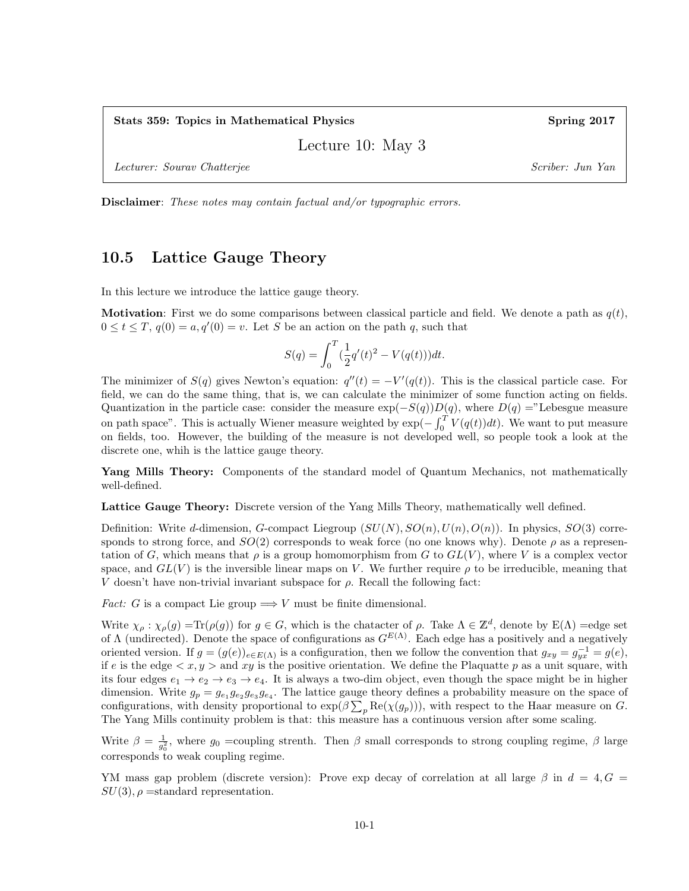Stats 359: Topics in Mathematical Physics — Spring 2017

Lecture 10: May 3

*Lecturer: Sourav Chatterjee* — *Scriber: Jun Yan*

**Disclaimer**: *These notes may contain factual and/or typographic errors.*

## 10.5 Lattice Gauge Theory

In this lecture we introduce the lattice gauge theory.

**Motivation**: First we do some comparisons between classical particle and field. We denote a path as $q(t)$, $0 \leq t \leq T$, $q(0) = a, q'(0) = v$. Let $S$ be an action on the path $q$, such that

$$S(q) = \int_0^T (\frac{1}{2}q'(t)^2 - V(q(t)))dt.$$

The minimizer of $S(q)$ gives Newton's equation: $q''(t) = -V'(q(t))$. This is the classical particle case. For field, we can do the same thing, that is, we can calculate the minimizer of some function acting on fields. Quantization in the particle case: consider the measure $\exp(-S(q))D(q)$, where $D(q) =$"Lebesgue measure on path space". This is actually Wiener measure weighted by $\exp(-\int_0^T V(q(t))dt)$. We want to put measure on fields, too. However, the building of the measure is not developed well, so people took a look at the discrete one, whih is the lattice gauge theory.

**Yang Mills Theory:** Components of the standard model of Quantum Mechanics, not mathematically well-defined.

**Lattice Gauge Theory:** Discrete version of the Yang Mills Theory, mathematically well defined.

Definition: Write $d$-dimension, $G$-compact Liegroup $(SU(N), SO(n), U(n), O(n))$. In physics, $SO(3)$ corresponds to strong force, and $SO(2)$ corresponds to weak force (no one knows why). Denote $\rho$ as a representation of $G$, which means that $\rho$ is a group homomorphism from $G$ to $GL(V)$, where $V$ is a complex vector space, and $GL(V)$ is the inversible linear maps on $V$. We further require $\rho$ to be irreducible, meaning that $V$ doesn't have non-trivial invariant subspace for $\rho$. Recall the following fact:

*Fact: $G$ is a compact Lie group $\Longrightarrow$ $V$ must be finite dimensional.*

Write $\chi_\rho$ : $\chi_\rho(g) =$Tr$(\rho(g))$ for $g \in G$, which is the chatacter of $\rho$. Take $\Lambda \in \mathbb{Z}^d$, denote by E$(\Lambda)$ =edge set of $\Lambda$ (undirected). Denote the space of configurations as $G^{E(\Lambda)}$. Each edge has a positively and a negatively oriented version. If $g = (g(e))_{e \in E(\Lambda)}$ is a configuration, then we follow the convention that $g_{xy} = g_{yx}^{-1} = g(e)$, if $e$ is the edge $< x, y >$ and $xy$ is the positive orientation. We define the Plaquatte $p$ as a unit square, with its four edges $e_1 \to e_2 \to e_3 \to e_4$. It is always a two-dim object, even though the space might be in higher dimension. Write $g_p = g_{e_1}g_{e_2}g_{e_3}g_{e_4}$. The lattice gauge theory defines a probability measure on the space of configurations, with density proportional to $\exp(\beta \sum_p \text{Re}(\chi(g_p)))$, with respect to the Haar measure on $G$. The Yang Mills continuity problem is that: this measure has a continuous version after some scaling.

Write $\beta = \frac{1}{g_0^2}$, where $g_0$ =coupling strenth. Then $\beta$ small corresponds to strong coupling regime, $\beta$ large corresponds to weak coupling regime.

YM mass gap problem (discrete version): Prove exp decay of correlation at all large $\beta$ in $d = 4, G = SU(3), \rho$ =standard representation.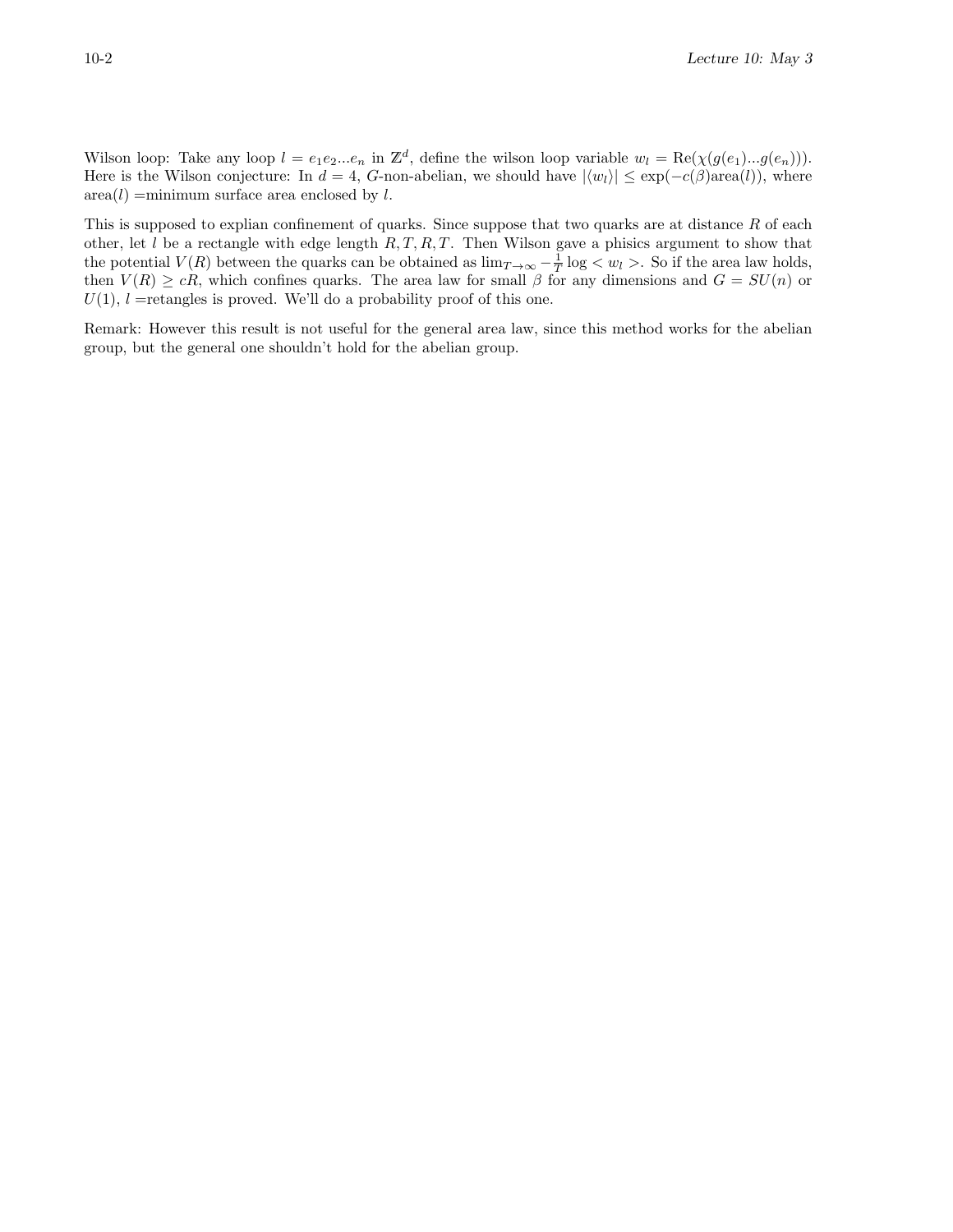Wilson loop: Take any loop $l = e_1e_2...e_n$ in $\mathbb{Z}^d$, define the wilson loop variable $w_l = \text{Re}(\chi(g(e_1)...g(e_n)))$. Here is the Wilson conjecture: In $d = 4$, $G$-non-abelian, we should have $|\langle w_l \rangle| \leq \exp(-c(\beta)\text{area}(l))$, where area$(l)$ =minimum surface area enclosed by $l$.

This is supposed to explian confinement of quarks. Since suppose that two quarks are at distance $R$ of each other, let $l$ be a rectangle with edge length $R, T, R, T$. Then Wilson gave a phisics argument to show that the potential $V(R)$ between the quarks can be obtained as $\lim_{T\to\infty} -\frac{1}{T}\log < w_l >$. So if the area law holds, then $V(R) \geq cR$, which confines quarks. The area law for small $\beta$ for any dimensions and $G = SU(n)$ or $U(1)$, $l$ =retangles is proved. We'll do a probability proof of this one.

Remark: However this result is not useful for the general area law, since this method works for the abelian group, but the general one shouldn't hold for the abelian group.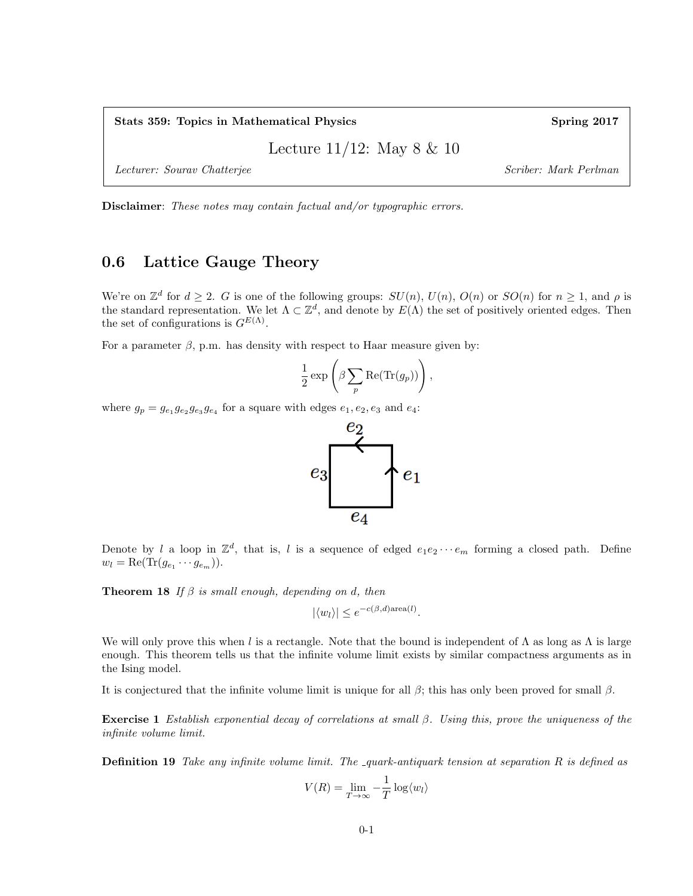Stats 359: Topics in Mathematical Physics — Spring 2017

# Lecture 11/12: May 8 & 10

*Lecturer: Sourav Chatterjee* — *Scriber: Mark Perlman*

**Disclaimer**: *These notes may contain factual and/or typographic errors.*

## 0.6 Lattice Gauge Theory

We're on $\mathbb{Z}^d$ for $d \geq 2$. $G$ is one of the following groups: $SU(n)$, $U(n)$, $O(n)$ or $SO(n)$ for $n \geq 1$, and $\rho$ is the standard representation. We let $\Lambda \subset \mathbb{Z}^d$, and denote by $E(\Lambda)$ the set of positively oriented edges. Then the set of configurations is $G^{E(\Lambda)}$.

For a parameter $\beta$, p.m. has density with respect to Haar measure given by:

$$\frac{1}{2} \exp\left(\beta \sum_p \mathrm{Re}(\mathrm{Tr}(g_p))\right),$$

where $g_p = g_{e_1} g_{e_2} g_{e_3} g_{e_4}$ for a square with edges $e_1, e_2, e_3$ and $e_4$:

Denote by $l$ a loop in $\mathbb{Z}^d$, that is, $l$ is a sequence of edged $e_1 e_2 \cdots e_m$ forming a closed path. Define $w_l = \mathrm{Re}(\mathrm{Tr}(g_{e_1} \cdots g_{e_m}))$.

**Theorem 18** *If $\beta$ is small enough, depending on d, then*

$$|\langle w_l \rangle| \leq e^{-c(\beta,d)\mathrm{area}(l)}.$$

We will only prove this when $l$ is a rectangle. Note that the bound is independent of $\Lambda$ as long as $\Lambda$ is large enough. This theorem tells us that the infinite volume limit exists by similar compactness arguments as in the Ising model.

It is conjectured that the infinite volume limit is unique for all $\beta$; this has only been proved for small $\beta$.

**Exercise 1** *Establish exponential decay of correlations at small $\beta$. Using this, prove the uniqueness of the infinite volume limit.*

**Definition 19** *Take any infinite volume limit. The _quark-antiquark tension at separation R is defined as*

$$V(R) = \lim_{T \to \infty} -\frac{1}{T} \log \langle w_l \rangle$$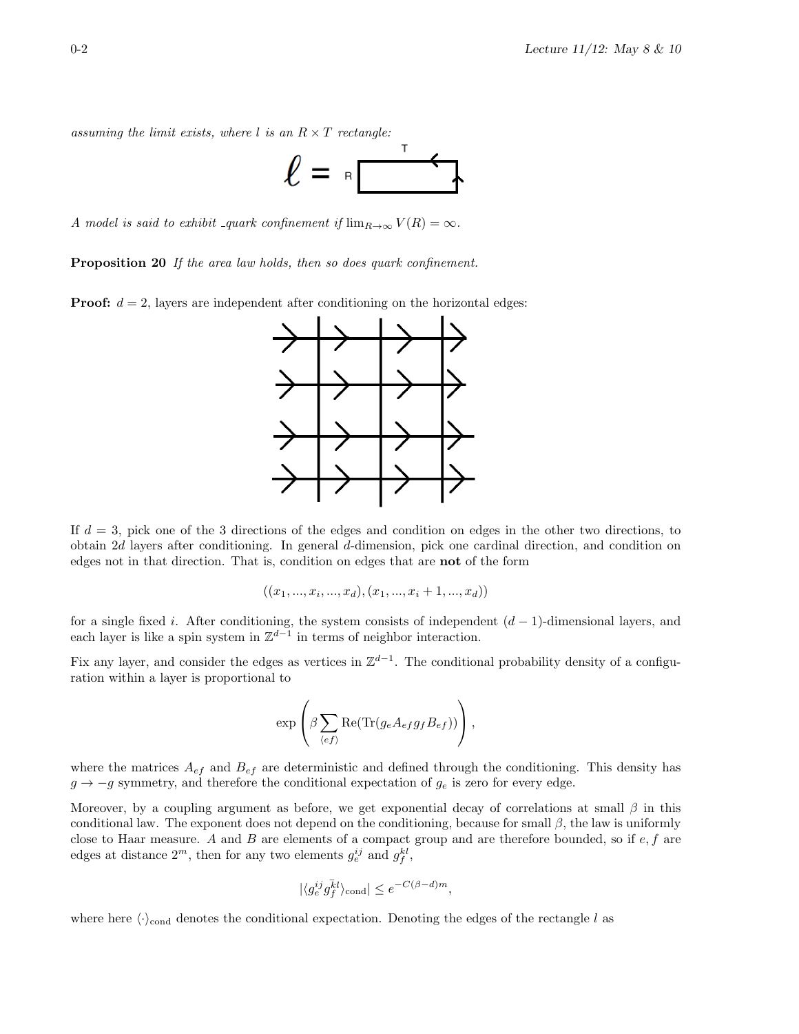*assuming the limit exists, where $l$ is an $R \times T$ rectangle:*

*A model is said to exhibit quark confinement if* $\lim_{R\to\infty} V(R) = \infty$.

**Proposition 20** *If the area law holds, then so does quark confinement.*

**Proof:** $d = 2$, layers are independent after conditioning on the horizontal edges:

If $d = 3$, pick one of the 3 directions of the edges and condition on edges in the other two directions, to obtain $2d$ layers after conditioning. In general $d$-dimension, pick one cardinal direction, and condition on edges not in that direction. That is, condition on edges that are **not** of the form

$$((x_1, ..., x_i, ..., x_d), (x_1, ..., x_i + 1, ..., x_d))$$

for a single fixed $i$. After conditioning, the system consists of independent $(d-1)$-dimensional layers, and each layer is like a spin system in $\mathbb{Z}^{d-1}$ in terms of neighbor interaction.

Fix any layer, and consider the edges as vertices in $\mathbb{Z}^{d-1}$. The conditional probability density of a configuration within a layer is proportional to

$$\exp\left(\beta \sum_{\langle ef \rangle} \mathrm{Re}(\mathrm{Tr}(g_e A_{ef} g_f B_{ef}))\right),$$

where the matrices $A_{ef}$ and $B_{ef}$ are deterministic and defined through the conditioning. This density has $g \to -g$ symmetry, and therefore the conditional expectation of $g_e$ is zero for every edge.

Moreover, by a coupling argument as before, we get exponential decay of correlations at small $\beta$ in this conditional law. The exponent does not depend on the conditioning, because for small $\beta$, the law is uniformly close to Haar measure. $A$ and $B$ are elements of a compact group and are therefore bounded, so if $e, f$ are edges at distance $2^m$, then for any two elements $g_e^{ij}$ and $g_f^{kl}$,

$$|\langle g_e^{ij} \bar{g}_f^{kl} \rangle_{\mathrm{cond}}| \le e^{-C(\beta - d)m},$$

where here $\langle \cdot \rangle_{\mathrm{cond}}$ denotes the conditional expectation. Denoting the edges of the rectangle $l$ as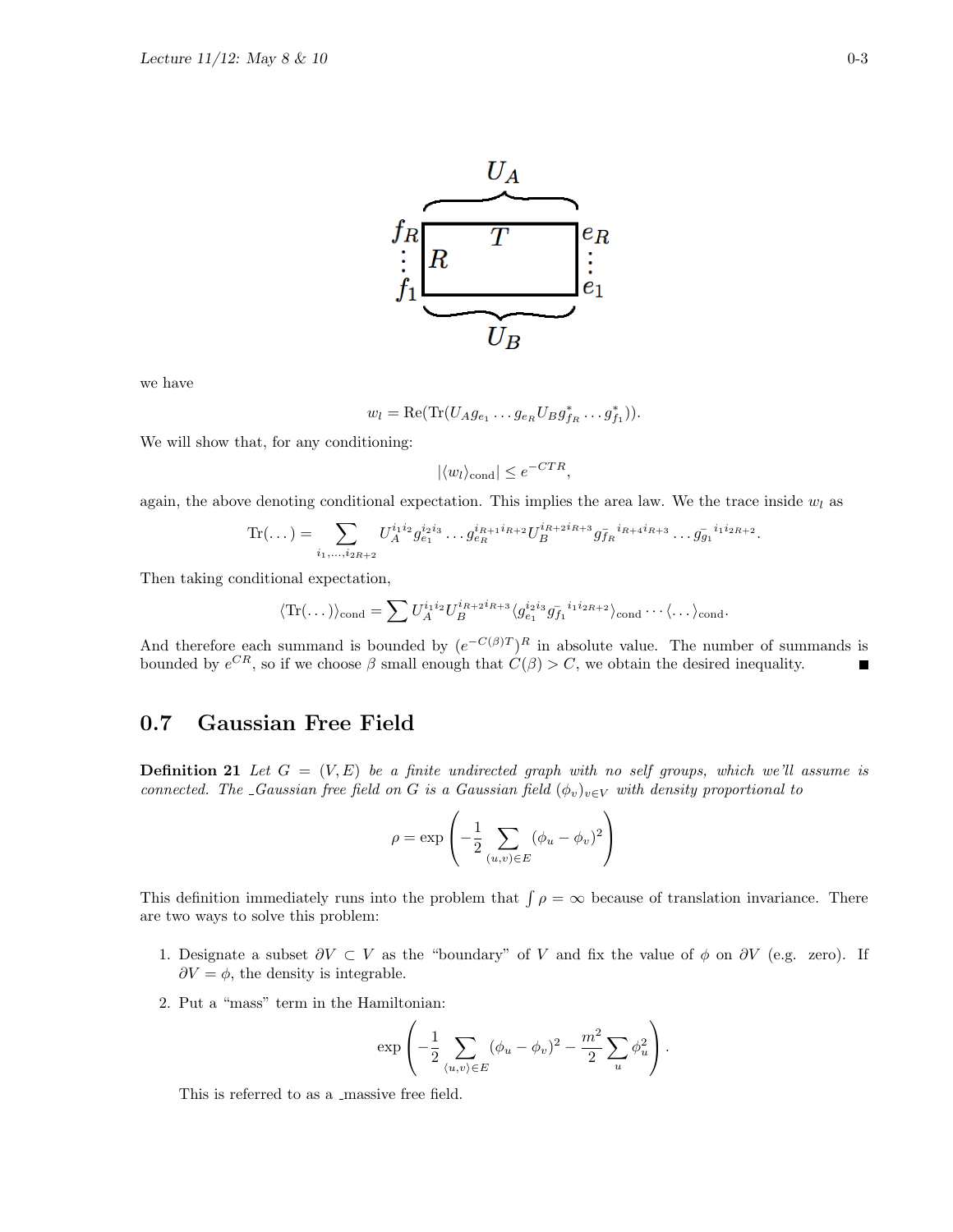we have

$$w_l = \mathrm{Re}(\mathrm{Tr}(U_A g_{e_1} \dots g_{e_R} U_B g^*_{f_R} \dots g^*_{f_1})).$$

We will show that, for any conditioning:

$$|\langle w_l \rangle_{\text{cond}}| \leq e^{-CTR},$$

again, the above denoting conditional expectation. This implies the area law. We the trace inside $w_l$ as

$$\mathrm{Tr}(\dots) = \sum_{i_1,\dots,i_{2R+2}} U_A^{i_1 i_2} g_{e_1}^{i_2 i_3} \dots g_{e_R}^{i_{R+1} i_{R+2}} U_B^{i_{R+2} i_{R+3}} g_{\bar{f}_R}{}^{i_{R+4} i_{R+3}} \dots g_{\bar{g}_1}{}^{i_1 i_{2R+2}}.$$

Then taking conditional expectation,

$$\langle \mathrm{Tr}(\dots)\rangle_{\text{cond}} = \sum U_A^{i_1 i_2} U_B^{i_{R+2} i_{R+3}} \langle g_{e_1}^{i_2 i_3} g_{\bar{f}_1}{}^{i_1 i_{2R+2}} \rangle_{\text{cond}} \cdots \langle \dots \rangle_{\text{cond}}.$$

And therefore each summand is bounded by $(e^{-C(\beta)T})^R$ in absolute value. The number of summands is bounded by $e^{CR}$, so if we choose $\beta$ small enough that $C(\beta) > C$, we obtain the desired inequality. ∎

## 0.7 Gaussian Free Field

**Definition 21** *Let $G = (V, E)$ be a finite undirected graph with no self groups, which we'll assume is connected. The Gaussian free field on $G$ is a Gaussian field $(\phi_v)_{v \in V}$ with density proportional to*

$$\rho = \exp\left(-\frac{1}{2} \sum_{(u,v)\in E} (\phi_u - \phi_v)^2\right)$$

This definition immediately runs into the problem that $\int \rho = \infty$ because of translation invariance. There are two ways to solve this problem:

1. Designate a subset $\partial V \subset V$ as the "boundary" of $V$ and fix the value of $\phi$ on $\partial V$ (e.g. zero). If $\partial V = \phi$, the density is integrable.
2. Put a "mass" term in the Hamiltonian:

$$\exp\left(-\frac{1}{2} \sum_{\langle u,v\rangle \in E} (\phi_u - \phi_v)^2 - \frac{m^2}{2} \sum_u \phi_u^2\right).$$

   This is referred to as a massive free field.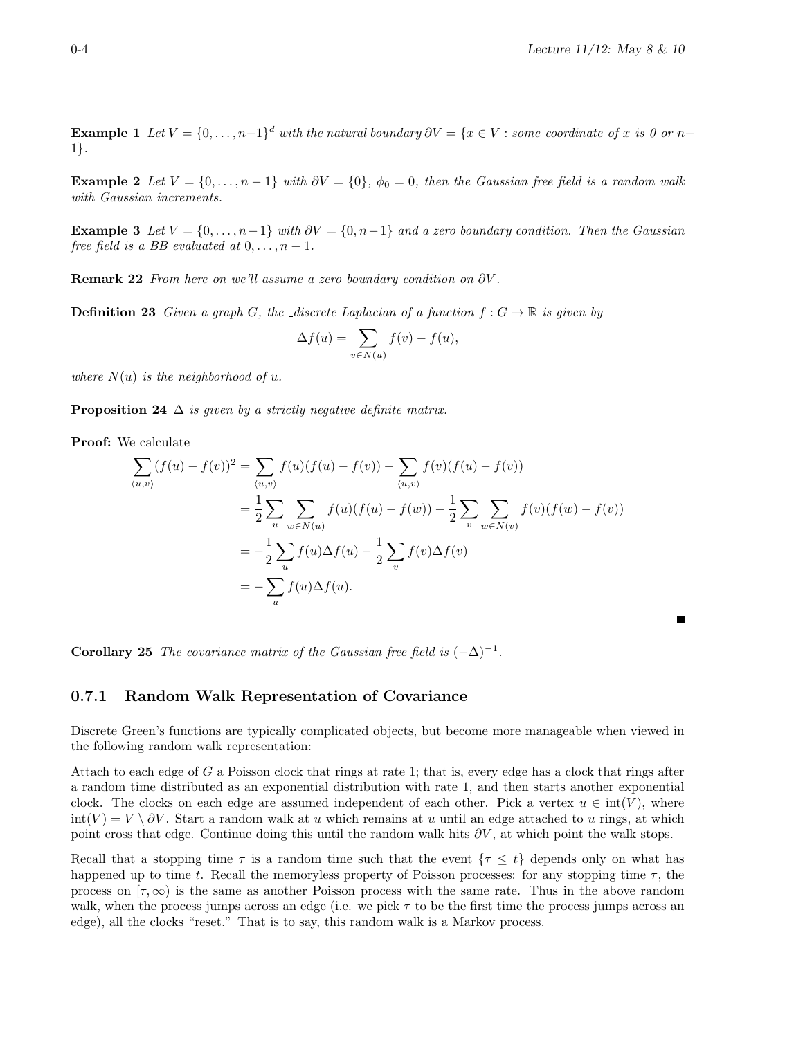**Example 1** *Let $V = \{0, \ldots, n-1\}^d$ with the natural boundary $\partial V = \{x \in V :$ some coordinate of $x$ is 0 or $n-1\}$.*

**Example 2** *Let $V = \{0, \ldots, n-1\}$ with $\partial V = \{0\}$, $\phi_0 = 0$, then the Gaussian free field is a random walk with Gaussian increments.*

**Example 3** *Let $V = \{0, \ldots, n-1\}$ with $\partial V = \{0, n-1\}$ and a zero boundary condition. Then the Gaussian free field is a BB evaluated at $0, \ldots, n-1$.*

**Remark 22** *From here on we'll assume a zero boundary condition on $\partial V$.*

**Definition 23** *Given a graph $G$, the* _discrete Laplacian *of a function $f : G \to \mathbb{R}$ is given by*

$$\Delta f(u) = \sum_{v \in N(u)} f(v) - f(u),$$

*where $N(u)$ is the neighborhood of $u$.*

**Proposition 24** *$\Delta$ is given by a strictly negative definite matrix.*

**Proof:** We calculate

$$\begin{aligned}
\sum_{\langle u,v \rangle} (f(u) - f(v))^2 &= \sum_{\langle u,v \rangle} f(u)(f(u) - f(v)) - \sum_{\langle u,v \rangle} f(v)(f(u) - f(v)) \\
&= \frac{1}{2} \sum_u \sum_{w \in N(u)} f(u)(f(u) - f(w)) - \frac{1}{2} \sum_v \sum_{w \in N(v)} f(v)(f(w) - f(v)) \\
&= -\frac{1}{2} \sum_u f(u) \Delta f(u) - \frac{1}{2} \sum_v f(v) \Delta f(v) \\
&= -\sum_u f(u) \Delta f(u).
\end{aligned}$$

■

**Corollary 25** *The covariance matrix of the Gaussian free field is $(-\Delta)^{-1}$.*

### 0.7.1 Random Walk Representation of Covariance

Discrete Green's functions are typically complicated objects, but become more manageable when viewed in the following random walk representation:

Attach to each edge of $G$ a Poisson clock that rings at rate 1; that is, every edge has a clock that rings after a random time distributed as an exponential distribution with rate 1, and then starts another exponential clock. The clocks on each edge are assumed independent of each other. Pick a vertex $u \in \text{int}(V)$, where $\text{int}(V) = V \setminus \partial V$. Start a random walk at $u$ which remains at $u$ until an edge attached to $u$ rings, at which point cross that edge. Continue doing this until the random walk hits $\partial V$, at which point the walk stops.

Recall that a stopping time $\tau$ is a random time such that the event $\{\tau \leq t\}$ depends only on what has happened up to time $t$. Recall the memoryless property of Poisson processes: for any stopping time $\tau$, the process on $[\tau, \infty)$ is the same as another Poisson process with the same rate. Thus in the above random walk, when the process jumps across an edge (i.e. we pick $\tau$ to be the first time the process jumps across an edge), all the clocks "reset." That is to say, this random walk is a Markov process.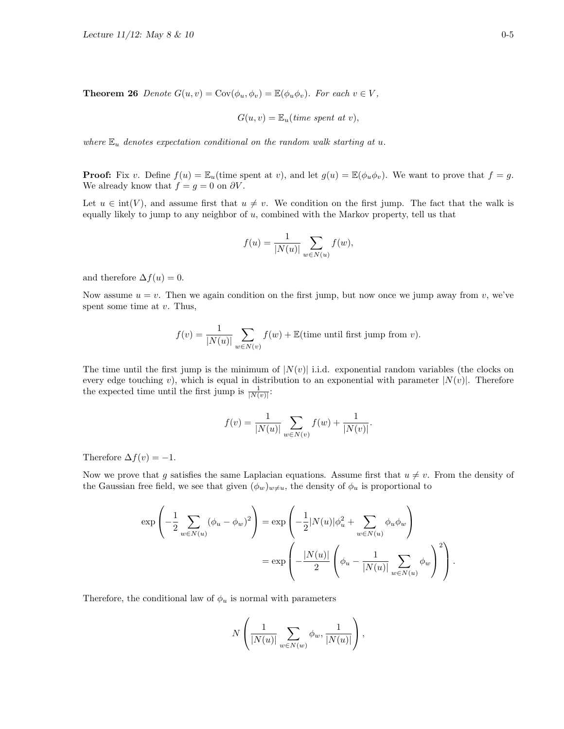**Theorem 26** *Denote $G(u,v) = \mathrm{Cov}(\phi_u, \phi_v) = \mathbb{E}(\phi_u \phi_v)$. For each $v \in V$,*

$$G(u,v) = \mathbb{E}_u(\textit{time spent at } v),$$

*where $\mathbb{E}_u$ denotes expectation conditional on the random walk starting at $u$.*

**Proof:** Fix $v$. Define $f(u) = \mathbb{E}_u(\text{time spent at } v)$, and let $g(u) = \mathbb{E}(\phi_u \phi_v)$. We want to prove that $f = g$. We already know that $f = g = 0$ on $\partial V$.

Let $u \in \mathrm{int}(V)$, and assume first that $u \neq v$. We condition on the first jump. The fact that the walk is equally likely to jump to any neighbor of $u$, combined with the Markov property, tell us that

$$f(u) = \frac{1}{|N(u)|} \sum_{w \in N(u)} f(w),$$

and therefore $\Delta f(u) = 0$.

Now assume $u = v$. Then we again condition on the first jump, but now once we jump away from $v$, we've spent some time at $v$. Thus,

$$f(v) = \frac{1}{|N(u)|} \sum_{w \in N(v)} f(w) + \mathbb{E}(\text{time until first jump from } v).$$

The time until the first jump is the minimum of $|N(v)|$ i.i.d. exponential random variables (the clocks on every edge touching $v$), which is equal in distribution to an exponential with parameter $|N(v)|$. Therefore the expected time until the first jump is $\frac{1}{|N(v)|}$:

$$f(v) = \frac{1}{|N(u)|} \sum_{w \in N(v)} f(w) + \frac{1}{|N(v)|}.$$

Therefore $\Delta f(v) = -1$.

Now we prove that $g$ satisfies the same Laplacian equations. Assume first that $u \neq v$. From the density of the Gaussian free field, we see that given $(\phi_w)_{w \neq u}$, the density of $\phi_u$ is proportional to

$$\begin{aligned}
\exp\left(-\frac{1}{2} \sum_{w \in N(u)} (\phi_u - \phi_w)^2\right) &= \exp\left(-\frac{1}{2}|N(u)|\phi_u^2 + \sum_{w \in N(u)} \phi_u \phi_w\right) \\
&= \exp\left(-\frac{|N(u)|}{2}\left(\phi_u - \frac{1}{|N(u)|}\sum_{w \in N(u)} \phi_w\right)^2\right).
\end{aligned}$$

Therefore, the conditional law of $\phi_u$ is normal with parameters

$$N\left(\frac{1}{|N(u)|} \sum_{w \in N(w)} \phi_w, \frac{1}{|N(u)|}\right),$$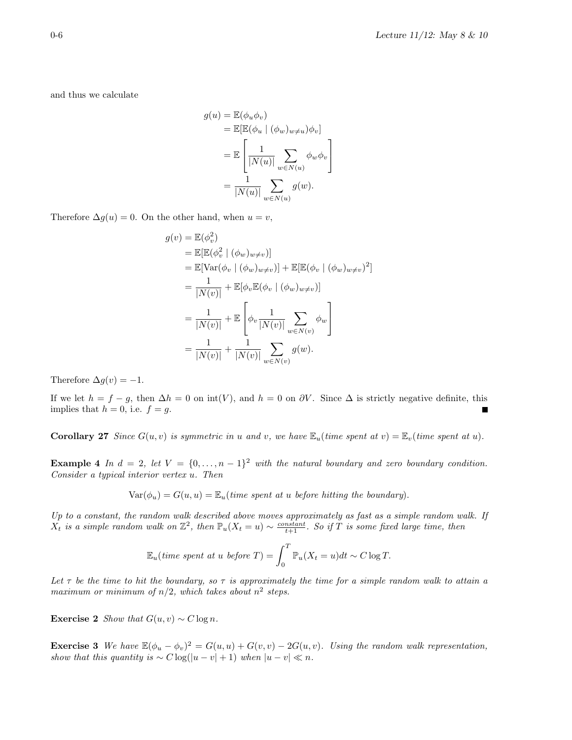and thus we calculate

$$
\begin{aligned}
g(u) &= \mathbb{E}(\phi_u \phi_v) \\
&= \mathbb{E}[\mathbb{E}(\phi_u \mid (\phi_w)_{w \neq u}) \phi_v] \\
&= \mathbb{E}\left[ \frac{1}{|N(u)|} \sum_{w \in N(u)} \phi_w \phi_v \right] \\
&= \frac{1}{|N(u)|} \sum_{w \in N(u)} g(w).
\end{aligned}
$$

Therefore $\Delta g(u) = 0$. On the other hand, when $u = v$,

$$
\begin{aligned}
g(v) &= \mathbb{E}(\phi_v^2) \\
&= \mathbb{E}[\mathbb{E}(\phi_v^2 \mid (\phi_w)_{w \neq v})] \\
&= \mathbb{E}[\mathrm{Var}(\phi_v \mid (\phi_w)_{w \neq v})] + \mathbb{E}[\mathbb{E}(\phi_v \mid (\phi_w)_{w \neq v})^2] \\
&= \frac{1}{|N(v)|} + \mathbb{E}[\phi_v \mathbb{E}(\phi_v \mid (\phi_w)_{w \neq v})] \\
&= \frac{1}{|N(v)|} + \mathbb{E}\left[ \phi_v \frac{1}{|N(v)|} \sum_{w \in N(v)} \phi_w \right] \\
&= \frac{1}{|N(v)|} + \frac{1}{|N(v)|} \sum_{w \in N(v)} g(w).
\end{aligned}
$$

Therefore $\Delta g(v) = -1$.

If we let $h = f - g$, then $\Delta h = 0$ on $\mathrm{int}(V)$, and $h = 0$ on $\partial V$. Since $\Delta$ is strictly negative definite, this implies that $h = 0$, i.e. $f = g$. ■

**Corollary 27** *Since $G(u, v)$ is symmetric in $u$ and $v$, we have $\mathbb{E}_u$(time spent at $v$) $= \mathbb{E}_v$(time spent at $u$).*

**Example 4** *In $d = 2$, let $V = \{0, \dots, n-1\}^2$ with the natural boundary and zero boundary condition. Consider a typical interior vertex $u$. Then*

$$
\mathrm{Var}(\phi_u) = G(u, u) = \mathbb{E}_u(\textit{time spent at } u \textit{ before hitting the boundary}).
$$

*Up to a constant, the random walk described above moves approximately as fast as a simple random walk. If $X_t$ is a simple random walk on $\mathbb{Z}^2$, then $\mathbb{P}_u(X_t = u) \sim \frac{constant}{t+1}$. So if $T$ is some fixed large time, then*

$$
\mathbb{E}_u(\textit{time spent at } u \textit{ before } T) = \int_0^T \mathbb{P}_u(X_t = u) dt \sim C \log T.
$$

*Let $\tau$ be the time to hit the boundary, so $\tau$ is approximately the time for a simple random walk to attain a maximum or minimum of $n/2$, which takes about $n^2$ steps.*

**Exercise 2** *Show that $G(u, v) \sim C \log n$.*

**Exercise 3** *We have $\mathbb{E}(\phi_u - \phi_v)^2 = G(u, u) + G(v, v) - 2G(u, v)$. Using the random walk representation, show that this quantity is $\sim C \log(|u - v| + 1)$ when $|u - v| \ll n$.*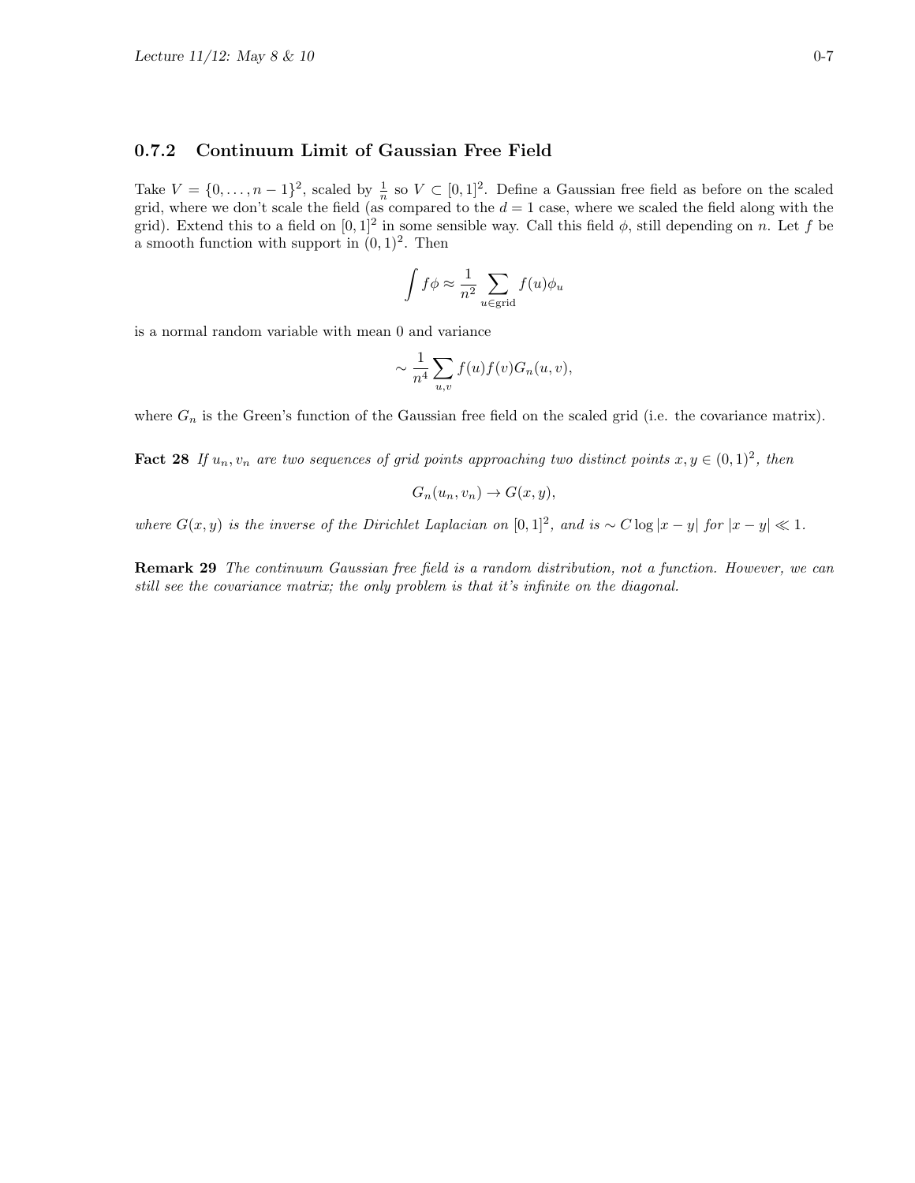### 0.7.2 Continuum Limit of Gaussian Free Field

Take $V = \{0, \dots, n-1\}^2$, scaled by $\frac{1}{n}$ so $V \subset [0,1]^2$. Define a Gaussian free field as before on the scaled grid, where we don't scale the field (as compared to the $d = 1$ case, where we scaled the field along with the grid). Extend this to a field on $[0,1]^2$ in some sensible way. Call this field $\phi$, still depending on $n$. Let $f$ be a smooth function with support in $(0,1)^2$. Then

$$\int f\phi \approx \frac{1}{n^2} \sum_{u \in \text{grid}} f(u)\phi_u$$

is a normal random variable with mean 0 and variance

$$\sim \frac{1}{n^4} \sum_{u,v} f(u)f(v)G_n(u,v),$$

where $G_n$ is the Green's function of the Gaussian free field on the scaled grid (i.e. the covariance matrix).

**Fact 28** *If $u_n, v_n$ are two sequences of grid points approaching two distinct points $x, y \in (0,1)^2$, then*

$$G_n(u_n, v_n) \to G(x,y),$$

*where $G(x,y)$ is the inverse of the Dirichlet Laplacian on $[0,1]^2$, and is $\sim C \log |x-y|$ for $|x-y| \ll 1$.*

**Remark 29** *The continuum Gaussian free field is a random distribution, not a function. However, we can still see the covariance matrix; the only problem is that it's infinite on the diagonal.*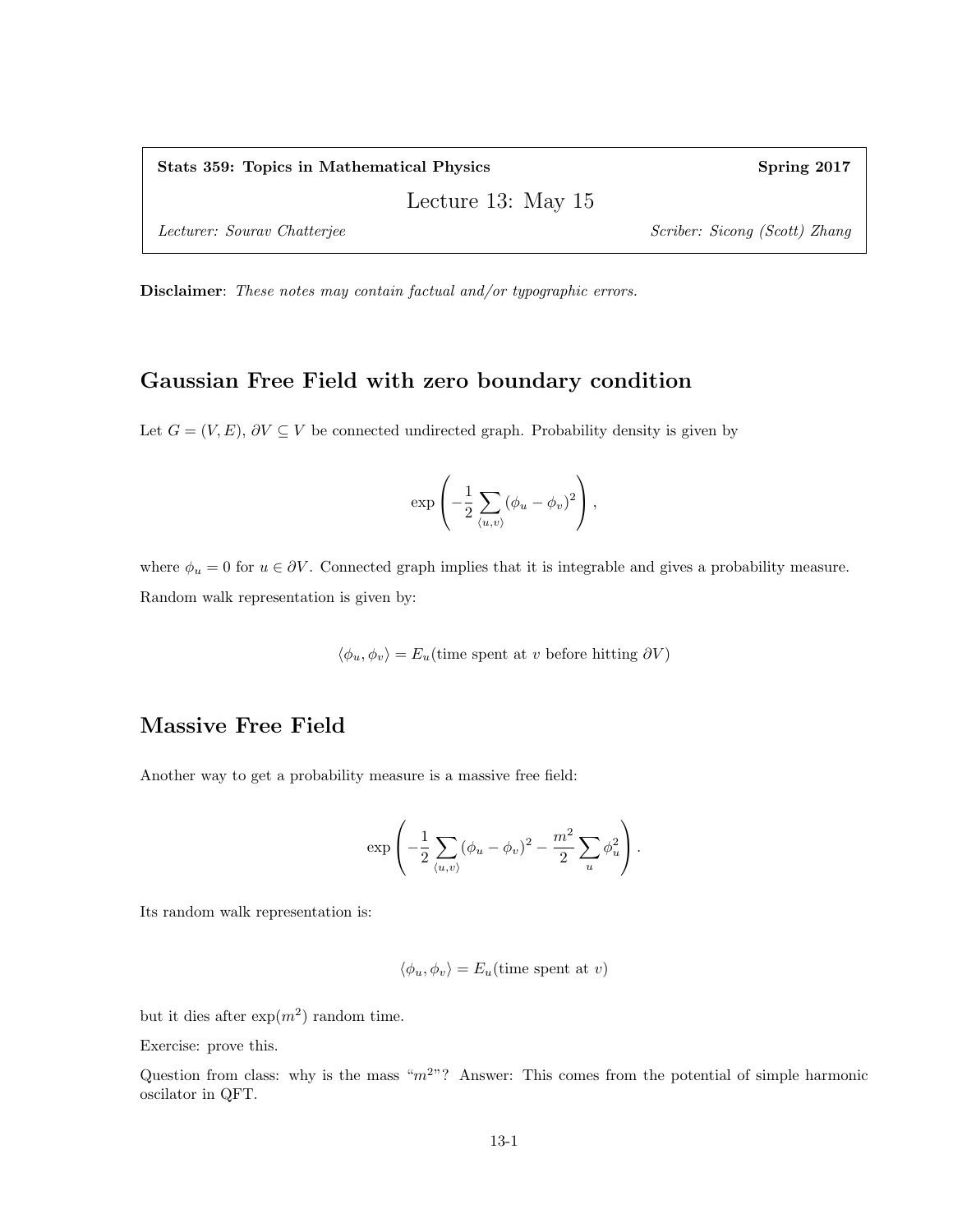**Stats 359: Topics in Mathematical Physics** **Spring 2017**

Lecture 13: May 15

*Lecturer: Sourav Chatterjee* *Scriber: Sicong (Scott) Zhang*

**Disclaimer**: *These notes may contain factual and/or typographic errors.*

## Gaussian Free Field with zero boundary condition

Let $G = (V, E)$, $\partial V \subseteq V$ be connected undirected graph. Probability density is given by

$$\exp\left(-\frac{1}{2}\sum_{\langle u,v\rangle}(\phi_u - \phi_v)^2\right),$$

where $\phi_u = 0$ for $u \in \partial V$. Connected graph implies that it is integrable and gives a probability measure.

Random walk representation is given by:

$$\langle \phi_u, \phi_v \rangle = E_u(\text{time spent at } v \text{ before hitting } \partial V)$$

## Massive Free Field

Another way to get a probability measure is a massive free field:

$$\exp\left(-\frac{1}{2}\sum_{\langle u,v\rangle}(\phi_u - \phi_v)^2 - \frac{m^2}{2}\sum_u \phi_u^2\right).$$

Its random walk representation is:

$$\langle \phi_u, \phi_v \rangle = E_u(\text{time spent at } v)$$

but it dies after $\exp(m^2)$ random time.

Exercise: prove this.

Question from class: why is the mass "$m^2$"? Answer: This comes from the potential of simple harmonic oscilator in QFT.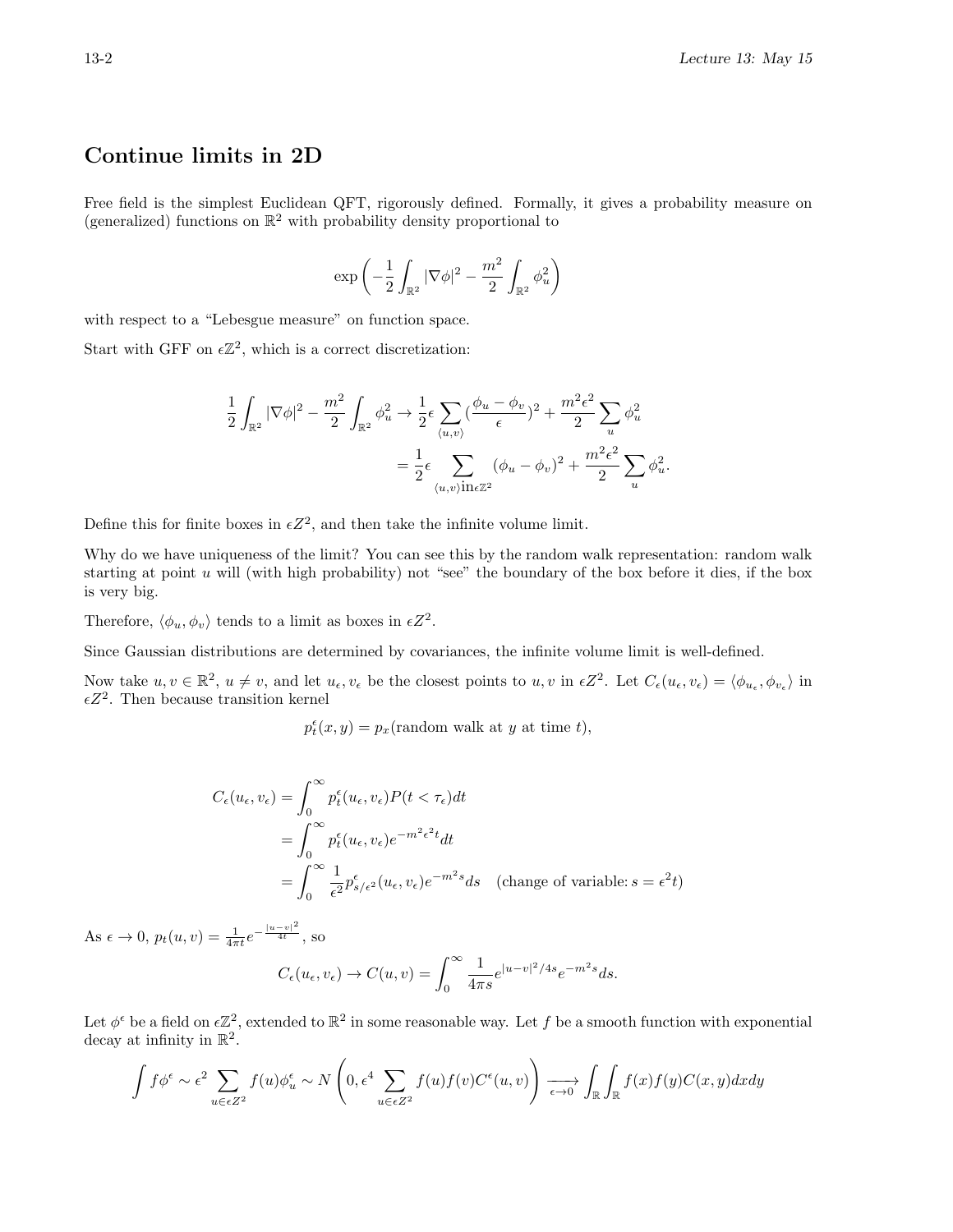## Continue limits in 2D

Free field is the simplest Euclidean QFT, rigorously defined. Formally, it gives a probability measure on (generalized) functions on $\mathbb{R}^2$ with probability density proportional to

$$\exp\left(-\frac{1}{2}\int_{\mathbb{R}^2}|\nabla\phi|^2 - \frac{m^2}{2}\int_{\mathbb{R}^2}\phi_u^2\right)$$

with respect to a "Lebesgue measure" on function space.

Start with GFF on $\epsilon\mathbb{Z}^2$, which is a correct discretization:

$$\begin{aligned}
\frac{1}{2}\int_{\mathbb{R}^2}|\nabla\phi|^2 - \frac{m^2}{2}\int_{\mathbb{R}^2}\phi_u^2 &\to \frac{1}{2}\epsilon\sum_{\langle u,v\rangle}\left(\frac{\phi_u-\phi_v}{\epsilon}\right)^2 + \frac{m^2\epsilon^2}{2}\sum_u \phi_u^2 \\
&= \frac{1}{2}\epsilon\sum_{\langle u,v\rangle \text{in} \epsilon\mathbb{Z}^2}(\phi_u-\phi_v)^2 + \frac{m^2\epsilon^2}{2}\sum_u \phi_u^2.
\end{aligned}$$

Define this for finite boxes in $\epsilon Z^2$, and then take the infinite volume limit.

Why do we have uniqueness of the limit? You can see this by the random walk representation: random walk starting at point $u$ will (with high probability) not "see" the boundary of the box before it dies, if the box is very big.

Therefore, $\langle\phi_u,\phi_v\rangle$ tends to a limit as boxes in $\epsilon Z^2$.

Since Gaussian distributions are determined by covariances, the infinite volume limit is well-defined.

Now take $u,v\in\mathbb{R}^2$, $u\neq v$, and let $u_\epsilon, v_\epsilon$ be the closest points to $u,v$ in $\epsilon Z^2$. Let $C_\epsilon(u_\epsilon,v_\epsilon)=\langle\phi_{u_\epsilon},\phi_{v_\epsilon}\rangle$ in $\epsilon Z^2$. Then because transition kernel

$$p_t^\epsilon(x,y) = p_x(\text{random walk at } y \text{ at time } t),$$

$$\begin{aligned}
C_\epsilon(u_\epsilon,v_\epsilon) &= \int_0^\infty p_t^\epsilon(u_\epsilon,v_\epsilon)P(t<\tau_\epsilon)dt \\
&= \int_0^\infty p_t^\epsilon(u_\epsilon,v_\epsilon)e^{-m^2\epsilon^2 t}dt \\
&= \int_0^\infty \frac{1}{\epsilon^2}p_{s/\epsilon^2}^\epsilon(u_\epsilon,v_\epsilon)e^{-m^2 s}ds \quad (\text{change of variable: } s=\epsilon^2 t)
\end{aligned}$$

As $\epsilon\to 0$, $p_t(u,v)=\frac{1}{4\pi t}e^{-\frac{|u-v|^2}{4t}}$, so

$$C_\epsilon(u_\epsilon,v_\epsilon)\to C(u,v)=\int_0^\infty \frac{1}{4\pi s}e^{|u-v|^2/4s}e^{-m^2 s}ds.$$

Let $\phi^\epsilon$ be a field on $\epsilon\mathbb{Z}^2$, extended to $\mathbb{R}^2$ in some reasonable way. Let $f$ be a smooth function with exponential decay at infinity in $\mathbb{R}^2$.

$$\int f\phi^\epsilon \sim \epsilon^2\sum_{u\in\epsilon Z^2} f(u)\phi_u^\epsilon \sim N\left(0,\epsilon^4\sum_{u\in\epsilon Z^2}f(u)f(v)C^\epsilon(u,v)\right)\xrightarrow[\epsilon\to 0]{}\int_{\mathbb{R}}\int_{\mathbb{R}}f(x)f(y)C(x,y)dxdy$$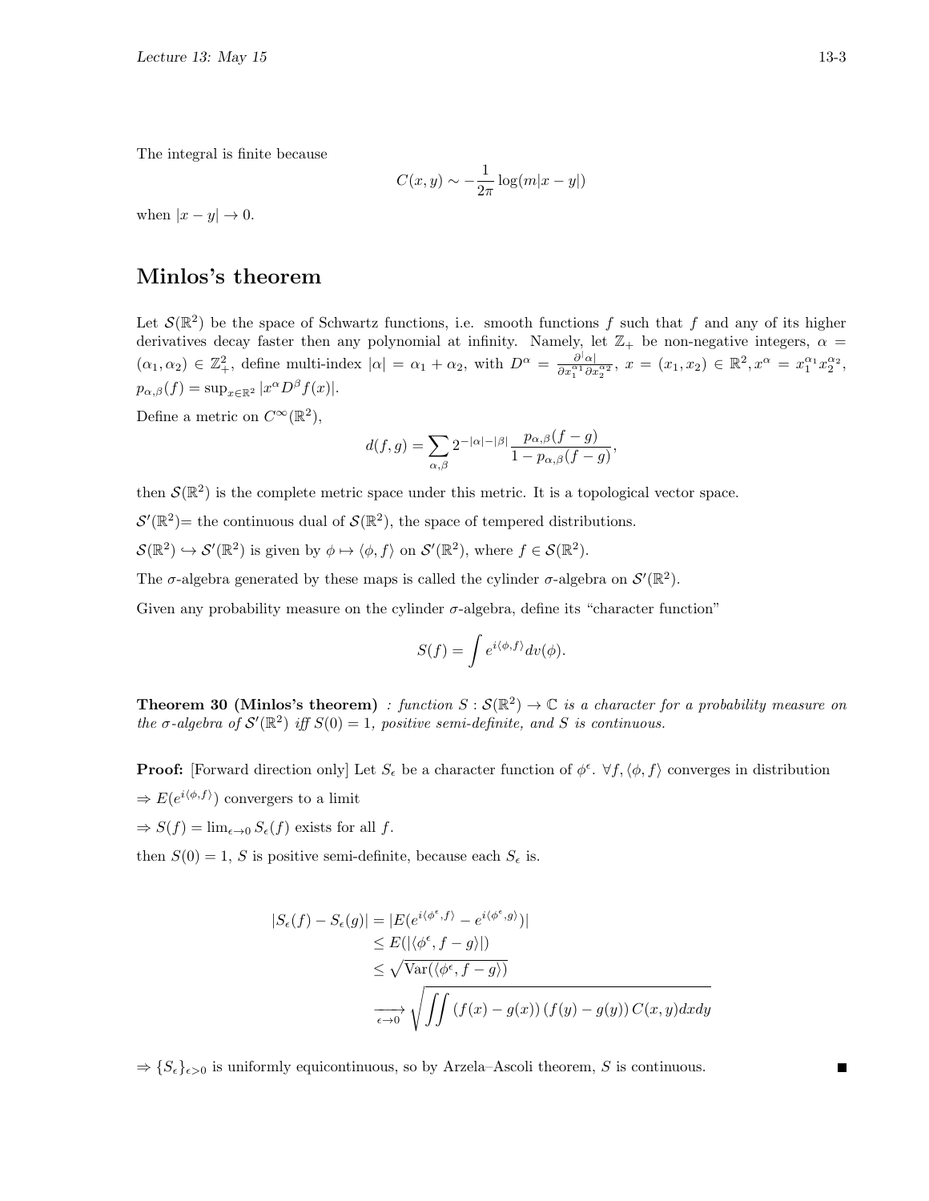The integral is finite because

$$C(x,y) \sim -\frac{1}{2\pi}\log(m|x-y|)$$

when $|x-y| \to 0$.

## Minlos's theorem

Let $\mathcal{S}(\mathbb{R}^2)$ be the space of Schwartz functions, i.e. smooth functions $f$ such that $f$ and any of its higher derivatives decay faster then any polynomial at infinity. Namely, let $\mathbb{Z}_+$ be non-negative integers, $\alpha = (\alpha_1, \alpha_2) \in \mathbb{Z}_+^2$, define multi-index $|\alpha| = \alpha_1 + \alpha_2$, with $D^\alpha = \frac{\partial^{|\alpha|}}{\partial x_1^{\alpha_1} \partial x_2^{\alpha_2}}$, $x = (x_1, x_2) \in \mathbb{R}^2, x^\alpha = x_1^{\alpha_1} x_2^{\alpha_2}$, $p_{\alpha,\beta}(f) = \sup_{x \in \mathbb{R}^2} |x^\alpha D^\beta f(x)|$.

Define a metric on $C^\infty(\mathbb{R}^2)$,

$$d(f,g) = \sum_{\alpha,\beta} 2^{-|\alpha|-|\beta|} \frac{p_{\alpha,\beta}(f-g)}{1-p_{\alpha,\beta}(f-g)},$$

then $\mathcal{S}(\mathbb{R}^2)$ is the complete metric space under this metric. It is a topological vector space.

$\mathcal{S}'(\mathbb{R}^2)$= the continuous dual of $\mathcal{S}(\mathbb{R}^2)$, the space of tempered distributions.

$\mathcal{S}(\mathbb{R}^2) \hookrightarrow \mathcal{S}'(\mathbb{R}^2)$ is given by $\phi \mapsto \langle \phi, f \rangle$ on $\mathcal{S}'(\mathbb{R}^2)$, where $f \in \mathcal{S}(\mathbb{R}^2)$.

The $\sigma$-algebra generated by these maps is called the cylinder $\sigma$-algebra on $\mathcal{S}'(\mathbb{R}^2)$.

Given any probability measure on the cylinder $\sigma$-algebra, define its "character function"

$$S(f) = \int e^{i\langle \phi, f \rangle} dv(\phi).$$

**Theorem 30 (Minlos's theorem)** *: function $S : \mathcal{S}(\mathbb{R}^2) \to \mathbb{C}$ is a character for a probability measure on the $\sigma$-algebra of $\mathcal{S}'(\mathbb{R}^2)$ iff $S(0) = 1$, positive semi-definite, and $S$ is continuous.*

**Proof:** [Forward direction only] Let $S_\epsilon$ be a character function of $\phi^\epsilon$. $\forall f, \langle \phi, f \rangle$ converges in distribution

$\Rightarrow E(e^{i\langle \phi, f \rangle})$ convergers to a limit

$\Rightarrow S(f) = \lim_{\epsilon \to 0} S_\epsilon(f)$ exists for all $f$.

then $S(0) = 1$, $S$ is positive semi-definite, because each $S_\epsilon$ is.

$$\begin{aligned}
|S_\epsilon(f) - S_\epsilon(g)| &= |E(e^{i\langle \phi^\epsilon, f \rangle} - e^{i\langle \phi^\epsilon, g \rangle})| \\
&\leq E(|\langle \phi^\epsilon, f - g \rangle|) \\
&\leq \sqrt{\mathrm{Var}(\langle \phi^\epsilon, f - g \rangle)} \\
&\xrightarrow[\epsilon \to 0]{} \sqrt{\iint (f(x) - g(x))\,(f(y) - g(y))\,C(x,y)dxdy}
\end{aligned}$$

$\Rightarrow \{S_\epsilon\}_{\epsilon > 0}$ is uniformly equicontinuous, so by Arzela–Ascoli theorem, $S$ is continuous. ∎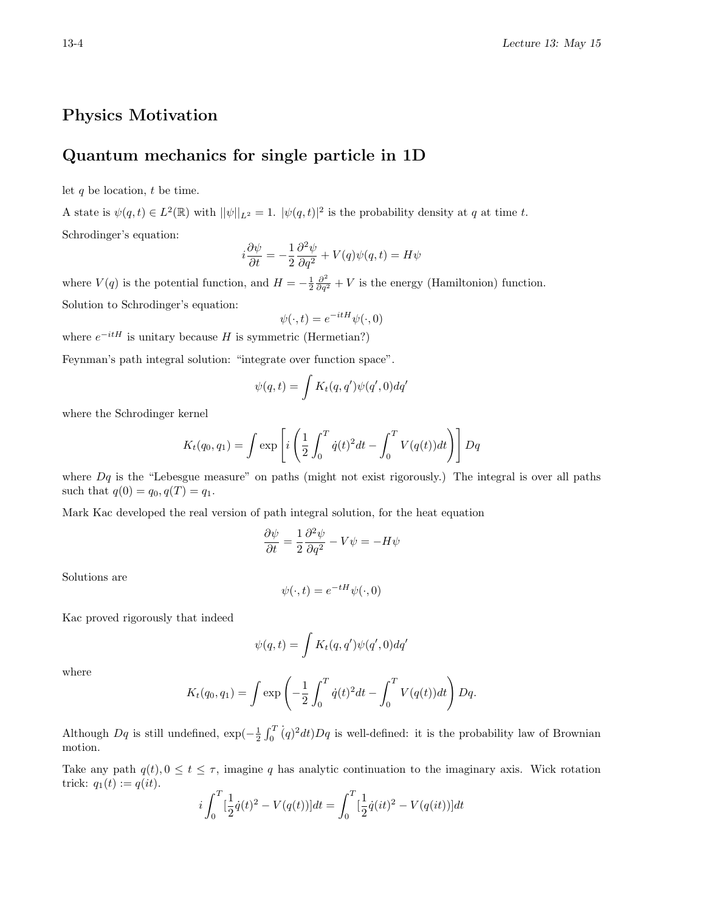## Physics Motivation

## Quantum mechanics for single particle in 1D

let $q$ be location, $t$ be time.

A state is $\psi(q,t) \in L^2(\mathbb{R})$ with $||\psi||_{L^2} = 1$. $|\psi(q,t)|^2$ is the probability density at $q$ at time $t$.

Schrodinger's equation:

$$i\frac{\partial \psi}{\partial t} = -\frac{1}{2}\frac{\partial^2 \psi}{\partial q^2} + V(q)\psi(q,t) = H\psi$$

where $V(q)$ is the potential function, and $H = -\frac{1}{2}\frac{\partial^2}{\partial q^2} + V$ is the energy (Hamiltonion) function.

Solution to Schrodinger's equation:

$$\psi(\cdot, t) = e^{-itH}\psi(\cdot, 0)$$

where $e^{-itH}$ is unitary because $H$ is symmetric (Hermetian?)

Feynman's path integral solution: "integrate over function space".

$$\psi(q,t) = \int K_t(q,q')\psi(q',0)dq'$$

where the Schrodinger kernel

$$K_t(q_0,q_1) = \int \exp\left[i\left(\frac{1}{2}\int_0^T \dot{q}(t)^2 dt - \int_0^T V(q(t))dt\right)\right] Dq$$

where $Dq$ is the "Lebesgue measure" on paths (might not exist rigorously.) The integral is over all paths such that $q(0) = q_0, q(T) = q_1$.

Mark Kac developed the real version of path integral solution, for the heat equation

$$\frac{\partial \psi}{\partial t} = \frac{1}{2}\frac{\partial^2 \psi}{\partial q^2} - V\psi = -H\psi$$

Solutions are

$$\psi(\cdot, t) = e^{-tH}\psi(\cdot, 0)$$

Kac proved rigorously that indeed

$$\psi(q,t) = \int K_t(q,q')\psi(q',0)dq'$$

where

$$K_t(q_0,q_1) = \int \exp\left(-\frac{1}{2}\int_0^T \dot{q}(t)^2 dt - \int_0^T V(q(t))dt\right) Dq.$$

Although $Dq$ is still undefined, $\exp(-\frac{1}{2}\int_0^T \dot{(q)}^2 dt)Dq$ is well-defined: it is the probability law of Brownian motion.

Take any path $q(t), 0 \le t \le \tau$, imagine $q$ has analytic continuation to the imaginary axis. Wick rotation trick: $q_1(t) := q(it)$.

$$i\int_0^T [\frac{1}{2}\dot{q}(t)^2 - V(q(t))]dt = \int_0^T [\frac{1}{2}\dot{q}(it)^2 - V(q(it))]dt$$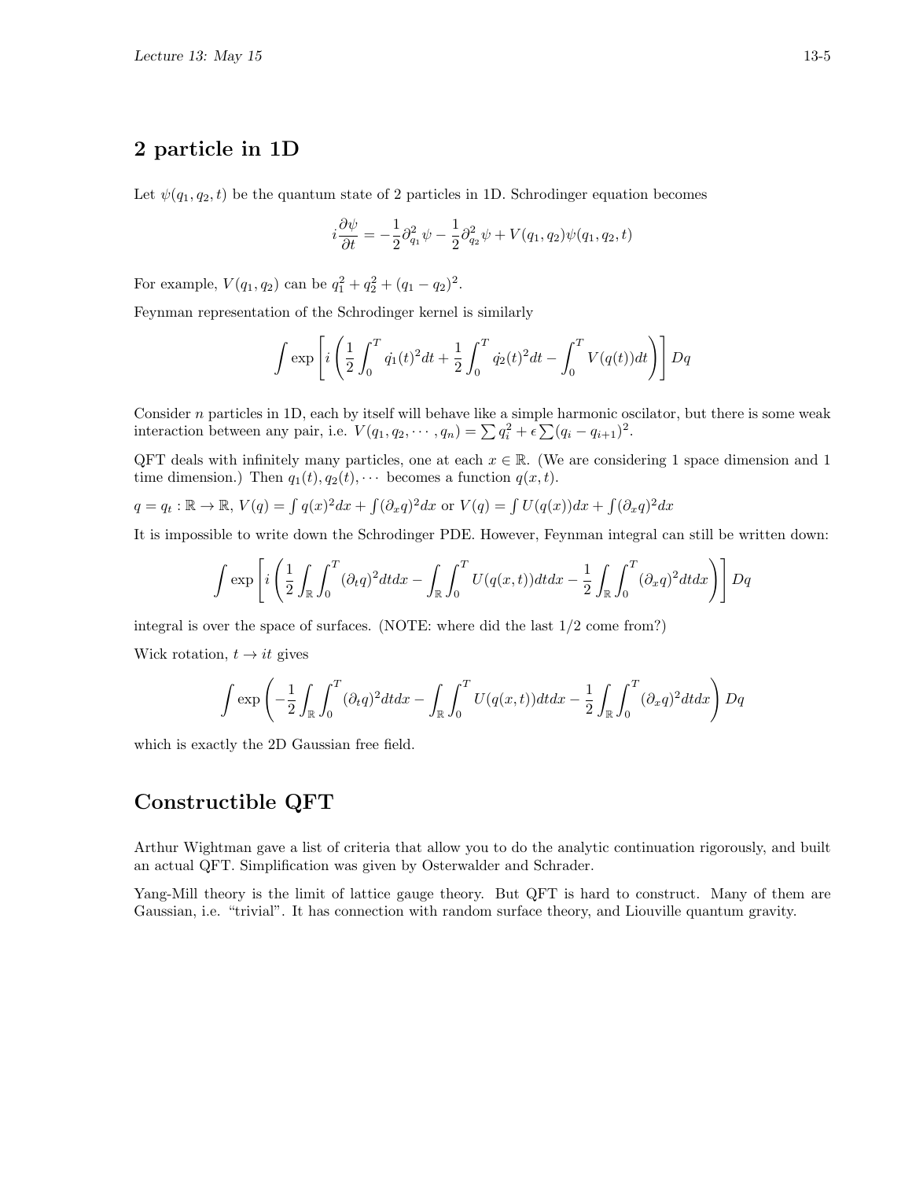## 2 particle in 1D

Let $\psi(q_1, q_2, t)$ be the quantum state of 2 particles in 1D. Schrodinger equation becomes

$$i\frac{\partial \psi}{\partial t} = -\frac{1}{2}\partial_{q_1}^2 \psi - \frac{1}{2}\partial_{q_2}^2 \psi + V(q_1, q_2)\psi(q_1, q_2, t)$$

For example, $V(q_1, q_2)$ can be $q_1^2 + q_2^2 + (q_1 - q_2)^2$.

Feynman representation of the Schrodinger kernel is similarly

$$\int \exp\left[i\left(\frac{1}{2}\int_0^T \dot{q_1}(t)^2 dt + \frac{1}{2}\int_0^T \dot{q_2}(t)^2 dt - \int_0^T V(q(t))dt\right)\right] Dq$$

Consider $n$ particles in 1D, each by itself will behave like a simple harmonic oscilator, but there is some weak interaction between any pair, i.e. $V(q_1, q_2, \cdots, q_n) = \sum q_i^2 + \epsilon \sum (q_i - q_{i+1})^2$.

QFT deals with infinitely many particles, one at each $x \in \mathbb{R}$. (We are considering 1 space dimension and 1 time dimension.) Then $q_1(t), q_2(t), \cdots$ becomes a function $q(x, t)$.

$q = q_t : \mathbb{R} \to \mathbb{R}$, $V(q) = \int q(x)^2 dx + \int (\partial_x q)^2 dx$ or $V(q) = \int U(q(x))dx + \int (\partial_x q)^2 dx$

It is impossible to write down the Schrodinger PDE. However, Feynman integral can still be written down:

$$\int \exp\left[i\left(\frac{1}{2}\int_{\mathbb{R}}\int_0^T (\partial_t q)^2 dt dx - \int_{\mathbb{R}}\int_0^T U(q(x,t))dt dx - \frac{1}{2}\int_{\mathbb{R}}\int_0^T (\partial_x q)^2 dt dx\right)\right] Dq$$

integral is over the space of surfaces. (NOTE: where did the last 1/2 come from?)

Wick rotation, $t \to it$ gives

$$\int \exp\left(-\frac{1}{2}\int_{\mathbb{R}}\int_0^T (\partial_t q)^2 dt dx - \int_{\mathbb{R}}\int_0^T U(q(x,t))dt dx - \frac{1}{2}\int_{\mathbb{R}}\int_0^T (\partial_x q)^2 dt dx\right) Dq$$

which is exactly the 2D Gaussian free field.

## Constructible QFT

Arthur Wightman gave a list of criteria that allow you to do the analytic continuation rigorously, and built an actual QFT. Simplification was given by Osterwalder and Schrader.

Yang-Mill theory is the limit of lattice gauge theory. But QFT is hard to construct. Many of them are Gaussian, i.e. "trivial". It has connection with random surface theory, and Liouville quantum gravity.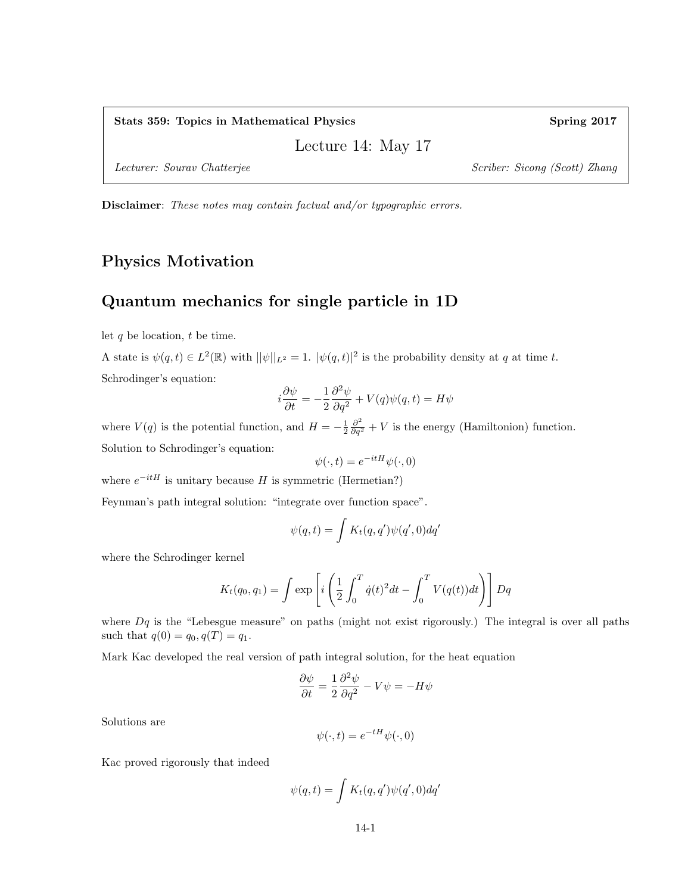**Stats 359: Topics in Mathematical Physics** **Spring 2017**

Lecture 14: May 17

*Lecturer: Sourav Chatterjee* *Scriber: Sicong (Scott) Zhang*

**Disclaimer**: *These notes may contain factual and/or typographic errors.*

# Physics Motivation

# Quantum mechanics for single particle in 1D

let $q$ be location, $t$ be time.

A state is $\psi(q,t) \in L^2(\mathbb{R})$ with $||\psi||_{L^2} = 1$. $|\psi(q,t)|^2$ is the probability density at $q$ at time $t$.

Schrodinger's equation:

$$i\frac{\partial \psi}{\partial t} = -\frac{1}{2}\frac{\partial^2 \psi}{\partial q^2} + V(q)\psi(q,t) = H\psi$$

where $V(q)$ is the potential function, and $H = -\frac{1}{2}\frac{\partial^2}{\partial q^2} + V$ is the energy (Hamiltonion) function.

Solution to Schrodinger's equation:

$$\psi(\cdot,t) = e^{-itH}\psi(\cdot,0)$$

where $e^{-itH}$ is unitary because $H$ is symmetric (Hermetian?)

Feynman's path integral solution: "integrate over function space".

$$\psi(q,t) = \int K_t(q,q')\psi(q',0)dq'$$

where the Schrodinger kernel

$$K_t(q_0,q_1) = \int \exp\left[i\left(\frac{1}{2}\int_0^T \dot{q}(t)^2 dt - \int_0^T V(q(t))dt\right)\right] Dq$$

where $Dq$ is the "Lebesgue measure" on paths (might not exist rigorously.) The integral is over all paths such that $q(0) = q_0, q(T) = q_1$.

Mark Kac developed the real version of path integral solution, for the heat equation

$$\frac{\partial \psi}{\partial t} = \frac{1}{2}\frac{\partial^2 \psi}{\partial q^2} - V\psi = -H\psi$$

Solutions are

$$\psi(\cdot,t) = e^{-tH}\psi(\cdot,0)$$

Kac proved rigorously that indeed

$$\psi(q,t) = \int K_t(q,q')\psi(q',0)dq'$$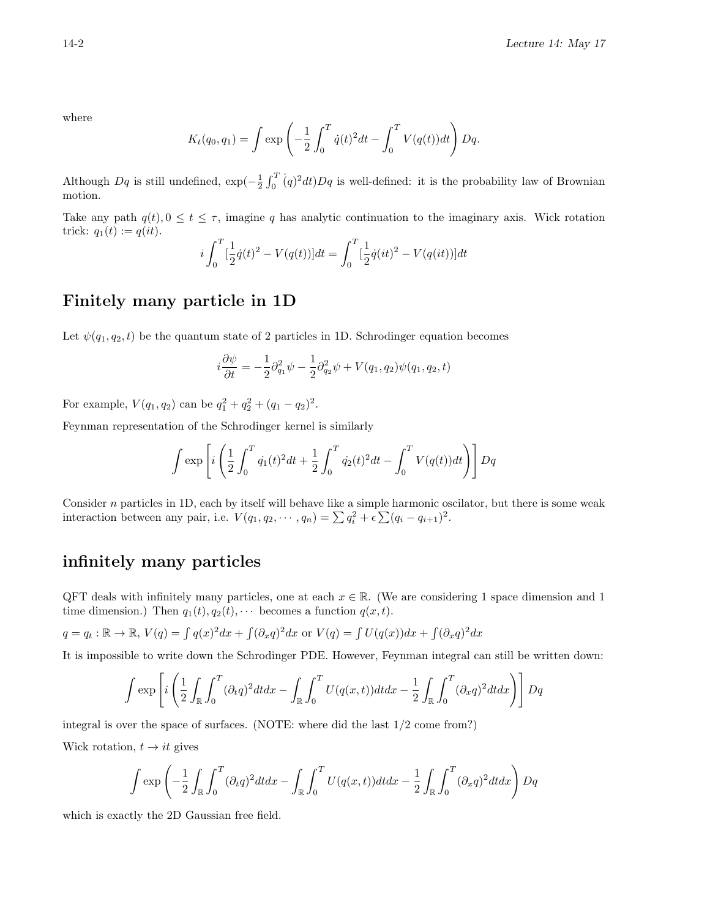where

$$K_t(q_0, q_1) = \int \exp\left(-\frac{1}{2}\int_0^T \dot{q}(t)^2 dt - \int_0^T V(q(t))dt\right) Dq.$$

Although $Dq$ is still undefined, $\exp(-\frac{1}{2}\int_0^T \dot{(q)}^2 dt)Dq$ is well-defined: it is the probability law of Brownian motion.

Take any path $q(t), 0 \le t \le \tau$, imagine $q$ has analytic continuation to the imaginary axis. Wick rotation trick: $q_1(t) := q(it)$.

$$i\int_0^T [\frac{1}{2}\dot{q}(t)^2 - V(q(t))]dt = \int_0^T [\frac{1}{2}\dot{q}(it)^2 - V(q(it))]dt$$

## Finitely many particle in 1D

Let $\psi(q_1, q_2, t)$ be the quantum state of 2 particles in 1D. Schrodinger equation becomes

$$i\frac{\partial \psi}{\partial t} = -\frac{1}{2}\partial_{q_1}^2 \psi - \frac{1}{2}\partial_{q_2}^2 \psi + V(q_1, q_2)\psi(q_1, q_2, t)$$

For example, $V(q_1, q_2)$ can be $q_1^2 + q_2^2 + (q_1 - q_2)^2$.

Feynman representation of the Schrodinger kernel is similarly

$$\int \exp\left[i\left(\frac{1}{2}\int_0^T \dot{q_1}(t)^2 dt + \frac{1}{2}\int_0^T \dot{q_2}(t)^2 dt - \int_0^T V(q(t))dt\right)\right] Dq$$

Consider $n$ particles in 1D, each by itself will behave like a simple harmonic oscillator, but there is some weak interaction between any pair, i.e. $V(q_1, q_2, \cdots, q_n) = \sum q_i^2 + \epsilon \sum (q_i - q_{i+1})^2$.

## infinitely many particles

QFT deals with infinitely many particles, one at each $x \in \mathbb{R}$. (We are considering 1 space dimension and 1 time dimension.) Then $q_1(t), q_2(t), \cdots$ becomes a function $q(x, t)$.

$q = q_t : \mathbb{R} \to \mathbb{R}$, $V(q) = \int q(x)^2 dx + \int (\partial_x q)^2 dx$ or $V(q) = \int U(q(x))dx + \int (\partial_x q)^2 dx$

It is impossible to write down the Schrodinger PDE. However, Feynman integral can still be written down:

$$\int \exp\left[i\left(\frac{1}{2}\int_{\mathbb{R}}\int_0^T (\partial_t q)^2 dt dx - \int_{\mathbb{R}}\int_0^T U(q(x,t))dt dx - \frac{1}{2}\int_{\mathbb{R}}\int_0^T (\partial_x q)^2 dt dx\right)\right] Dq$$

integral is over the space of surfaces. (NOTE: where did the last 1/2 come from?)

Wick rotation, $t \to it$ gives

$$\int \exp\left(-\frac{1}{2}\int_{\mathbb{R}}\int_0^T (\partial_t q)^2 dt dx - \int_{\mathbb{R}}\int_0^T U(q(x,t))dt dx - \frac{1}{2}\int_{\mathbb{R}}\int_0^T (\partial_x q)^2 dt dx\right) Dq$$

which is exactly the 2D Gaussian free field.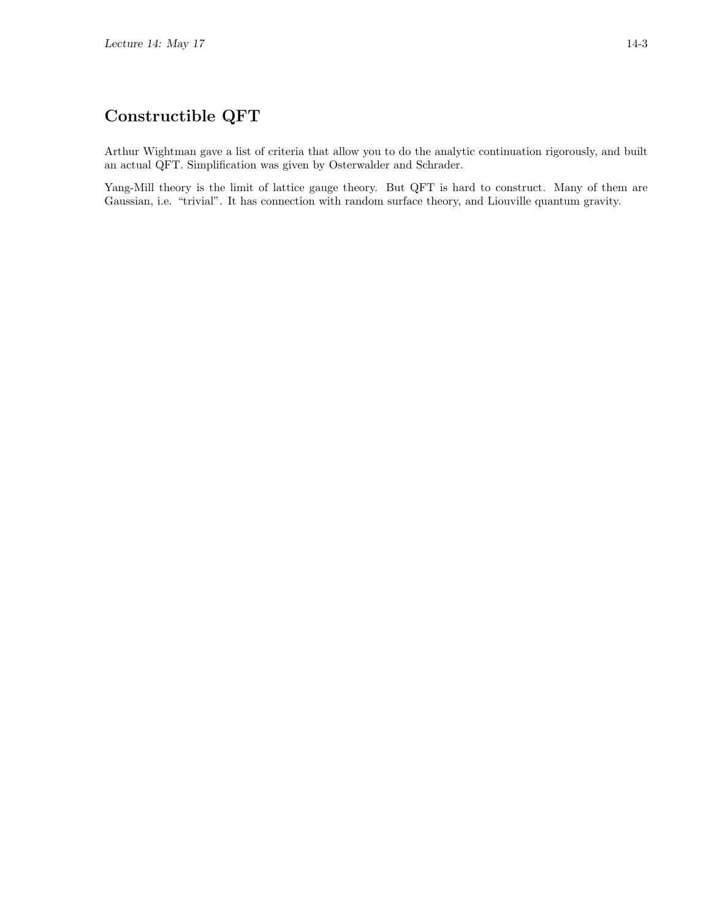## Constructible QFT

Arthur Wightman gave a list of criteria that allow you to do the analytic continuation rigorously, and built an actual QFT. Simplification was given by Osterwalder and Schrader.

Yang-Mill theory is the limit of lattice gauge theory. But QFT is hard to construct. Many of them are Gaussian, i.e. "trivial". It has connection with random surface theory, and Liouville quantum gravity.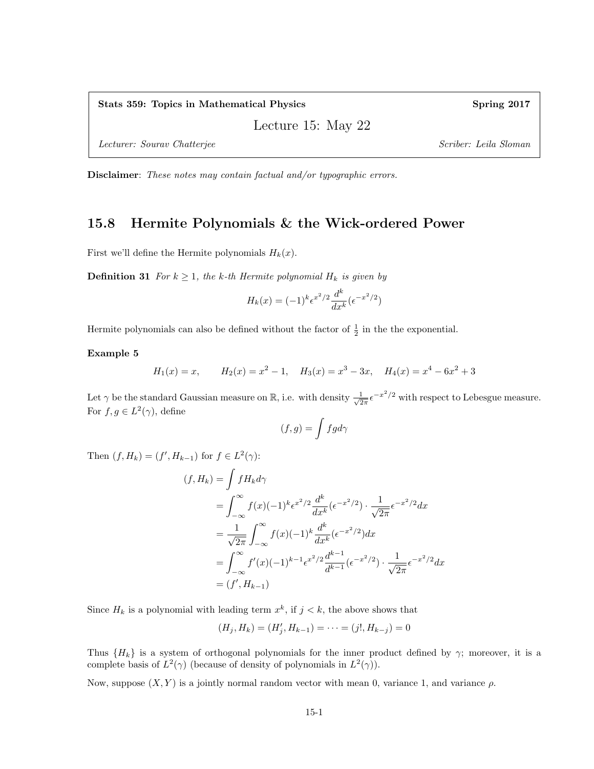Stats 359: Topics in Mathematical Physics — Spring 2017

Lecture 15: May 22

*Lecturer: Sourav Chatterjee* — *Scriber: Leila Sloman*

**Disclaimer**: *These notes may contain factual and/or typographic errors.*

## 15.8 Hermite Polynomials & the Wick-ordered Power

First we'll define the Hermite polynomials $H_k(x)$.

**Definition 31** *For $k \geq 1$, the k-th Hermite polynomial $H_k$ is given by*

$$H_k(x) = (-1)^k \epsilon^{x^2/2} \frac{d^k}{dx^k}(\epsilon^{-x^2/2})$$

Hermite polynomials can also be defined without the factor of $\frac{1}{2}$ in the the exponential.

**Example 5**

$$H_1(x) = x, \qquad H_2(x) = x^2 - 1, \quad H_3(x) = x^3 - 3x, \quad H_4(x) = x^4 - 6x^2 + 3$$

Let $\gamma$ be the standard Gaussian measure on $\mathbb{R}$, i.e. with density $\frac{1}{\sqrt{2\pi}}\epsilon^{-x^2/2}$ with respect to Lebesgue measure. For $f, g \in L^2(\gamma)$, define

$$(f, g) = \int fg d\gamma$$

Then $(f, H_k) = (f', H_{k-1})$ for $f \in L^2(\gamma)$:

$$\begin{aligned}
(f, H_k) &= \int f H_k d\gamma \\
&= \int_{-\infty}^{\infty} f(x)(-1)^k \epsilon^{x^2/2} \frac{d^k}{dx^k}(\epsilon^{-x^2/2}) \cdot \frac{1}{\sqrt{2\pi}} \epsilon^{-x^2/2} dx \\
&= \frac{1}{\sqrt{2\pi}} \int_{-\infty}^{\infty} f(x)(-1)^k \frac{d^k}{dx^k}(\epsilon^{-x^2/2}) dx \\
&= \int_{-\infty}^{\infty} f'(x)(-1)^{k-1} \epsilon^{x^2/2} \frac{d^{k-1}}{d^{k-1}}(\epsilon^{-x^2/2}) \cdot \frac{1}{\sqrt{2\pi}} \epsilon^{-x^2/2} dx \\
&= (f', H_{k-1})
\end{aligned}$$

Since $H_k$ is a polynomial with leading term $x^k$, if $j < k$, the above shows that

$$(H_j, H_k) = (H_j', H_{k-1}) = \cdots = (j!, H_{k-j}) = 0$$

Thus $\{H_k\}$ is a system of orthogonal polynomials for the inner product defined by $\gamma$; moreover, it is a complete basis of $L^2(\gamma)$ (because of density of polynomials in $L^2(\gamma)$).

Now, suppose $(X, Y)$ is a jointly normal random vector with mean 0, variance 1, and variance $\rho$.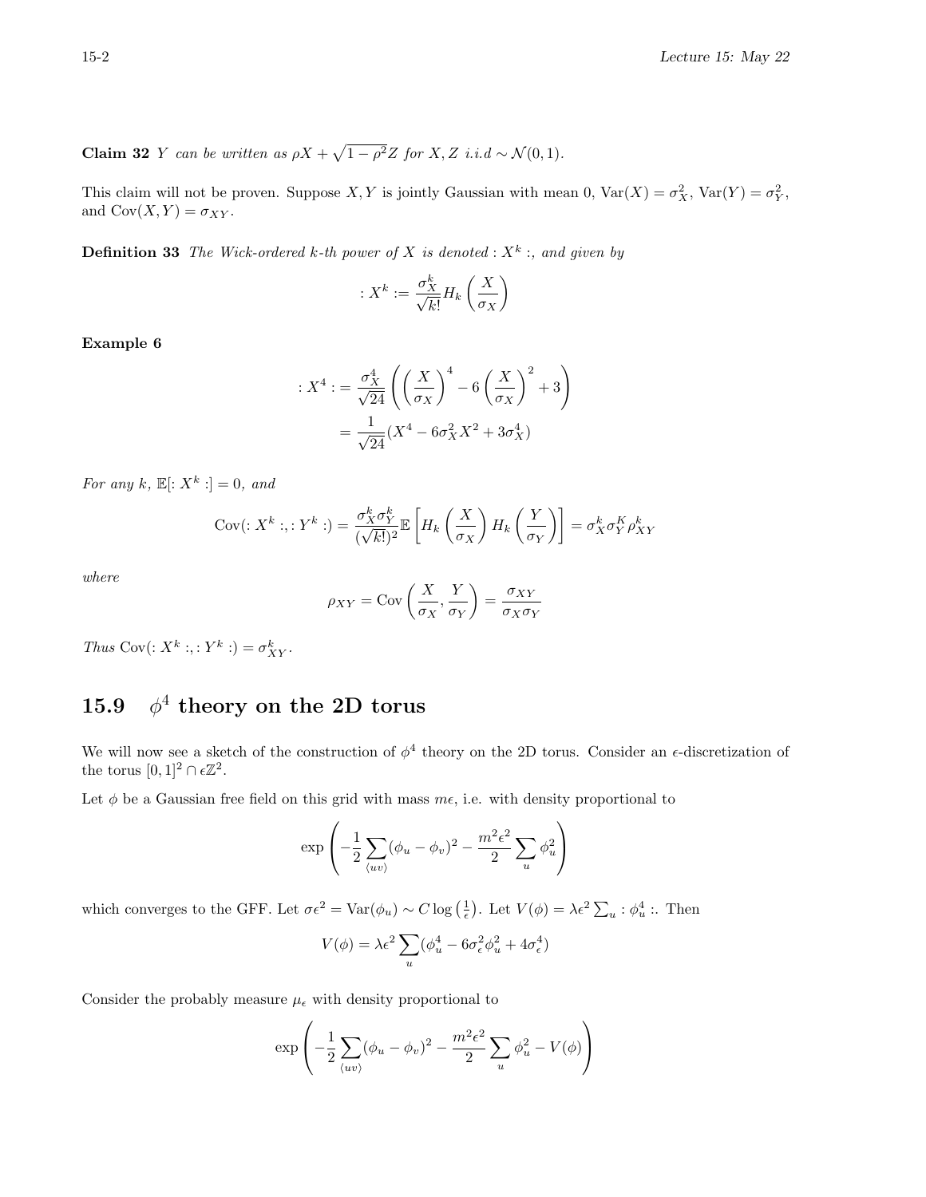**Claim 32** *$Y$ can be written as $\rho X + \sqrt{1-\rho^2} Z$ for $X, Z$ i.i.d $\sim \mathcal{N}(0,1)$.*

This claim will not be proven. Suppose $X, Y$ is jointly Gaussian with mean 0, $\mathrm{Var}(X) = \sigma_X^2$, $\mathrm{Var}(Y) = \sigma_Y^2$, and $\mathrm{Cov}(X, Y) = \sigma_{XY}$.

**Definition 33** *The Wick-ordered $k$-th power of $X$ is denoted $: X^k :$, and given by*

$$: X^k := \frac{\sigma_X^k}{\sqrt{k!}} H_k\left(\frac{X}{\sigma_X}\right)$$

**Example 6**

$$\begin{aligned}
: X^4 : &= \frac{\sigma_X^4}{\sqrt{24}}\left(\left(\frac{X}{\sigma_X}\right)^4 - 6\left(\frac{X}{\sigma_X}\right)^2 + 3\right) \\
&= \frac{1}{\sqrt{24}}(X^4 - 6\sigma_X^2 X^2 + 3\sigma_X^4)
\end{aligned}$$

*For any $k$, $\mathbb{E}[: X^k :] = 0$, and*

$$\mathrm{Cov}(: X^k :, : Y^k :) = \frac{\sigma_X^k \sigma_Y^k}{(\sqrt{k!})^2}\mathbb{E}\left[H_k\left(\frac{X}{\sigma_X}\right) H_k\left(\frac{Y}{\sigma_Y}\right)\right] = \sigma_X^k \sigma_Y^K \rho_{XY}^k$$

*where*

$$\rho_{XY} = \mathrm{Cov}\left(\frac{X}{\sigma_X}, \frac{Y}{\sigma_Y}\right) = \frac{\sigma_{XY}}{\sigma_X \sigma_Y}$$

*Thus $\mathrm{Cov}(: X^k :, : Y^k :) = \sigma_{XY}^k$.*

## 15.9 $\phi^4$ theory on the 2D torus

We will now see a sketch of the construction of $\phi^4$ theory on the 2D torus. Consider an $\epsilon$-discretization of the torus $[0,1]^2 \cap \epsilon\mathbb{Z}^2$.

Let $\phi$ be a Gaussian free field on this grid with mass $m\epsilon$, i.e. with density proportional to

$$\exp\left(-\frac{1}{2}\sum_{\langle uv \rangle}(\phi_u - \phi_v)^2 - \frac{m^2\epsilon^2}{2}\sum_u \phi_u^2\right)$$

which converges to the GFF. Let $\sigma\epsilon^2 = \mathrm{Var}(\phi_u) \sim C\log\left(\frac{1}{\epsilon}\right)$. Let $V(\phi) = \lambda\epsilon^2 \sum_u : \phi_u^4 :$. Then

$$V(\phi) = \lambda\epsilon^2 \sum_u (\phi_u^4 - 6\sigma_\epsilon^2 \phi_u^2 + 4\sigma_\epsilon^4)$$

Consider the probably measure $\mu_\epsilon$ with density proportional to

$$\exp\left(-\frac{1}{2}\sum_{\langle uv \rangle}(\phi_u - \phi_v)^2 - \frac{m^2\epsilon^2}{2}\sum_u \phi_u^2 - V(\phi)\right)$$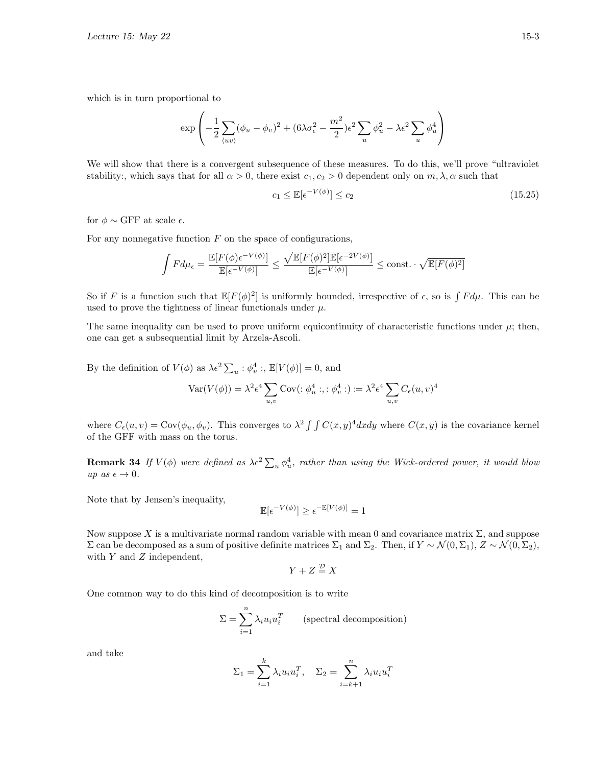which is in turn proportional to

$$\exp\left(-\frac{1}{2}\sum_{\langle uv\rangle}(\phi_u - \phi_v)^2 + (6\lambda\sigma_\epsilon^2 - \frac{m^2}{2})\epsilon^2\sum_u \phi_u^2 - \lambda\epsilon^2\sum_u \phi_u^4\right)$$

We will show that there is a convergent subsequence of these measures. To do this, we'll prove "ultraviolet stability:, which says that for all $\alpha > 0$, there exist $c_1, c_2 > 0$ dependent only on $m, \lambda, \alpha$ such that

$$c_1 \leq \mathbb{E}[\epsilon^{-V(\phi)}] \leq c_2 \tag{15.25}$$

for $\phi \sim$ GFF at scale $\epsilon$.

For any nonnegative function $F$ on the space of configurations,

$$\int F d\mu_\epsilon = \frac{\mathbb{E}[F(\phi)\epsilon^{-V(\phi)}]}{\mathbb{E}[\epsilon^{-V(\phi)}]} \leq \frac{\sqrt{\mathbb{E}[F(\phi)^2]\mathbb{E}[\epsilon^{-2V(\phi)}]}}{\mathbb{E}[\epsilon^{-V(\phi)}]} \leq \text{const.} \cdot \sqrt{\mathbb{E}[F(\phi)^2]}$$

So if $F$ is a function such that $\mathbb{E}[F(\phi)^2]$ is uniformly bounded, irrespective of $\epsilon$, so is $\int F d\mu$. This can be used to prove the tightness of linear functionals under $\mu$.

The same inequality can be used to prove uniform equicontinuity of characteristic functions under $\mu$; then, one can get a subsequential limit by Arzela-Ascoli.

By the definition of $V(\phi)$ as $\lambda\epsilon^2\sum_u :\phi_u^4:$, $\mathbb{E}[V(\phi)] = 0$, and

$$\text{Var}(V(\phi)) = \lambda^2\epsilon^4\sum_{u,v}\text{Cov}(:\phi_u^4:, :\phi_v^4:) := \lambda^2\epsilon^4\sum_{u,v} C_\epsilon(u,v)^4$$

where $C_\epsilon(u,v) = \text{Cov}(\phi_u, \phi_v)$. This converges to $\lambda^2\int\int C(x,y)^4 dxdy$ where $C(x,y)$ is the covariance kernel of the GFF with mass on the torus.

**Remark 34** *If $V(\phi)$ were defined as $\lambda\epsilon^2\sum_u \phi_u^4$, rather than using the Wick-ordered power, it would blow up as $\epsilon \to 0$.*

Note that by Jensen's inequality,

$$\mathbb{E}[\epsilon^{-V(\phi)}] \geq \epsilon^{-\mathbb{E}[V(\phi)]} = 1$$

Now suppose $X$ is a multivariate normal random variable with mean 0 and covariance matrix $\Sigma$, and suppose $\Sigma$ can be decomposed as a sum of positive definite matrices $\Sigma_1$ and $\Sigma_2$. Then, if $Y \sim \mathcal{N}(0, \Sigma_1)$, $Z \sim \mathcal{N}(0, \Sigma_2)$, with $Y$ and $Z$ independent,

$$Y + Z \stackrel{\mathcal{D}}{=} X$$

One common way to do this kind of decomposition is to write

$$\Sigma = \sum_{i=1}^n \lambda_i u_i u_i^T \qquad \text{(spectral decomposition)}$$

and take

$$\Sigma_1 = \sum_{i=1}^k \lambda_i u_i u_i^T, \quad \Sigma_2 = \sum_{i=k+1}^n \lambda_i u_i u_i^T$$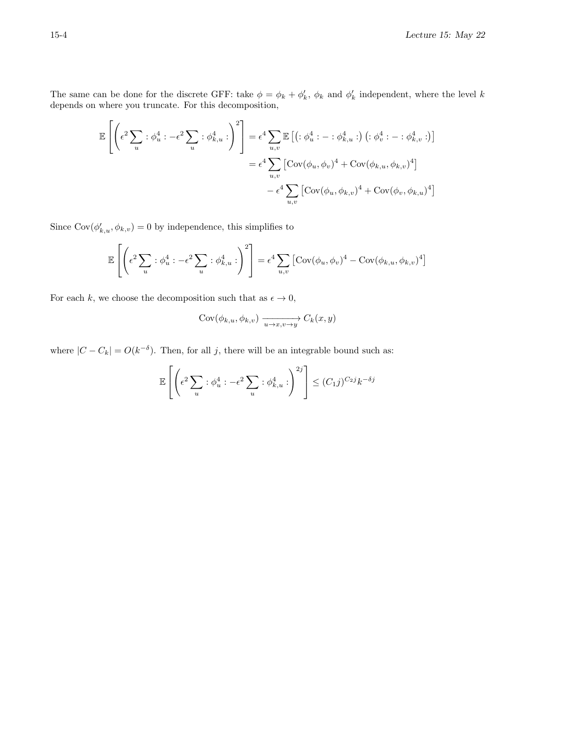The same can be done for the discrete GFF: take $\phi = \phi_k + \phi'_k$, $\phi_k$ and $\phi'_k$ independent, where the level $k$ depends on where you truncate. For this decomposition,

$$
\begin{aligned}
\mathbb{E}\left[\left(\epsilon^2 \sum_u :\phi_u^4: - \epsilon^2 \sum_u :\phi_{k,u}^4:\right)^2\right] &= \epsilon^4 \sum_{u,v} \mathbb{E}\left[\left(:\phi_u^4: - :\phi_{k,u}^4:\right)\left(:\phi_v^4: - :\phi_{k,v}^4:\right)\right] \\
&= \epsilon^4 \sum_{u,v} \left[\operatorname{Cov}(\phi_u, \phi_v)^4 + \operatorname{Cov}(\phi_{k,u}, \phi_{k,v})^4\right] \\
&\quad - \epsilon^4 \sum_{u,v} \left[\operatorname{Cov}(\phi_u, \phi_{k,v})^4 + \operatorname{Cov}(\phi_v, \phi_{k,u})^4\right]
\end{aligned}
$$

Since $\operatorname{Cov}(\phi'_{k,u}, \phi_{k,v}) = 0$ by independence, this simplifies to

$$
\mathbb{E}\left[\left(\epsilon^2 \sum_u :\phi_u^4: - \epsilon^2 \sum_u :\phi_{k,u}^4:\right)^2\right] = \epsilon^4 \sum_{u,v} \left[\operatorname{Cov}(\phi_u, \phi_v)^4 - \operatorname{Cov}(\phi_{k,u}, \phi_{k,v})^4\right]
$$

For each $k$, we choose the decomposition such that as $\epsilon \to 0$,

$$
\operatorname{Cov}(\phi_{k,u}, \phi_{k,v}) \xrightarrow[u \to x, v \to y]{} C_k(x, y)
$$

where $|C - C_k| = O(k^{-\delta})$. Then, for all $j$, there will be an integrable bound such as:

$$
\mathbb{E}\left[\left(\epsilon^2 \sum_u :\phi_u^4: - \epsilon^2 \sum_u :\phi_{k,u}^4:\right)^{2j}\right] \le (C_1 j)^{C_2 j} k^{-\delta j}
$$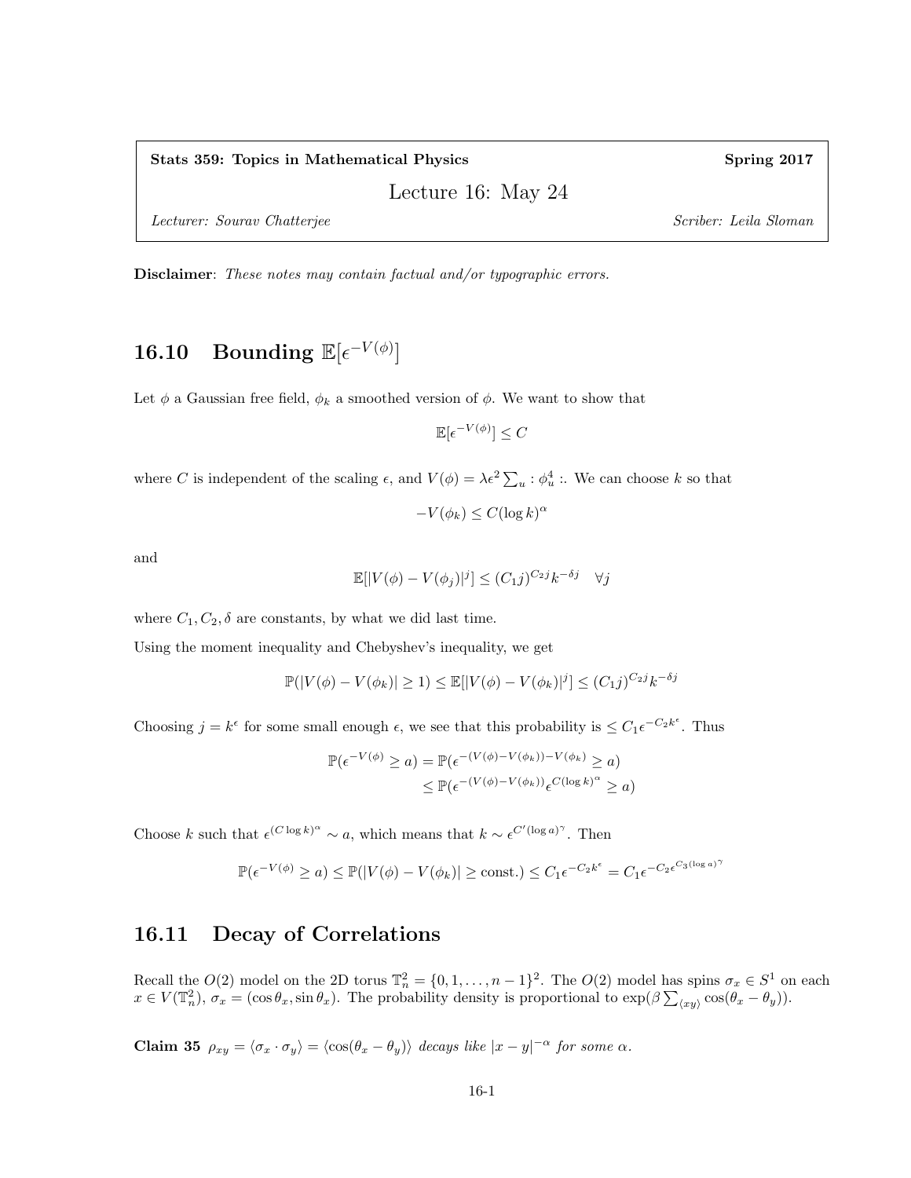**Stats 359: Topics in Mathematical Physics** **Spring 2017**

Lecture 16: May 24

*Lecturer: Sourav Chatterjee* *Scriber: Leila Sloman*

**Disclaimer**: *These notes may contain factual and/or typographic errors.*

## 16.10 Bounding $\mathbb{E}[\epsilon^{-V(\phi)}]$

Let $\phi$ a Gaussian free field, $\phi_k$ a smoothed version of $\phi$. We want to show that

$$\mathbb{E}[\epsilon^{-V(\phi)}] \leq C$$

where $C$ is independent of the scaling $\epsilon$, and $V(\phi) = \lambda\epsilon^2 \sum_u : \phi_u^4 :$. We can choose $k$ so that

$$-V(\phi_k) \leq C(\log k)^\alpha$$

and

$$\mathbb{E}[|V(\phi) - V(\phi_j)|^j] \leq (C_1 j)^{C_2 j} k^{-\delta j} \quad \forall j$$

where $C_1, C_2, \delta$ are constants, by what we did last time.

Using the moment inequality and Chebyshev's inequality, we get

$$\mathbb{P}(|V(\phi) - V(\phi_k)| \geq 1) \leq \mathbb{E}[|V(\phi) - V(\phi_k)|^j] \leq (C_1 j)^{C_2 j} k^{-\delta j}$$

Choosing $j = k^\epsilon$ for some small enough $\epsilon$, we see that this probability is $\leq C_1 \epsilon^{-C_2 k^\epsilon}$. Thus

$$\begin{aligned}\mathbb{P}(\epsilon^{-V(\phi)} \geq a) &= \mathbb{P}(\epsilon^{-(V(\phi) - V(\phi_k)) - V(\phi_k)} \geq a) \\ &\leq \mathbb{P}(\epsilon^{-(V(\phi) - V(\phi_k))} \epsilon^{C(\log k)^\alpha} \geq a)\end{aligned}$$

Choose $k$ such that $\epsilon^{(C \log k)^\alpha} \sim a$, which means that $k \sim \epsilon^{C'(\log a)^\gamma}$. Then

$$\mathbb{P}(\epsilon^{-V(\phi)} \geq a) \leq \mathbb{P}(|V(\phi) - V(\phi_k)| \geq \text{const.}) \leq C_1 \epsilon^{-C_2 k^\epsilon} = C_1 \epsilon^{-C_2 \epsilon^{C_3 (\log a)^\gamma}}$$

## 16.11 Decay of Correlations

Recall the $O(2)$ model on the 2D torus $\mathbb{T}_n^2 = \{0, 1, \ldots, n-1\}^2$. The $O(2)$ model has spins $\sigma_x \in S^1$ on each $x \in V(\mathbb{T}_n^2)$, $\sigma_x = (\cos\theta_x, \sin\theta_x)$. The probability density is proportional to $\exp(\beta \sum_{\langle xy \rangle} \cos(\theta_x - \theta_y))$.

**Claim 35** *$\rho_{xy} = \langle \sigma_x \cdot \sigma_y \rangle = \langle \cos(\theta_x - \theta_y) \rangle$ decays like $|x-y|^{-\alpha}$ for some $\alpha$.*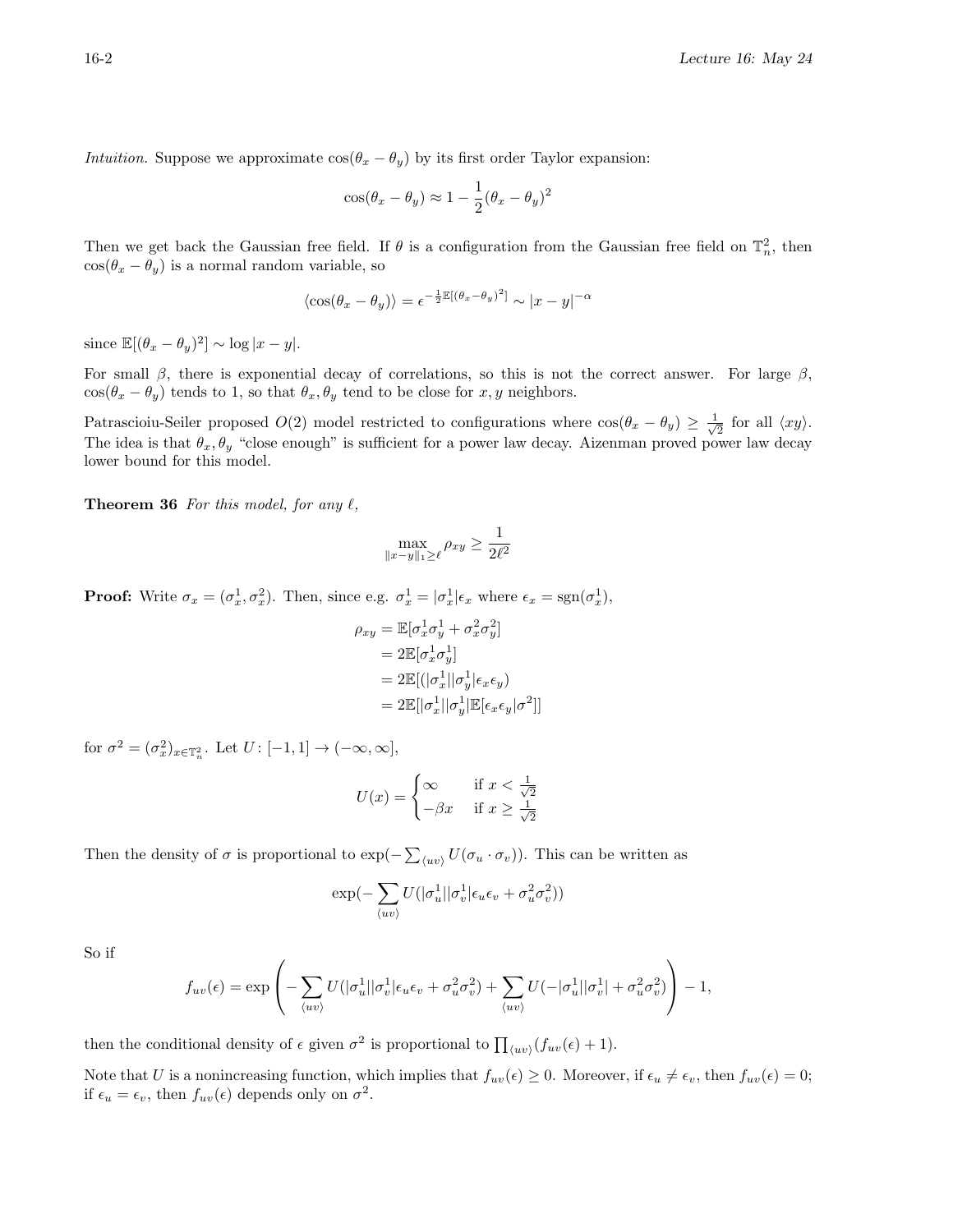*Intuition.* Suppose we approximate $\cos(\theta_x - \theta_y)$ by its first order Taylor expansion:

$$\cos(\theta_x - \theta_y) \approx 1 - \frac{1}{2}(\theta_x - \theta_y)^2$$

Then we get back the Gaussian free field. If $\theta$ is a configuration from the Gaussian free field on $\mathbb{T}_n^2$, then $\cos(\theta_x - \theta_y)$ is a normal random variable, so

$$\langle \cos(\theta_x - \theta_y) \rangle = \epsilon^{-\frac{1}{2}\mathbb{E}[(\theta_x - \theta_y)^2]} \sim |x-y|^{-\alpha}$$

since $\mathbb{E}[(\theta_x - \theta_y)^2] \sim \log|x-y|$.

For small $\beta$, there is exponential decay of correlations, so this is not the correct answer. For large $\beta$, $\cos(\theta_x - \theta_y)$ tends to 1, so that $\theta_x, \theta_y$ tend to be close for $x, y$ neighbors.

Patrascioiu-Seiler proposed $O(2)$ model restricted to configurations where $\cos(\theta_x - \theta_y) \geq \frac{1}{\sqrt{2}}$ for all $\langle xy \rangle$. The idea is that $\theta_x, \theta_y$ "close enough" is sufficient for a power law decay. Aizenman proved power law decay lower bound for this model.

**Theorem 36** *For this model, for any $\ell$,*

$$\max_{\|x-y\|_1 \geq \ell} \rho_{xy} \geq \frac{1}{2\ell^2}$$

**Proof:** Write $\sigma_x = (\sigma_x^1, \sigma_x^2)$. Then, since e.g. $\sigma_x^1 = |\sigma_x^1|\epsilon_x$ where $\epsilon_x = \text{sgn}(\sigma_x^1)$,

$$\begin{aligned}
\rho_{xy} &= \mathbb{E}[\sigma_x^1 \sigma_y^1 + \sigma_x^2 \sigma_y^2] \\
&= 2\mathbb{E}[\sigma_x^1 \sigma_y^1] \\
&= 2\mathbb{E}[(|\sigma_x^1||\sigma_y^1|\epsilon_x \epsilon_y) \\
&= 2\mathbb{E}[|\sigma_x^1||\sigma_y^1|\mathbb{E}[\epsilon_x \epsilon_y | \sigma^2]]
\end{aligned}$$

for $\sigma^2 = (\sigma_x^2)_{x \in \mathbb{T}_n^2}$. Let $U \colon [-1,1] \to (-\infty, \infty]$,

$$U(x) = \begin{cases} \infty & \text{if } x < \frac{1}{\sqrt{2}} \\ -\beta x & \text{if } x \geq \frac{1}{\sqrt{2}} \end{cases}$$

Then the density of $\sigma$ is proportional to $\exp(-\sum_{\langle uv \rangle} U(\sigma_u \cdot \sigma_v))$. This can be written as

$$\exp(-\sum_{\langle uv \rangle} U(|\sigma_u^1||\sigma_v^1|\epsilon_u \epsilon_v + \sigma_u^2 \sigma_v^2))$$

So if

$$f_{uv}(\epsilon) = \exp\left( -\sum_{\langle uv \rangle} U(|\sigma_u^1||\sigma_v^1|\epsilon_u \epsilon_v + \sigma_u^2 \sigma_v^2) + \sum_{\langle uv \rangle} U(-|\sigma_u^1||\sigma_v^1| + \sigma_u^2 \sigma_v^2) \right) - 1,$$

then the conditional density of $\epsilon$ given $\sigma^2$ is proportional to $\prod_{\langle uv \rangle}(f_{uv}(\epsilon) + 1)$.

Note that $U$ is a nonincreasing function, which implies that $f_{uv}(\epsilon) \geq 0$. Moreover, if $\epsilon_u \neq \epsilon_v$, then $f_{uv}(\epsilon) = 0$; if $\epsilon_u = \epsilon_v$, then $f_{uv}(\epsilon)$ depends only on $\sigma^2$.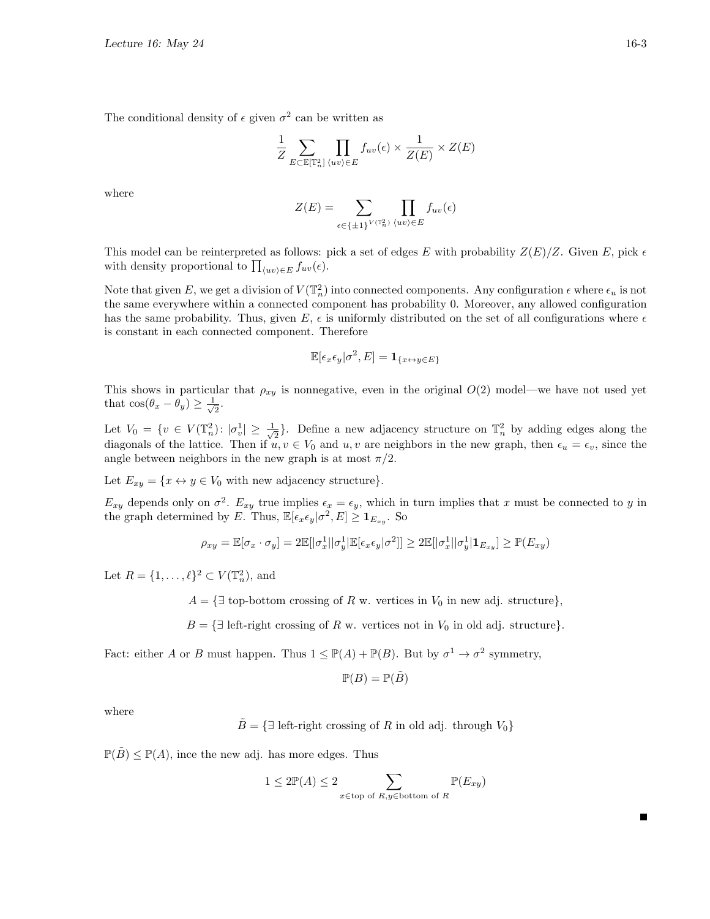The conditional density of $\epsilon$ given $\sigma^2$ can be written as

$$\frac{1}{Z} \sum_{E \subset \mathbb{E}[\mathbb{T}_n^2]} \prod_{\langle uv \rangle \in E} f_{uv}(\epsilon) \times \frac{1}{Z(E)} \times Z(E)$$

where

$$Z(E) = \sum_{\epsilon \in \{\pm 1\}^{V(\mathbb{T}_n^2)}} \prod_{\langle uv \rangle \in E} f_{uv}(\epsilon)$$

This model can be reinterpreted as follows: pick a set of edges $E$ with probability $Z(E)/Z$. Given $E$, pick $\epsilon$ with density proportional to $\prod_{\langle uv \rangle \in E} f_{uv}(\epsilon)$.

Note that given $E$, we get a division of $V(\mathbb{T}_n^2)$ into connected components. Any configuration $\epsilon$ where $\epsilon_u$ is not the same everywhere within a connected component has probability 0. Moreover, any allowed configuration has the same probability. Thus, given $E$, $\epsilon$ is uniformly distributed on the set of all configurations where $\epsilon$ is constant in each connected component. Therefore

$$\mathbb{E}[\epsilon_x \epsilon_y | \sigma^2, E] = \mathbf{1}_{\{x \leftrightarrow y \in E\}}$$

This shows in particular that $\rho_{xy}$ is nonnegative, even in the original $O(2)$ model—we have not used yet that $\cos(\theta_x - \theta_y) \geq \frac{1}{\sqrt{2}}$.

Let $V_0 = \{v \in V(\mathbb{T}_n^2) \colon |\sigma_v^1| \geq \frac{1}{\sqrt{2}}\}$. Define a new adjacency structure on $\mathbb{T}_n^2$ by adding edges along the diagonals of the lattice. Then if $u, v \in V_0$ and $u, v$ are neighbors in the new graph, then $\epsilon_u = \epsilon_v$, since the angle between neighbors in the new graph is at most $\pi/2$.

Let $E_{xy} = \{x \leftrightarrow y \in V_0 \text{ with new adjacency structure}\}$.

$E_{xy}$ depends only on $\sigma^2$. $E_{xy}$ true implies $\epsilon_x = \epsilon_y$, which in turn implies that $x$ must be connected to $y$ in the graph determined by $E$. Thus, $\mathbb{E}[\epsilon_x \epsilon_y | \sigma^2, E] \geq \mathbf{1}_{E_{xy}}$. So

$$\rho_{xy} = \mathbb{E}[\sigma_x \cdot \sigma_y] = 2\mathbb{E}[|\sigma_x^1||\sigma_y^1|\mathbb{E}[\epsilon_x \epsilon_y | \sigma^2]] \geq 2\mathbb{E}[|\sigma_x^1||\sigma_y^1|\mathbf{1}_{E_{xy}}] \geq \mathbb{P}(E_{xy})$$

Let $R = \{1, \ldots, \ell\}^2 \subset V(\mathbb{T}_n^2)$, and

$$A = \{\exists \text{ top-bottom crossing of } R \text{ w. vertices in } V_0 \text{ in new adj. structure}\},$$

$$B = \{\exists \text{ left-right crossing of } R \text{ w. vertices not in } V_0 \text{ in old adj. structure}\}.$$

Fact: either $A$ or $B$ must happen. Thus $1 \leq \mathbb{P}(A) + \mathbb{P}(B)$. But by $\sigma^1 \to \sigma^2$ symmetry,

$$\mathbb{P}(B) = \mathbb{P}(\tilde{B})$$

where

$$\tilde{B} = \{\exists \text{ left-right crossing of } R \text{ in old adj. through } V_0\}$$

$\mathbb{P}(\tilde{B}) \leq \mathbb{P}(A)$, ince the new adj. has more edges. Thus

$$1 \leq 2\mathbb{P}(A) \leq 2 \sum_{x \in \text{top of } R, y \in \text{bottom of } R} \mathbb{P}(E_{xy})$$

∎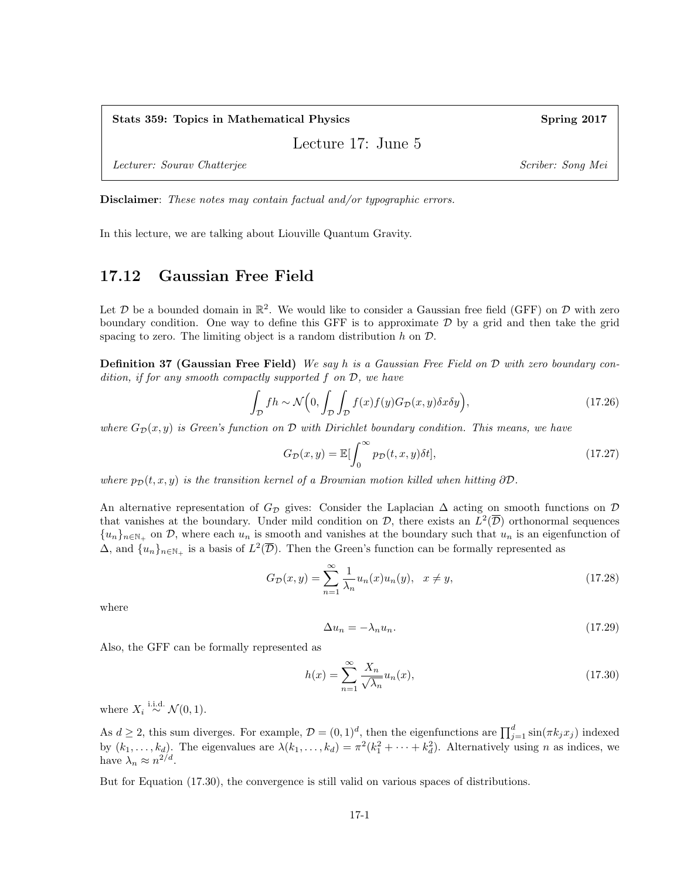**Stats 359: Topics in Mathematical Physics** **Spring 2017**

Lecture 17: June 5

*Lecturer: Sourav Chatterjee* *Scriber: Song Mei*

**Disclaimer**: *These notes may contain factual and/or typographic errors.*

In this lecture, we are talking about Liouville Quantum Gravity.

## 17.12 Gaussian Free Field

Let $\mathcal{D}$ be a bounded domain in $\mathbb{R}^2$. We would like to consider a Gaussian free field (GFF) on $\mathcal{D}$ with zero boundary condition. One way to define this GFF is to approximate $\mathcal{D}$ by a grid and then take the grid spacing to zero. The limiting object is a random distribution $h$ on $\mathcal{D}$.

**Definition 37 (Gaussian Free Field)** *We say $h$ is a Gaussian Free Field on $\mathcal{D}$ with zero boundary condition, if for any smooth compactly supported $f$ on $\mathcal{D}$, we have*

$$\int_{\mathcal{D}} fh \sim \mathcal{N}\Big(0, \int_{\mathcal{D}}\int_{\mathcal{D}} f(x)f(y)G_{\mathcal{D}}(x,y)\delta x \delta y\Big), \tag{17.26}$$

*where $G_{\mathcal{D}}(x,y)$ is Green's function on $\mathcal{D}$ with Dirichlet boundary condition. This means, we have*

$$G_{\mathcal{D}}(x,y) = \mathbb{E}[\int_0^\infty p_{\mathcal{D}}(t,x,y)\delta t], \tag{17.27}$$

*where $p_{\mathcal{D}}(t,x,y)$ is the transition kernel of a Brownian motion killed when hitting $\partial\mathcal{D}$.*

An alternative representation of $G_{\mathcal{D}}$ gives: Consider the Laplacian $\Delta$ acting on smooth functions on $\mathcal{D}$ that vanishes at the boundary. Under mild condition on $\mathcal{D}$, there exists an $L^2(\overline{\mathcal{D}})$ orthonormal sequences $\{u_n\}_{n\in\mathbb{N}_+}$ on $\mathcal{D}$, where each $u_n$ is smooth and vanishes at the boundary such that $u_n$ is an eigenfunction of $\Delta$, and $\{u_n\}_{n\in\mathbb{N}_+}$ is a basis of $L^2(\overline{\mathcal{D}})$. Then the Green's function can be formally represented as

$$G_{\mathcal{D}}(x,y) = \sum_{n=1}^\infty \frac{1}{\lambda_n} u_n(x)u_n(y), \quad x \neq y, \tag{17.28}$$

where

$$\Delta u_n = -\lambda_n u_n. \tag{17.29}$$

Also, the GFF can be formally represented as

$$h(x) = \sum_{n=1}^\infty \frac{X_n}{\sqrt{\lambda_n}} u_n(x), \tag{17.30}$$

where $X_i \overset{\text{i.i.d.}}{\sim} \mathcal{N}(0,1)$.

As $d \geq 2$, this sum diverges. For example, $\mathcal{D} = (0,1)^d$, then the eigenfunctions are $\prod_{j=1}^d \sin(\pi k_j x_j)$ indexed by $(k_1, \ldots, k_d)$. The eigenvalues are $\lambda(k_1,\ldots,k_d) = \pi^2(k_1^2 + \cdots + k_d^2)$. Alternatively using $n$ as indices, we have $\lambda_n \approx n^{2/d}$.

But for Equation (17.30), the convergence is still valid on various spaces of distributions.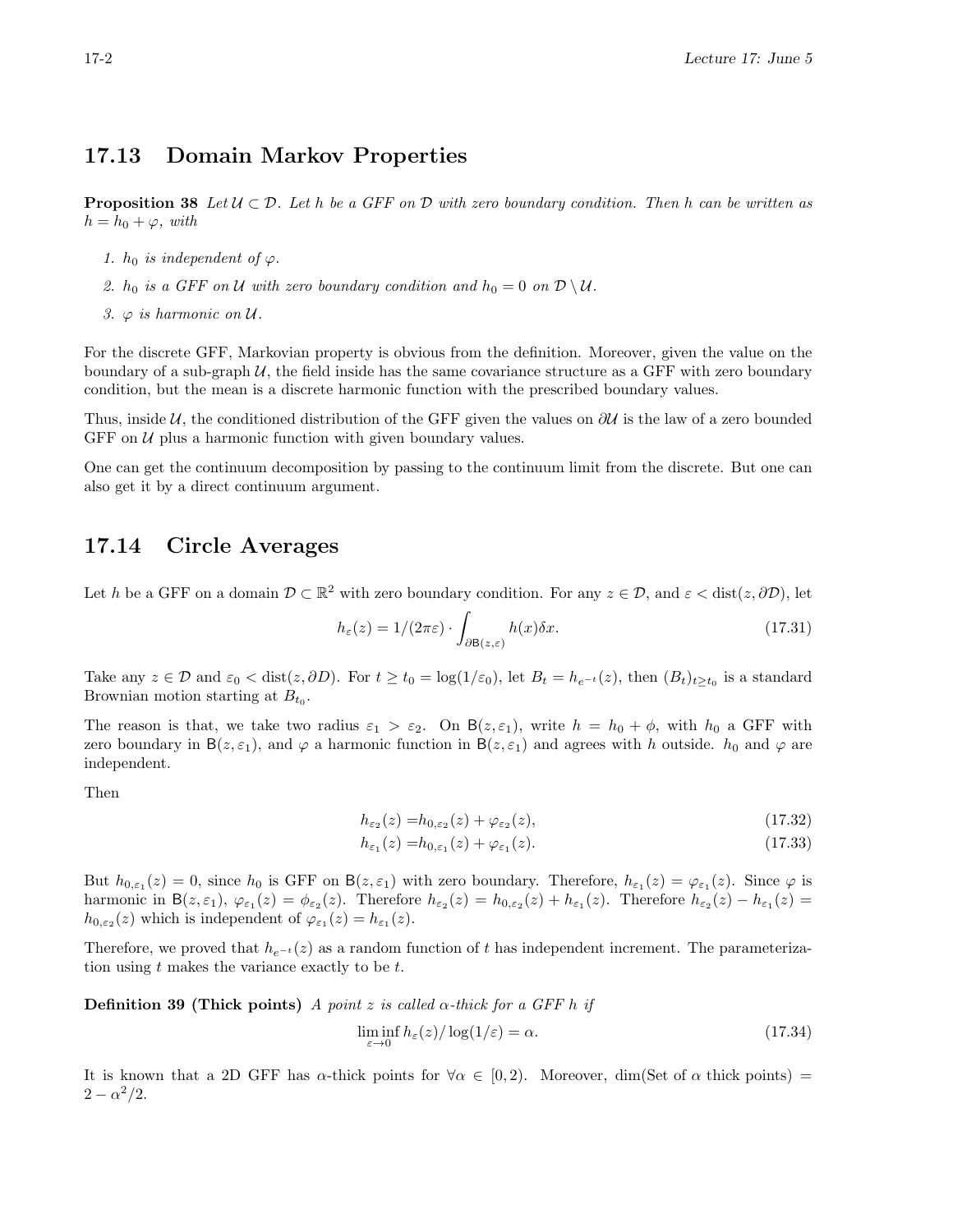## 17.13 Domain Markov Properties

**Proposition 38** *Let $\mathcal{U} \subset \mathcal{D}$. Let $h$ be a GFF on $\mathcal{D}$ with zero boundary condition. Then $h$ can be written as $h = h_0 + \varphi$, with*

1. *$h_0$ is independent of $\varphi$.*
2. *$h_0$ is a GFF on $\mathcal{U}$ with zero boundary condition and $h_0 = 0$ on $\mathcal{D} \setminus \mathcal{U}$.*
3. *$\varphi$ is harmonic on $\mathcal{U}$.*

For the discrete GFF, Markovian property is obvious from the definition. Moreover, given the value on the boundary of a sub-graph $\mathcal{U}$, the field inside has the same covariance structure as a GFF with zero boundary condition, but the mean is a discrete harmonic function with the prescribed boundary values.

Thus, inside $\mathcal{U}$, the conditioned distribution of the GFF given the values on $\partial\mathcal{U}$ is the law of a zero bounded GFF on $\mathcal{U}$ plus a harmonic function with given boundary values.

One can get the continuum decomposition by passing to the continuum limit from the discrete. But one can also get it by a direct continuum argument.

## 17.14 Circle Averages

Let $h$ be a GFF on a domain $\mathcal{D} \subset \mathbb{R}^2$ with zero boundary condition. For any $z \in \mathcal{D}$, and $\varepsilon < \text{dist}(z, \partial\mathcal{D})$, let

$$h_\varepsilon(z) = 1/(2\pi\varepsilon) \cdot \int_{\partial \mathsf{B}(z,\varepsilon)} h(x)\delta x. \tag{17.31}$$

Take any $z \in \mathcal{D}$ and $\varepsilon_0 < \text{dist}(z, \partial D)$. For $t \geq t_0 = \log(1/\varepsilon_0)$, let $B_t = h_{e^{-t}}(z)$, then $(B_t)_{t \geq t_0}$ is a standard Brownian motion starting at $B_{t_0}$.

The reason is that, we take two radius $\varepsilon_1 > \varepsilon_2$. On $\mathsf{B}(z, \varepsilon_1)$, write $h = h_0 + \phi$, with $h_0$ a GFF with zero boundary in $\mathsf{B}(z, \varepsilon_1)$, and $\varphi$ a harmonic function in $\mathsf{B}(z, \varepsilon_1)$ and agrees with $h$ outside. $h_0$ and $\varphi$ are independent.

Then

$$h_{\varepsilon_2}(z) = h_{0,\varepsilon_2}(z) + \varphi_{\varepsilon_2}(z), \tag{17.32}$$

$$h_{\varepsilon_1}(z) = h_{0,\varepsilon_1}(z) + \varphi_{\varepsilon_1}(z). \tag{17.33}$$

But $h_{0,\varepsilon_1}(z) = 0$, since $h_0$ is GFF on $\mathsf{B}(z, \varepsilon_1)$ with zero boundary. Therefore, $h_{\varepsilon_1}(z) = \varphi_{\varepsilon_1}(z)$. Since $\varphi$ is harmonic in $\mathsf{B}(z, \varepsilon_1)$, $\varphi_{\varepsilon_1}(z) = \phi_{\varepsilon_2}(z)$. Therefore $h_{\varepsilon_2}(z) = h_{0,\varepsilon_2}(z) + h_{\varepsilon_1}(z)$. Therefore $h_{\varepsilon_2}(z) - h_{\varepsilon_1}(z) = h_{0,\varepsilon_2}(z)$ which is independent of $\varphi_{\varepsilon_1}(z) = h_{\varepsilon_1}(z)$.

Therefore, we proved that $h_{e^{-t}}(z)$ as a random function of $t$ has independent increment. The parameterization using $t$ makes the variance exactly to be $t$.

**Definition 39 (Thick points)** *A point $z$ is called $\alpha$-thick for a GFF $h$ if*

$$\liminf_{\varepsilon \to 0} h_\varepsilon(z)/\log(1/\varepsilon) = \alpha. \tag{17.34}$$

It is known that a 2D GFF has $\alpha$-thick points for $\forall \alpha \in [0, 2)$. Moreover, dim(Set of $\alpha$ thick points) $= 2 - \alpha^2/2$.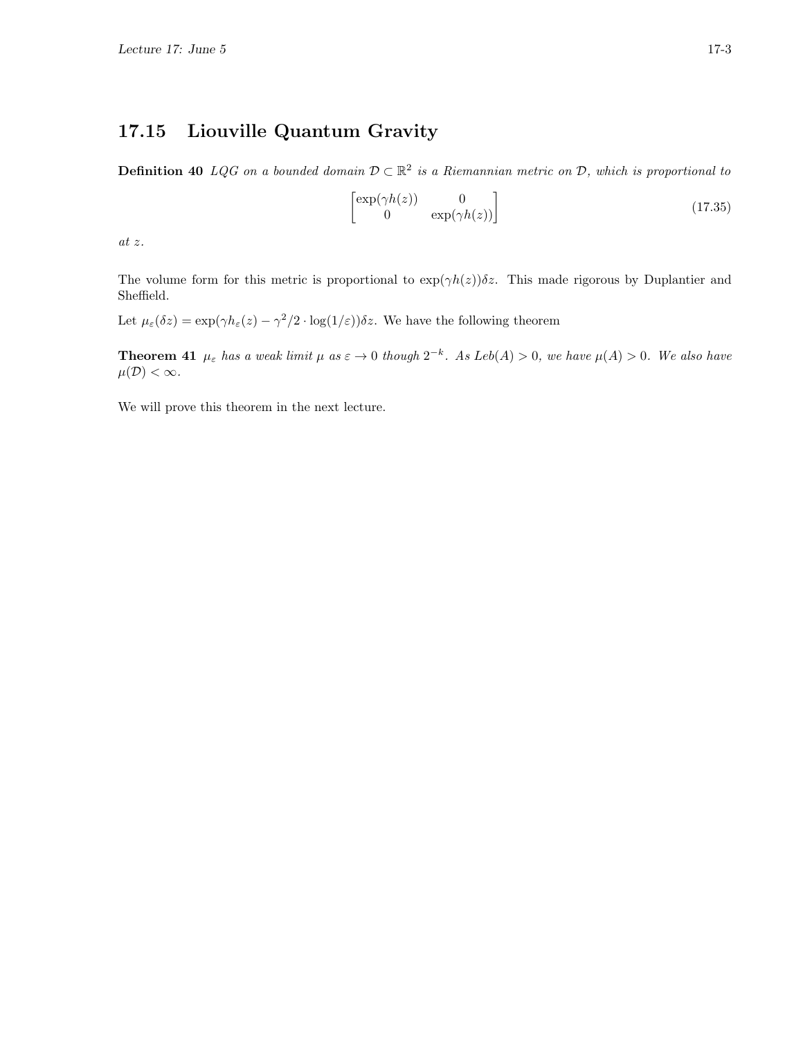## 17.15 Liouville Quantum Gravity

**Definition 40** *LQG on a bounded domain $\mathcal{D} \subset \mathbb{R}^2$ is a Riemannian metric on $\mathcal{D}$, which is proportional to*

$$\begin{bmatrix} \exp(\gamma h(z)) & 0 \\ 0 & \exp(\gamma h(z)) \end{bmatrix} \tag{17.35}$$

*at $z$.*

The volume form for this metric is proportional to $\exp(\gamma h(z))\delta z$. This made rigorous by Duplantier and Sheffield.

Let $\mu_\varepsilon(\delta z) = \exp(\gamma h_\varepsilon(z) - \gamma^2/2 \cdot \log(1/\varepsilon))\delta z$. We have the following theorem

**Theorem 41** *$\mu_\varepsilon$ has a weak limit $\mu$ as $\varepsilon \to 0$ though $2^{-k}$. As $Leb(A) > 0$, we have $\mu(A) > 0$. We also have $\mu(\mathcal{D}) < \infty$.*

We will prove this theorem in the next lecture.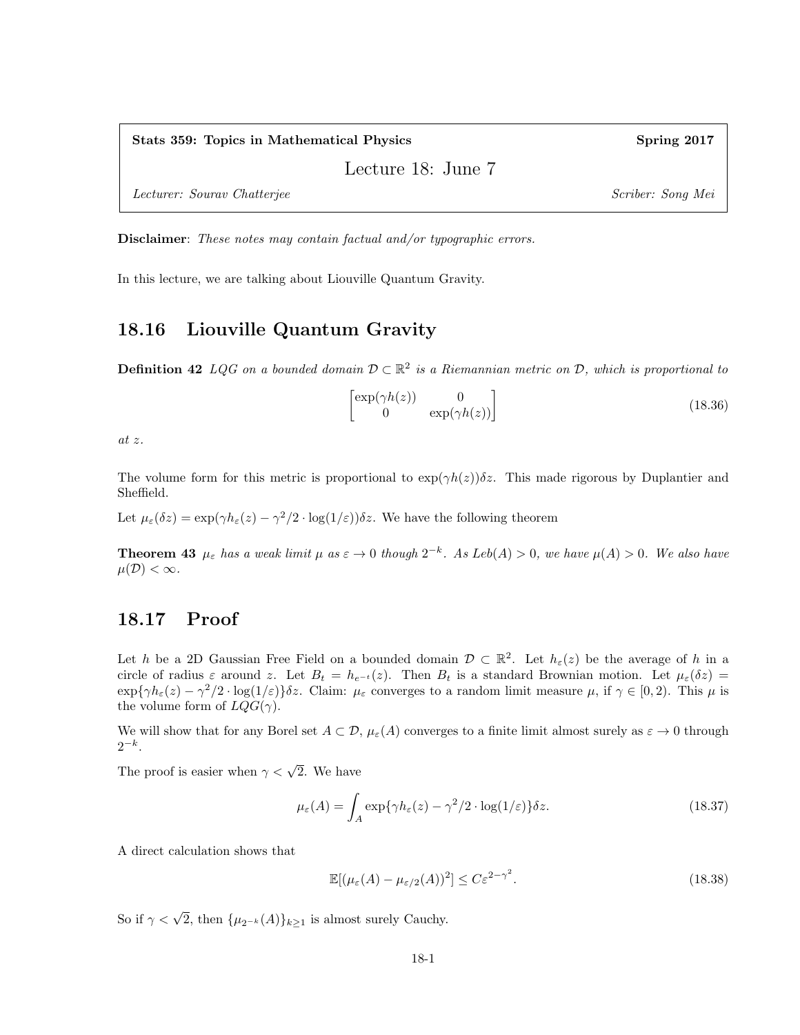| **Stats 359: Topics in Mathematical Physics** | **Spring 2017** |
|---|---|
| Lecture 18: June 7 | |
| *Lecturer: Sourav Chatterjee* | *Scriber: Song Mei* |

**Disclaimer**: *These notes may contain factual and/or typographic errors.*

In this lecture, we are talking about Liouville Quantum Gravity.

## 18.16 Liouville Quantum Gravity

**Definition 42** *LQG on a bounded domain $\mathcal{D} \subset \mathbb{R}^2$ is a Riemannian metric on $\mathcal{D}$, which is proportional to*

$$\begin{bmatrix} \exp(\gamma h(z)) & 0 \\ 0 & \exp(\gamma h(z)) \end{bmatrix} \tag{18.36}$$

*at $z$.*

The volume form for this metric is proportional to $\exp(\gamma h(z))\delta z$. This made rigorous by Duplantier and Sheffield.

Let $\mu_\varepsilon(\delta z) = \exp(\gamma h_\varepsilon(z) - \gamma^2/2 \cdot \log(1/\varepsilon))\delta z$. We have the following theorem

**Theorem 43** *$\mu_\varepsilon$ has a weak limit $\mu$ as $\varepsilon \to 0$ though $2^{-k}$. As $Leb(A) > 0$, we have $\mu(A) > 0$. We also have $\mu(\mathcal{D}) < \infty$.*

## 18.17 Proof

Let $h$ be a 2D Gaussian Free Field on a bounded domain $\mathcal{D} \subset \mathbb{R}^2$. Let $h_\varepsilon(z)$ be the average of $h$ in a circle of radius $\varepsilon$ around $z$. Let $B_t = h_{e^{-t}}(z)$. Then $B_t$ is a standard Brownian motion. Let $\mu_\varepsilon(\delta z) = \exp\{\gamma h_\varepsilon(z) - \gamma^2/2 \cdot \log(1/\varepsilon)\}\delta z$. Claim: $\mu_\varepsilon$ converges to a random limit measure $\mu$, if $\gamma \in [0, 2)$. This $\mu$ is the volume form of $LQG(\gamma)$.

We will show that for any Borel set $A \subset \mathcal{D}$, $\mu_\varepsilon(A)$ converges to a finite limit almost surely as $\varepsilon \to 0$ through $2^{-k}$.

The proof is easier when $\gamma < \sqrt{2}$. We have

$$\mu_\varepsilon(A) = \int_A \exp\{\gamma h_\varepsilon(z) - \gamma^2/2 \cdot \log(1/\varepsilon)\}\delta z. \tag{18.37}$$

A direct calculation shows that

$$\mathbb{E}[(\mu_\varepsilon(A) - \mu_{\varepsilon/2}(A))^2] \le C\varepsilon^{2-\gamma^2}. \tag{18.38}$$

So if $\gamma < \sqrt{2}$, then $\{\mu_{2^{-k}}(A)\}_{k \ge 1}$ is almost surely Cauchy.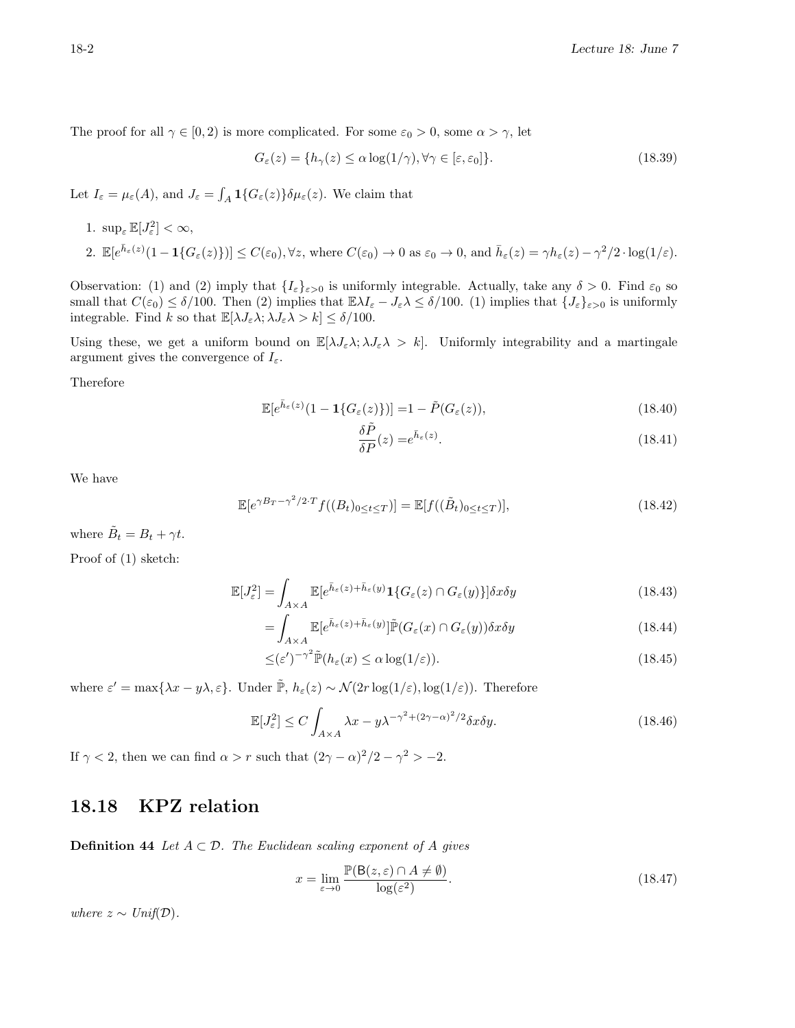The proof for all $\gamma \in [0, 2)$ is more complicated. For some $\varepsilon_0 > 0$, some $\alpha > \gamma$, let

$$G_\varepsilon(z) = \{h_\gamma(z) \leq \alpha \log(1/\gamma), \forall \gamma \in [\varepsilon, \varepsilon_0]\}. \tag{18.39}$$

Let $I_\varepsilon = \mu_\varepsilon(A)$, and $J_\varepsilon = \int_A \mathbf{1}\{G_\varepsilon(z)\}\delta\mu_\varepsilon(z)$. We claim that

1. $\sup_\varepsilon \mathbb{E}[J_\varepsilon^2] < \infty$,
2. $\mathbb{E}[e^{\bar{h}_\varepsilon(z)}(1 - \mathbf{1}\{G_\varepsilon(z)\})] \leq C(\varepsilon_0), \forall z$, where $C(\varepsilon_0) \to 0$ as $\varepsilon_0 \to 0$, and $\bar{h}_\varepsilon(z) = \gamma h_\varepsilon(z) - \gamma^2/2 \cdot \log(1/\varepsilon)$.

Observation: (1) and (2) imply that $\{I_\varepsilon\}_{\varepsilon>0}$ is uniformly integrable. Actually, take any $\delta > 0$. Find $\varepsilon_0$ so small that $C(\varepsilon_0) \leq \delta/100$. Then (2) implies that $\mathbb{E}\lambda I_\varepsilon - J_\varepsilon\lambda \leq \delta/100$. (1) implies that $\{J_\varepsilon\}_{\varepsilon>0}$ is uniformly integrable. Find $k$ so that $\mathbb{E}[\lambda J_\varepsilon\lambda; \lambda J_\varepsilon\lambda > k] \leq \delta/100$.

Using these, we get a uniform bound on $\mathbb{E}[\lambda J_\varepsilon\lambda; \lambda J_\varepsilon\lambda > k]$. Uniformly integrability and a martingale argument gives the convergence of $I_\varepsilon$.

Therefore

$$\mathbb{E}[e^{\bar{h}_\varepsilon(z)}(1 - \mathbf{1}\{G_\varepsilon(z)\})] = 1 - \tilde{P}(G_\varepsilon(z)), \tag{18.40}$$

$$\frac{\delta\tilde{P}}{\delta P}(z) = e^{\bar{h}_\varepsilon(z)}. \tag{18.41}$$

We have

$$\mathbb{E}[e^{\gamma B_T - \gamma^2/2 \cdot T} f((B_t)_{0\leq t\leq T})] = \mathbb{E}[f((\tilde{B}_t)_{0\leq t\leq T})], \tag{18.42}$$

where $\tilde{B}_t = B_t + \gamma t$.

Proof of (1) sketch:

$$\mathbb{E}[J_\varepsilon^2] = \int_{A\times A} \mathbb{E}[e^{\bar{h}_\varepsilon(z)+\bar{h}_\varepsilon(y)}\mathbf{1}\{G_\varepsilon(z) \cap G_\varepsilon(y)\}]\delta x\delta y \tag{18.43}$$

$$= \int_{A\times A} \mathbb{E}[e^{\bar{h}_\varepsilon(z)+\bar{h}_\varepsilon(y)}]\tilde{\mathbb{P}}(G_\varepsilon(x) \cap G_\varepsilon(y))\delta x\delta y \tag{18.44}$$

$$\leq (\varepsilon')^{-\gamma^2}\tilde{\mathbb{P}}(h_\varepsilon(x) \leq \alpha \log(1/\varepsilon)). \tag{18.45}$$

where $\varepsilon' = \max\{\lambda x - y\lambda, \varepsilon\}$. Under $\tilde{\mathbb{P}}$, $h_\varepsilon(z) \sim \mathcal{N}(2r\log(1/\varepsilon), \log(1/\varepsilon))$. Therefore

$$\mathbb{E}[J_\varepsilon^2] \leq C \int_{A\times A} \lambda x - y\lambda^{-\gamma^2+(2\gamma-\alpha)^2/2}\delta x\delta y. \tag{18.46}$$

If $\gamma < 2$, then we can find $\alpha > r$ such that $(2\gamma - \alpha)^2/2 - \gamma^2 > -2$.

## 18.18 KPZ relation

**Definition 44** *Let $A \subset \mathcal{D}$. The Euclidean scaling exponent of $A$ gives*

$$x = \lim_{\varepsilon\to 0} \frac{\mathbb{P}(\mathsf{B}(z, \varepsilon) \cap A \neq \emptyset)}{\log(\varepsilon^2)}. \tag{18.47}$$

*where $z \sim$ Unif($\mathcal{D}$).*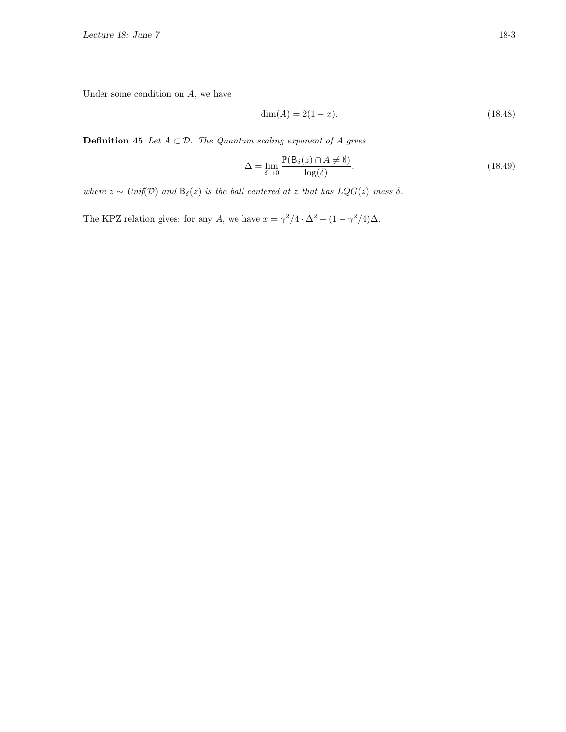Under some condition on $A$, we have

$$\dim(A) = 2(1 - x). \tag{18.48}$$

**Definition 45** *Let $A \subset \mathcal{D}$. The Quantum scaling exponent of $A$ gives*

$$\Delta = \lim_{\delta \to 0} \frac{\mathbb{P}(\mathsf{B}_\delta(z) \cap A \neq \emptyset)}{\log(\delta)}. \tag{18.49}$$

*where $z \sim$ Unif($\mathcal{D}$) and $\mathsf{B}_\delta(z)$ is the ball centered at $z$ that has LQG($z$) mass $\delta$.*

The KPZ relation gives: for any $A$, we have $x = \gamma^2/4 \cdot \Delta^2 + (1 - \gamma^2/4)\Delta$.